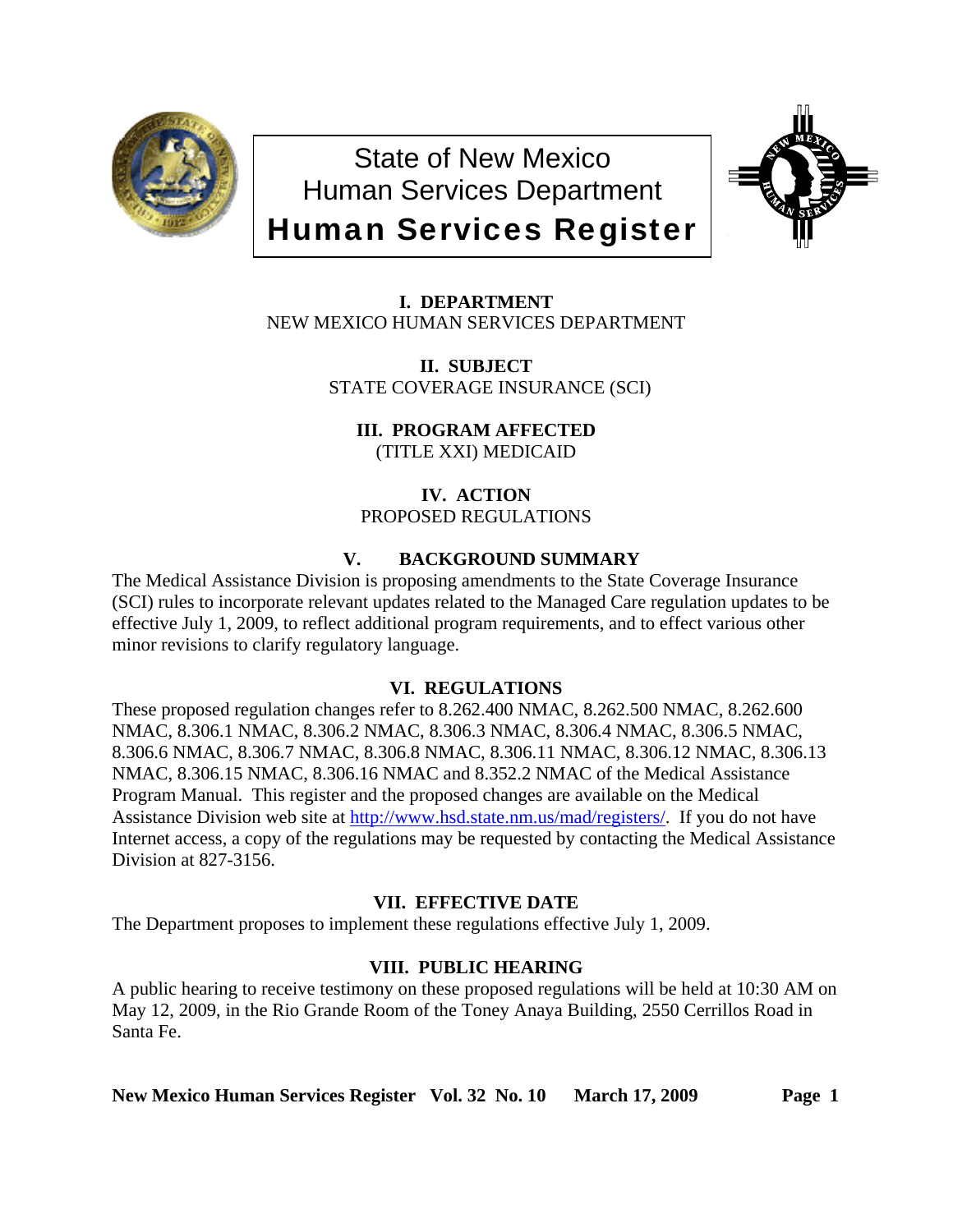# State of New Mexico
# Human Services Department
# Human Services Register

## I. DEPARTMENT

NEW MEXICO HUMAN SERVICES DEPARTMENT

## II. SUBJECT

STATE COVERAGE INSURANCE (SCI)

## III. PROGRAM AFFECTED

(TITLE XXI) MEDICAID

## IV. ACTION

PROPOSED REGULATIONS

## V. BACKGROUND SUMMARY

The Medical Assistance Division is proposing amendments to the State Coverage Insurance (SCI) rules to incorporate relevant updates related to the Managed Care regulation updates to be effective July 1, 2009, to reflect additional program requirements, and to effect various other minor revisions to clarify regulatory language.

## VI. REGULATIONS

These proposed regulation changes refer to 8.262.400 NMAC, 8.262.500 NMAC, 8.262.600 NMAC, 8.306.1 NMAC, 8.306.2 NMAC, 8.306.3 NMAC, 8.306.4 NMAC, 8.306.5 NMAC, 8.306.6 NMAC, 8.306.7 NMAC, 8.306.8 NMAC, 8.306.11 NMAC, 8.306.12 NMAC, 8.306.13 NMAC, 8.306.15 NMAC, 8.306.16 NMAC and 8.352.2 NMAC of the Medical Assistance Program Manual. This register and the proposed changes are available on the Medical Assistance Division web site at http://www.hsd.state.nm.us/mad/registers/. If you do not have Internet access, a copy of the regulations may be requested by contacting the Medical Assistance Division at 827-3156.

## VII. EFFECTIVE DATE

The Department proposes to implement these regulations effective July 1, 2009.

## VIII. PUBLIC HEARING

A public hearing to receive testimony on these proposed regulations will be held at 10:30 AM on May 12, 2009, in the Rio Grande Room of the Toney Anaya Building, 2550 Cerrillos Road in Santa Fe.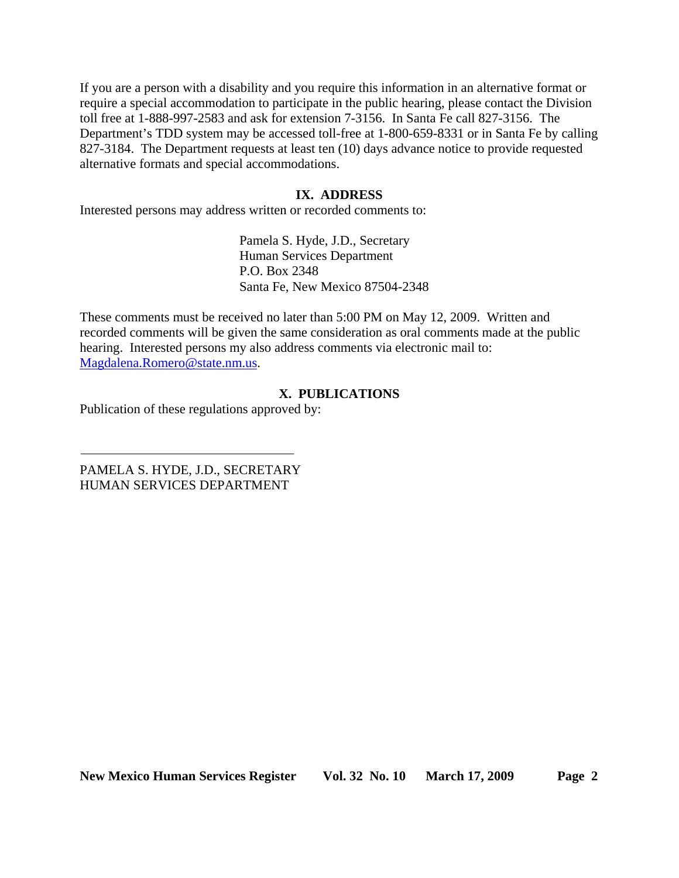If you are a person with a disability and you require this information in an alternative format or require a special accommodation to participate in the public hearing, please contact the Division toll free at 1-888-997-2583 and ask for extension 7-3156. In Santa Fe call 827-3156. The Department's TDD system may be accessed toll-free at 1-800-659-8331 or in Santa Fe by calling 827-3184. The Department requests at least ten (10) days advance notice to provide requested alternative formats and special accommodations.

## IX. ADDRESS

Interested persons may address written or recorded comments to:

Pamela S. Hyde, J.D., Secretary
Human Services Department
P.O. Box 2348
Santa Fe, New Mexico 87504-2348

These comments must be received no later than 5:00 PM on May 12, 2009. Written and recorded comments will be given the same consideration as oral comments made at the public hearing. Interested persons my also address comments via electronic mail to: Magdalena.Romero@state.nm.us.

## X. PUBLICATIONS

Publication of these regulations approved by:

\_\_\_\_\_\_\_\_\_\_\_\_\_\_\_\_\_\_\_\_\_\_\_\_\_\_\_\_\_\_\_\_\_\_

PAMELA S. HYDE, J.D., SECRETARY
HUMAN SERVICES DEPARTMENT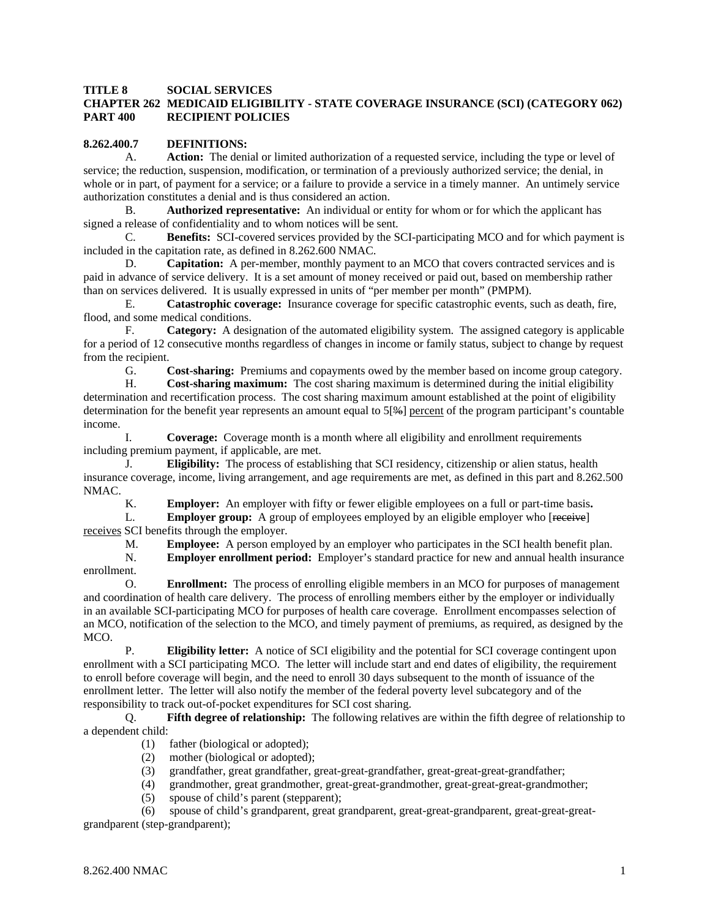**TITLE 8 SOCIAL SERVICES**
**CHAPTER 262 MEDICAID ELIGIBILITY - STATE COVERAGE INSURANCE (SCI) (CATEGORY 062)**
**PART 400 RECIPIENT POLICIES**

**8.262.400.7 DEFINITIONS:**

A. **Action:** The denial or limited authorization of a requested service, including the type or level of service; the reduction, suspension, modification, or termination of a previously authorized service; the denial, in whole or in part, of payment for a service; or a failure to provide a service in a timely manner. An untimely service authorization constitutes a denial and is thus considered an action.

B. **Authorized representative:** An individual or entity for whom or for which the applicant has signed a release of confidentiality and to whom notices will be sent.

C. **Benefits:** SCI-covered services provided by the SCI-participating MCO and for which payment is included in the capitation rate, as defined in 8.262.600 NMAC.

D. **Capitation:** A per-member, monthly payment to an MCO that covers contracted services and is paid in advance of service delivery. It is a set amount of money received or paid out, based on membership rather than on services delivered. It is usually expressed in units of "per member per month" (PMPM).

E. **Catastrophic coverage:** Insurance coverage for specific catastrophic events, such as death, fire, flood, and some medical conditions.

F. **Category:** A designation of the automated eligibility system. The assigned category is applicable for a period of 12 consecutive months regardless of changes in income or family status, subject to change by request from the recipient.

G. **Cost-sharing:** Premiums and copayments owed by the member based on income group category.

H. **Cost-sharing maximum:** The cost sharing maximum is determined during the initial eligibility determination and recertification process. The cost sharing maximum amount established at the point of eligibility determination for the benefit year represents an amount equal to 5[~~%~~] percent of the program participant's countable income.

I. **Coverage:** Coverage month is a month where all eligibility and enrollment requirements including premium payment, if applicable, are met.

J. **Eligibility:** The process of establishing that SCI residency, citizenship or alien status, health insurance coverage, income, living arrangement, and age requirements are met, as defined in this part and 8.262.500 NMAC.

K. **Employer:** An employer with fifty or fewer eligible employees on a full or part-time basis**.**

L. **Employer group:** A group of employees employed by an eligible employer who [~~receive~~] receives SCI benefits through the employer.

M. **Employee:** A person employed by an employer who participates in the SCI health benefit plan.

N. **Employer enrollment period:** Employer's standard practice for new and annual health insurance enrollment.

O. **Enrollment:** The process of enrolling eligible members in an MCO for purposes of management and coordination of health care delivery. The process of enrolling members either by the employer or individually in an available SCI-participating MCO for purposes of health care coverage. Enrollment encompasses selection of an MCO, notification of the selection to the MCO, and timely payment of premiums, as required, as designed by the MCO.

P. **Eligibility letter:** A notice of SCI eligibility and the potential for SCI coverage contingent upon enrollment with a SCI participating MCO. The letter will include start and end dates of eligibility, the requirement to enroll before coverage will begin, and the need to enroll 30 days subsequent to the month of issuance of the enrollment letter. The letter will also notify the member of the federal poverty level subcategory and of the responsibility to track out-of-pocket expenditures for SCI cost sharing.

Q. **Fifth degree of relationship:** The following relatives are within the fifth degree of relationship to a dependent child:

(1) father (biological or adopted);
(2) mother (biological or adopted);
(3) grandfather, great grandfather, great-great-grandfather, great-great-great-grandfather;
(4) grandmother, great grandmother, great-great-grandmother, great-great-great-grandmother;
(5) spouse of child's parent (stepparent);
(6) spouse of child's grandparent, great grandparent, great-great-grandparent, great-great-great-grandparent (step-grandparent);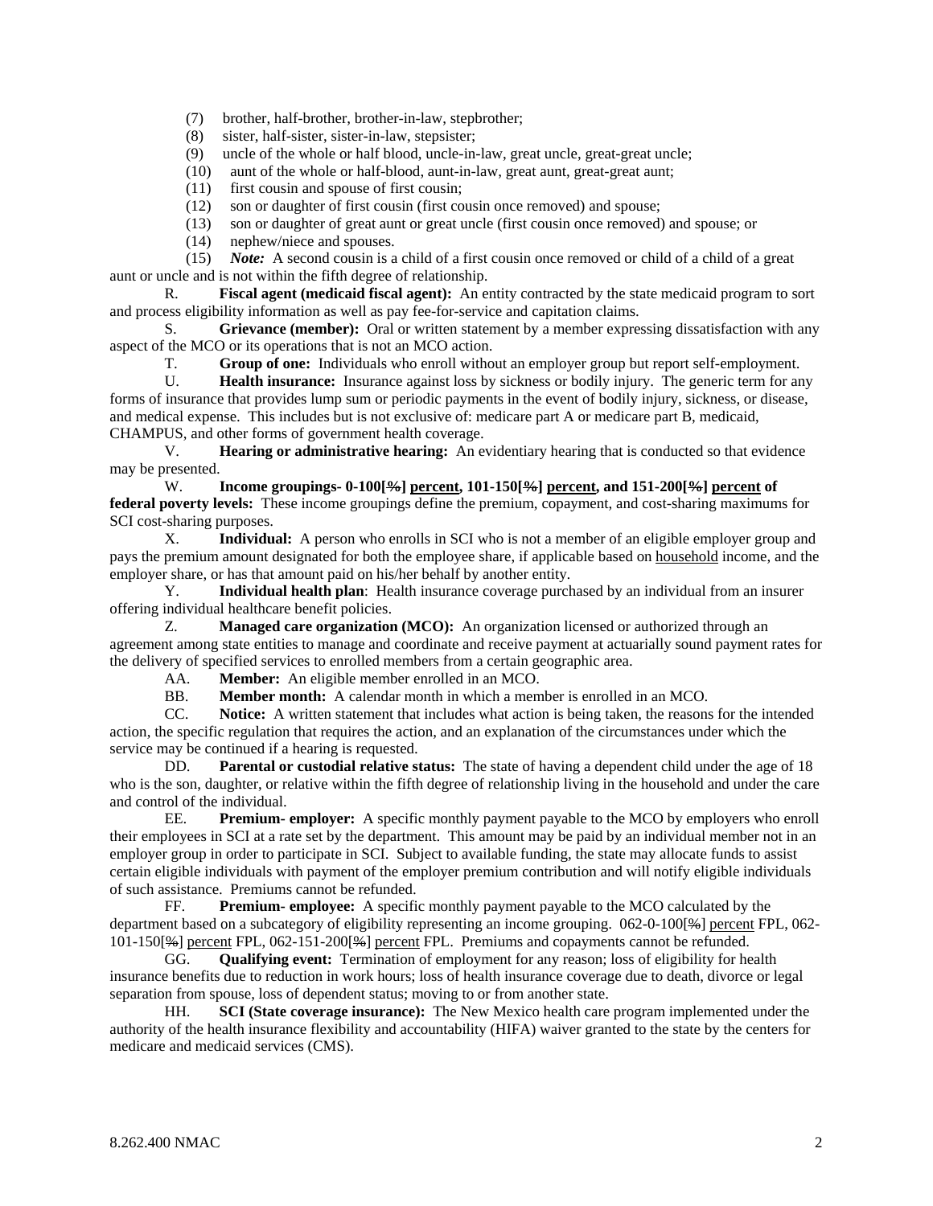(7) brother, half-brother, brother-in-law, stepbrother;
(8) sister, half-sister, sister-in-law, stepsister;
(9) uncle of the whole or half blood, uncle-in-law, great uncle, great-great uncle;
(10) aunt of the whole or half-blood, aunt-in-law, great aunt, great-great aunt;
(11) first cousin and spouse of first cousin;
(12) son or daughter of first cousin (first cousin once removed) and spouse;
(13) son or daughter of great aunt or great uncle (first cousin once removed) and spouse; or
(14) nephew/niece and spouses.
(15) *Note:* A second cousin is a child of a first cousin once removed or child of a child of a great aunt or uncle and is not within the fifth degree of relationship.

R. **Fiscal agent (medicaid fiscal agent):** An entity contracted by the state medicaid program to sort and process eligibility information as well as pay fee-for-service and capitation claims.

S. **Grievance (member):** Oral or written statement by a member expressing dissatisfaction with any aspect of the MCO or its operations that is not an MCO action.

T. **Group of one:** Individuals who enroll without an employer group but report self-employment.

U. **Health insurance:** Insurance against loss by sickness or bodily injury. The generic term for any forms of insurance that provides lump sum or periodic payments in the event of bodily injury, sickness, or disease, and medical expense. This includes but is not exclusive of: medicare part A or medicare part B, medicaid, CHAMPUS, and other forms of government health coverage.

V. **Hearing or administrative hearing:** An evidentiary hearing that is conducted so that evidence may be presented.

W. **Income groupings- 0-100[~~%~~] percent, 101-150[~~%~~] percent, and 151-200[~~%~~] percent of federal poverty levels:** These income groupings define the premium, copayment, and cost-sharing maximums for SCI cost-sharing purposes.

X. **Individual:** A person who enrolls in SCI who is not a member of an eligible employer group and pays the premium amount designated for both the employee share, if applicable based on household income, and the employer share, or has that amount paid on his/her behalf by another entity.

Y. **Individual health plan**: Health insurance coverage purchased by an individual from an insurer offering individual healthcare benefit policies.

Z. **Managed care organization (MCO):** An organization licensed or authorized through an agreement among state entities to manage and coordinate and receive payment at actuarially sound payment rates for the delivery of specified services to enrolled members from a certain geographic area.

AA. **Member:** An eligible member enrolled in an MCO.

BB. **Member month:** A calendar month in which a member is enrolled in an MCO.

CC. **Notice:** A written statement that includes what action is being taken, the reasons for the intended action, the specific regulation that requires the action, and an explanation of the circumstances under which the service may be continued if a hearing is requested.

DD. **Parental or custodial relative status:** The state of having a dependent child under the age of 18 who is the son, daughter, or relative within the fifth degree of relationship living in the household and under the care and control of the individual.

EE. **Premium- employer:** A specific monthly payment payable to the MCO by employers who enroll their employees in SCI at a rate set by the department. This amount may be paid by an individual member not in an employer group in order to participate in SCI. Subject to available funding, the state may allocate funds to assist certain eligible individuals with payment of the employer premium contribution and will notify eligible individuals of such assistance. Premiums cannot be refunded.

FF. **Premium- employee:** A specific monthly payment payable to the MCO calculated by the department based on a subcategory of eligibility representing an income grouping. 062-0-100[~~%~~] percent FPL, 062-101-150[~~%~~] percent FPL, 062-151-200[~~%~~] percent FPL. Premiums and copayments cannot be refunded.

GG. **Qualifying event:** Termination of employment for any reason; loss of eligibility for health insurance benefits due to reduction in work hours; loss of health insurance coverage due to death, divorce or legal separation from spouse, loss of dependent status; moving to or from another state.

HH. **SCI (State coverage insurance):** The New Mexico health care program implemented under the authority of the health insurance flexibility and accountability (HIFA) waiver granted to the state by the centers for medicare and medicaid services (CMS).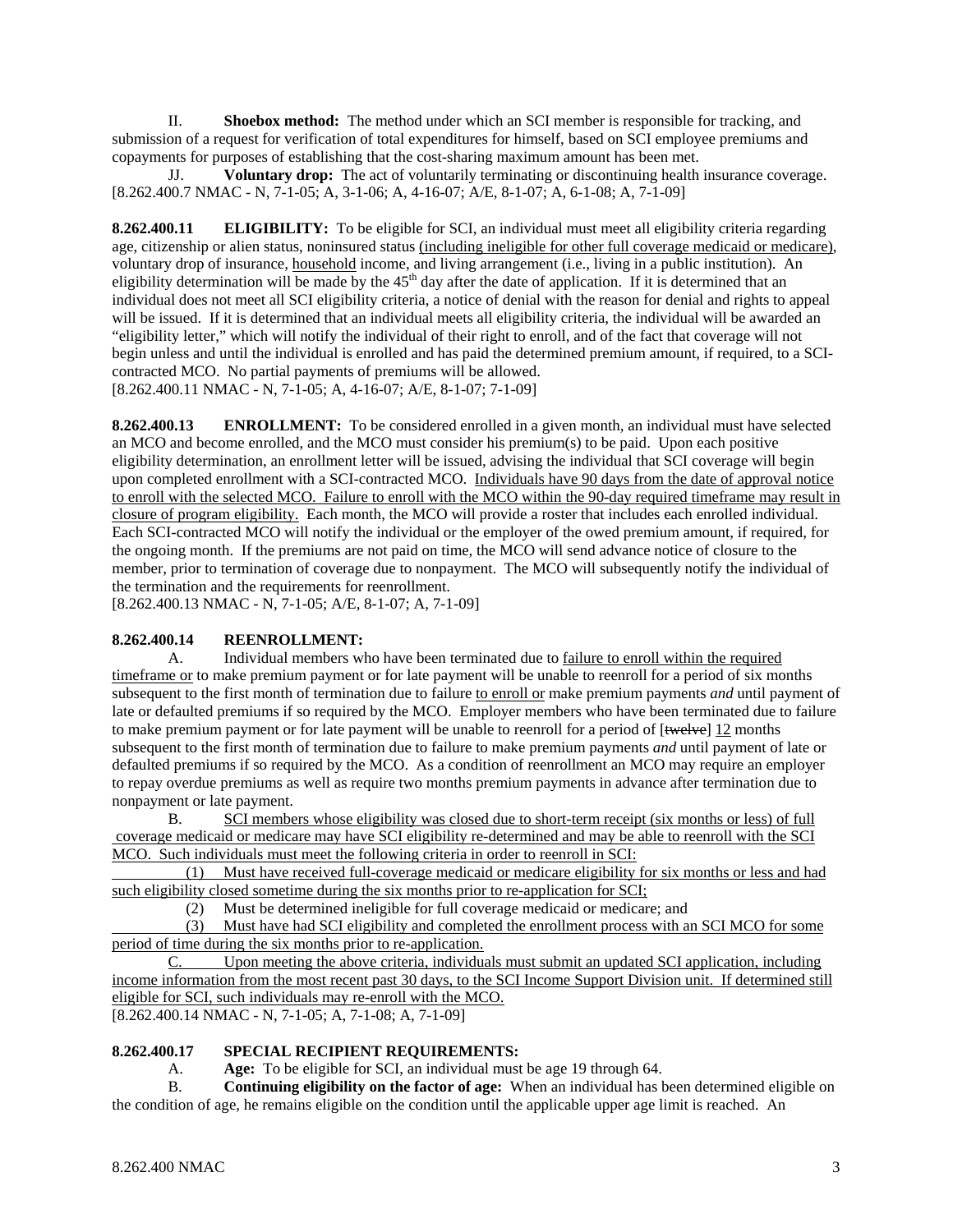II. **Shoebox method:** The method under which an SCI member is responsible for tracking, and submission of a request for verification of total expenditures for himself, based on SCI employee premiums and copayments for purposes of establishing that the cost-sharing maximum amount has been met.

JJ. **Voluntary drop:** The act of voluntarily terminating or discontinuing health insurance coverage.
[8.262.400.7 NMAC - N, 7-1-05; A, 3-1-06; A, 4-16-07; A/E, 8-1-07; A, 6-1-08; A, 7-1-09]

**8.262.400.11 ELIGIBILITY:** To be eligible for SCI, an individual must meet all eligibility criteria regarding age, citizenship or alien status, noninsured status (including ineligible for other full coverage medicaid or medicare), voluntary drop of insurance, household income, and living arrangement (i.e., living in a public institution). An eligibility determination will be made by the 45th day after the date of application. If it is determined that an individual does not meet all SCI eligibility criteria, a notice of denial with the reason for denial and rights to appeal will be issued. If it is determined that an individual meets all eligibility criteria, the individual will be awarded an "eligibility letter," which will notify the individual of their right to enroll, and of the fact that coverage will not begin unless and until the individual is enrolled and has paid the determined premium amount, if required, to a SCI-contracted MCO. No partial payments of premiums will be allowed.
[8.262.400.11 NMAC - N, 7-1-05; A, 4-16-07; A/E, 8-1-07; 7-1-09]

**8.262.400.13 ENROLLMENT:** To be considered enrolled in a given month, an individual must have selected an MCO and become enrolled, and the MCO must consider his premium(s) to be paid. Upon each positive eligibility determination, an enrollment letter will be issued, advising the individual that SCI coverage will begin upon completed enrollment with a SCI-contracted MCO. Individuals have 90 days from the date of approval notice to enroll with the selected MCO. Failure to enroll with the MCO within the 90-day required timeframe may result in closure of program eligibility. Each month, the MCO will provide a roster that includes each enrolled individual. Each SCI-contracted MCO will notify the individual or the employer of the owed premium amount, if required, for the ongoing month. If the premiums are not paid on time, the MCO will send advance notice of closure to the member, prior to termination of coverage due to nonpayment. The MCO will subsequently notify the individual of the termination and the requirements for reenrollment.
[8.262.400.13 NMAC - N, 7-1-05; A/E, 8-1-07; A, 7-1-09]

**8.262.400.14 REENROLLMENT:**

A. Individual members who have been terminated due to failure to enroll within the required timeframe or to make premium payment or for late payment will be unable to reenroll for a period of six months subsequent to the first month of termination due to failure to enroll or make premium payments *and* until payment of late or defaulted premiums if so required by the MCO. Employer members who have been terminated due to failure to make premium payment or for late payment will be unable to reenroll for a period of [~~twelve~~] 12 months subsequent to the first month of termination due to failure to make premium payments *and* until payment of late or defaulted premiums if so required by the MCO. As a condition of reenrollment an MCO may require an employer to repay overdue premiums as well as require two months premium payments in advance after termination due to nonpayment or late payment.

B. SCI members whose eligibility was closed due to short-term receipt (six months or less) of full coverage medicaid or medicare may have SCI eligibility re-determined and may be able to reenroll with the SCI MCO. Such individuals must meet the following criteria in order to reenroll in SCI:

(1) Must have received full-coverage medicaid or medicare eligibility for six months or less and had such eligibility closed sometime during the six months prior to re-application for SCI;

(2) Must be determined ineligible for full coverage medicaid or medicare; and

(3) Must have had SCI eligibility and completed the enrollment process with an SCI MCO for some period of time during the six months prior to re-application.

C. Upon meeting the above criteria, individuals must submit an updated SCI application, including income information from the most recent past 30 days, to the SCI Income Support Division unit. If determined still eligible for SCI, such individuals may re-enroll with the MCO.
[8.262.400.14 NMAC - N, 7-1-05; A, 7-1-08; A, 7-1-09]

**8.262.400.17 SPECIAL RECIPIENT REQUIREMENTS:**

A. **Age:** To be eligible for SCI, an individual must be age 19 through 64.

B. **Continuing eligibility on the factor of age:** When an individual has been determined eligible on the condition of age, he remains eligible on the condition until the applicable upper age limit is reached. An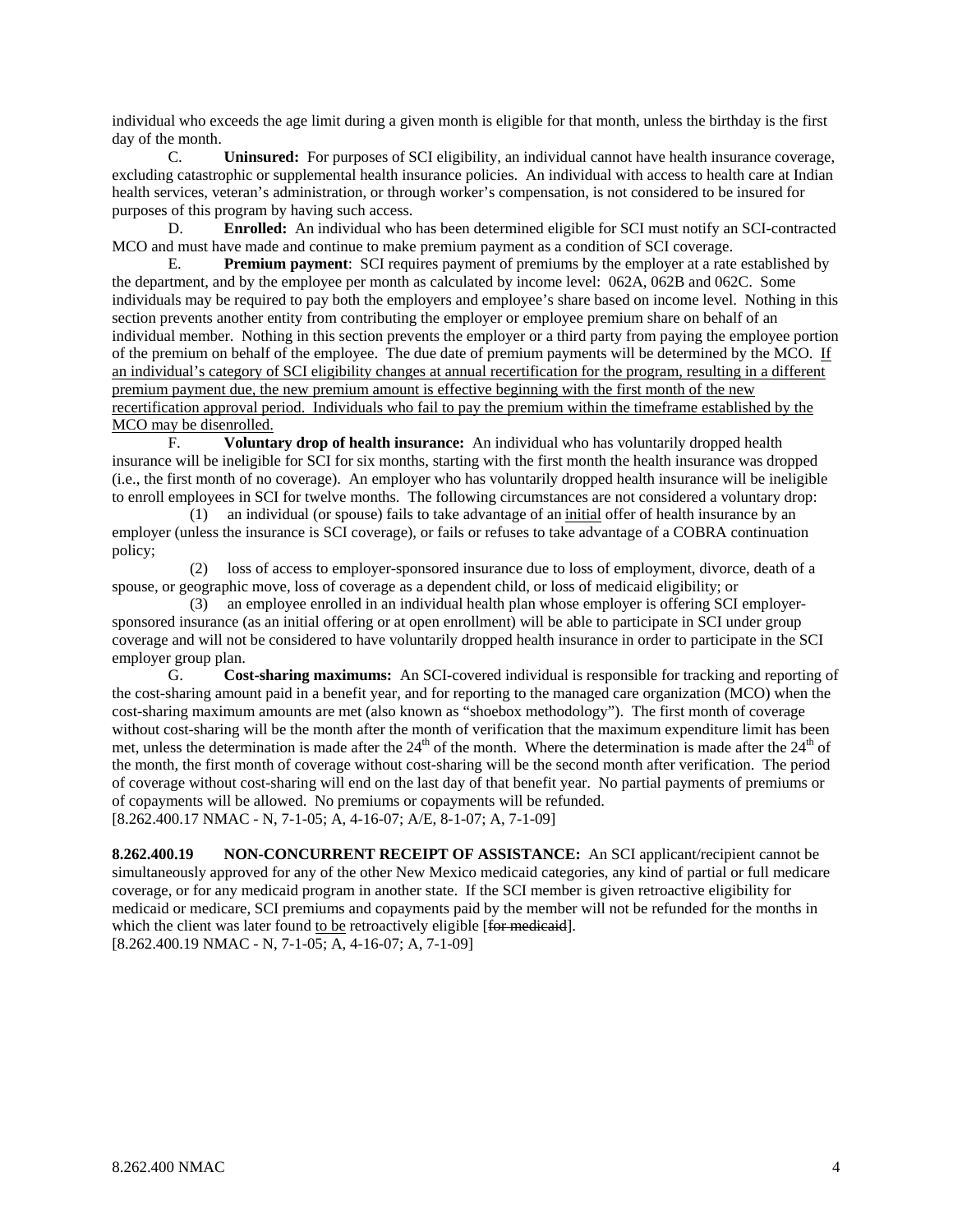individual who exceeds the age limit during a given month is eligible for that month, unless the birthday is the first day of the month.

C. **Uninsured:** For purposes of SCI eligibility, an individual cannot have health insurance coverage, excluding catastrophic or supplemental health insurance policies. An individual with access to health care at Indian health services, veteran's administration, or through worker's compensation, is not considered to be insured for purposes of this program by having such access.

D. **Enrolled:** An individual who has been determined eligible for SCI must notify an SCI-contracted MCO and must have made and continue to make premium payment as a condition of SCI coverage.

E. **Premium payment**: SCI requires payment of premiums by the employer at a rate established by the department, and by the employee per month as calculated by income level: 062A, 062B and 062C. Some individuals may be required to pay both the employers and employee's share based on income level. Nothing in this section prevents another entity from contributing the employer or employee premium share on behalf of an individual member. Nothing in this section prevents the employer or a third party from paying the employee portion of the premium on behalf of the employee. The due date of premium payments will be determined by the MCO. If an individual's category of SCI eligibility changes at annual recertification for the program, resulting in a different premium payment due, the new premium amount is effective beginning with the first month of the new recertification approval period. Individuals who fail to pay the premium within the timeframe established by the MCO may be disenrolled.

F. **Voluntary drop of health insurance:** An individual who has voluntarily dropped health insurance will be ineligible for SCI for six months, starting with the first month the health insurance was dropped (i.e., the first month of no coverage). An employer who has voluntarily dropped health insurance will be ineligible to enroll employees in SCI for twelve months. The following circumstances are not considered a voluntary drop:

(1) an individual (or spouse) fails to take advantage of an initial offer of health insurance by an employer (unless the insurance is SCI coverage), or fails or refuses to take advantage of a COBRA continuation policy;

(2) loss of access to employer-sponsored insurance due to loss of employment, divorce, death of a spouse, or geographic move, loss of coverage as a dependent child, or loss of medicaid eligibility; or

(3) an employee enrolled in an individual health plan whose employer is offering SCI employer-sponsored insurance (as an initial offering or at open enrollment) will be able to participate in SCI under group coverage and will not be considered to have voluntarily dropped health insurance in order to participate in the SCI employer group plan.

G. **Cost-sharing maximums:** An SCI-covered individual is responsible for tracking and reporting of the cost-sharing amount paid in a benefit year, and for reporting to the managed care organization (MCO) when the cost-sharing maximum amounts are met (also known as "shoebox methodology"). The first month of coverage without cost-sharing will be the month after the month of verification that the maximum expenditure limit has been met, unless the determination is made after the 24th of the month. Where the determination is made after the 24th of the month, the first month of coverage without cost-sharing will be the second month after verification. The period of coverage without cost-sharing will end on the last day of that benefit year. No partial payments of premiums or of copayments will be allowed. No premiums or copayments will be refunded.

[8.262.400.17 NMAC - N, 7-1-05; A, 4-16-07; A/E, 8-1-07; A, 7-1-09]

**8.262.400.19 NON-CONCURRENT RECEIPT OF ASSISTANCE:** An SCI applicant/recipient cannot be simultaneously approved for any of the other New Mexico medicaid categories, any kind of partial or full medicare coverage, or for any medicaid program in another state. If the SCI member is given retroactive eligibility for medicaid or medicare, SCI premiums and copayments paid by the member will not be refunded for the months in which the client was later found to be retroactively eligible [~~for medicaid~~].

[8.262.400.19 NMAC - N, 7-1-05; A, 4-16-07; A, 7-1-09]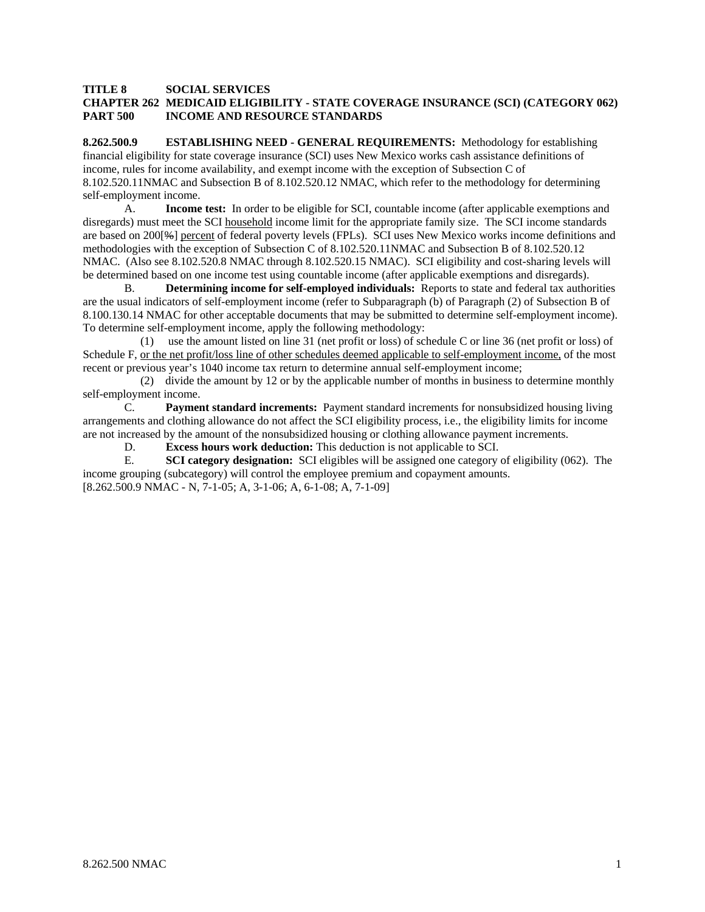**TITLE 8 SOCIAL SERVICES**
**CHAPTER 262 MEDICAID ELIGIBILITY - STATE COVERAGE INSURANCE (SCI) (CATEGORY 062)**
**PART 500 INCOME AND RESOURCE STANDARDS**

**8.262.500.9 ESTABLISHING NEED - GENERAL REQUIREMENTS:** Methodology for establishing financial eligibility for state coverage insurance (SCI) uses New Mexico works cash assistance definitions of income, rules for income availability, and exempt income with the exception of Subsection C of 8.102.520.11NMAC and Subsection B of 8.102.520.12 NMAC, which refer to the methodology for determining self-employment income.

A. **Income test:** In order to be eligible for SCI, countable income (after applicable exemptions and disregards) must meet the SCI household income limit for the appropriate family size. The SCI income standards are based on 200[~~%~~] percent of federal poverty levels (FPLs). SCI uses New Mexico works income definitions and methodologies with the exception of Subsection C of 8.102.520.11NMAC and Subsection B of 8.102.520.12 NMAC. (Also see 8.102.520.8 NMAC through 8.102.520.15 NMAC). SCI eligibility and cost-sharing levels will be determined based on one income test using countable income (after applicable exemptions and disregards).

B. **Determining income for self-employed individuals:** Reports to state and federal tax authorities are the usual indicators of self-employment income (refer to Subparagraph (b) of Paragraph (2) of Subsection B of 8.100.130.14 NMAC for other acceptable documents that may be submitted to determine self-employment income). To determine self-employment income, apply the following methodology:

(1) use the amount listed on line 31 (net profit or loss) of schedule C or line 36 (net profit or loss) of Schedule F, or the net profit/loss line of other schedules deemed applicable to self-employment income, of the most recent or previous year's 1040 income tax return to determine annual self-employment income;

(2) divide the amount by 12 or by the applicable number of months in business to determine monthly self-employment income.

C. **Payment standard increments:** Payment standard increments for nonsubsidized housing living arrangements and clothing allowance do not affect the SCI eligibility process, i.e., the eligibility limits for income are not increased by the amount of the nonsubsidized housing or clothing allowance payment increments.

D. **Excess hours work deduction:** This deduction is not applicable to SCI.

E. **SCI category designation:** SCI eligibles will be assigned one category of eligibility (062). The income grouping (subcategory) will control the employee premium and copayment amounts.

[8.262.500.9 NMAC - N, 7-1-05; A, 3-1-06; A, 6-1-08; A, 7-1-09]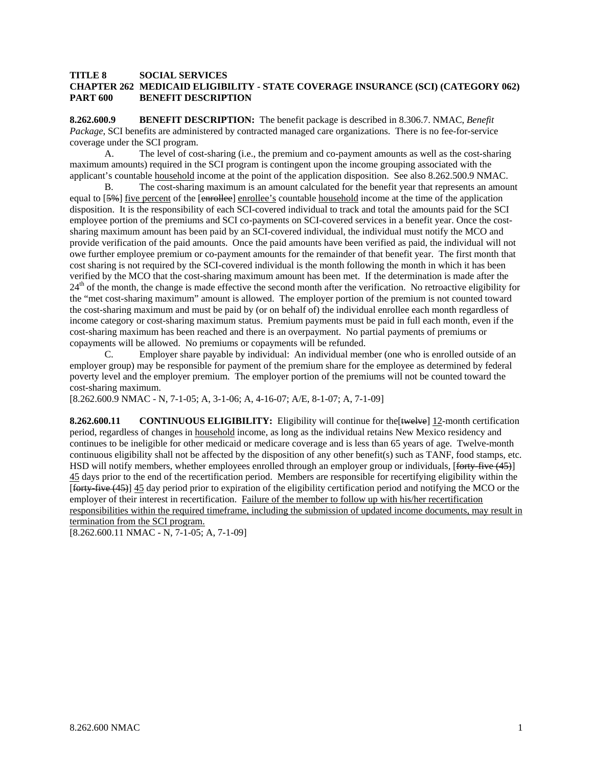**TITLE 8 SOCIAL SERVICES**
**CHAPTER 262 MEDICAID ELIGIBILITY - STATE COVERAGE INSURANCE (SCI) (CATEGORY 062)**
**PART 600 BENEFIT DESCRIPTION**

**8.262.600.9 BENEFIT DESCRIPTION:** The benefit package is described in 8.306.7. NMAC, *Benefit Package*, SCI benefits are administered by contracted managed care organizations. There is no fee-for-service coverage under the SCI program.

A. The level of cost-sharing (i.e., the premium and co-payment amounts as well as the cost-sharing maximum amounts) required in the SCI program is contingent upon the income grouping associated with the applicant's countable household income at the point of the application disposition. See also 8.262.500.9 NMAC.

B. The cost-sharing maximum is an amount calculated for the benefit year that represents an amount equal to [~~5%~~] five percent of the [~~enrollee~~] enrollee's countable household income at the time of the application disposition. It is the responsibility of each SCI-covered individual to track and total the amounts paid for the SCI employee portion of the premiums and SCI co-payments on SCI-covered services in a benefit year. Once the cost-sharing maximum amount has been paid by an SCI-covered individual, the individual must notify the MCO and provide verification of the paid amounts. Once the paid amounts have been verified as paid, the individual will not owe further employee premium or co-payment amounts for the remainder of that benefit year. The first month that cost sharing is not required by the SCI-covered individual is the month following the month in which it has been verified by the MCO that the cost-sharing maximum amount has been met. If the determination is made after the 24th of the month, the change is made effective the second month after the verification. No retroactive eligibility for the "met cost-sharing maximum" amount is allowed. The employer portion of the premium is not counted toward the cost-sharing maximum and must be paid by (or on behalf of) the individual enrollee each month regardless of income category or cost-sharing maximum status. Premium payments must be paid in full each month, even if the cost-sharing maximum has been reached and there is an overpayment. No partial payments of premiums or copayments will be allowed. No premiums or copayments will be refunded.

C. Employer share payable by individual: An individual member (one who is enrolled outside of an employer group) may be responsible for payment of the premium share for the employee as determined by federal poverty level and the employer premium. The employer portion of the premiums will not be counted toward the cost-sharing maximum.

[8.262.600.9 NMAC - N, 7-1-05; A, 3-1-06; A, 4-16-07; A/E, 8-1-07; A, 7-1-09]

**8.262.600.11 CONTINUOUS ELIGIBILITY:** Eligibility will continue for the[~~twelve~~] 12-month certification period, regardless of changes in household income, as long as the individual retains New Mexico residency and continues to be ineligible for other medicaid or medicare coverage and is less than 65 years of age. Twelve-month continuous eligibility shall not be affected by the disposition of any other benefit(s) such as TANF, food stamps, etc. HSD will notify members, whether employees enrolled through an employer group or individuals, [~~forty-five (45)~~] 45 days prior to the end of the recertification period. Members are responsible for recertifying eligibility within the [~~forty-five (45)~~] 45 day period prior to expiration of the eligibility certification period and notifying the MCO or the employer of their interest in recertification. Failure of the member to follow up with his/her recertification responsibilities within the required timeframe, including the submission of updated income documents, may result in termination from the SCI program.

[8.262.600.11 NMAC - N, 7-1-05; A, 7-1-09]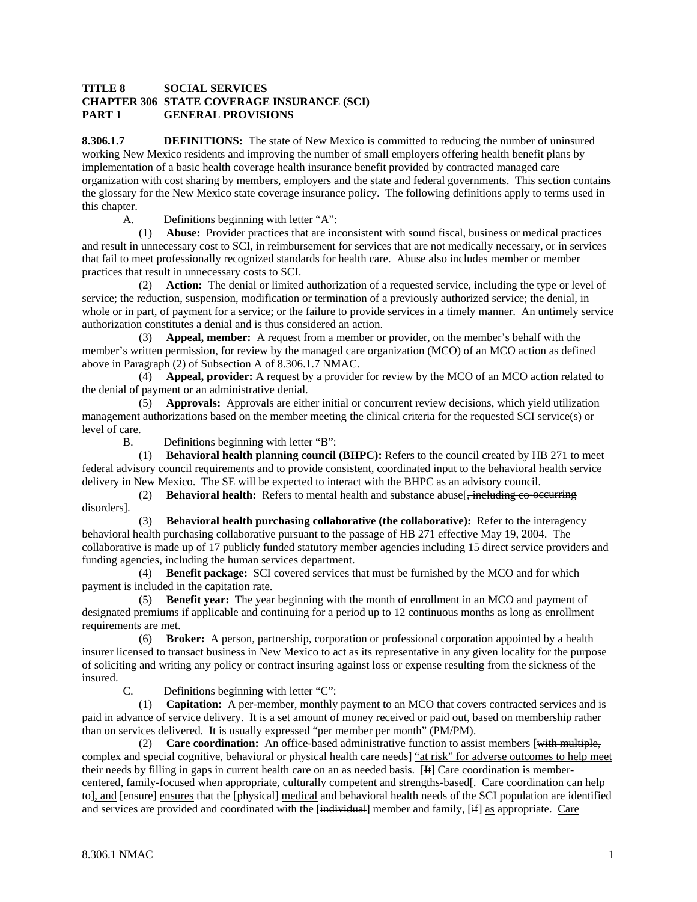**TITLE 8 SOCIAL SERVICES**
**CHAPTER 306 STATE COVERAGE INSURANCE (SCI)**
**PART 1 GENERAL PROVISIONS**

**8.306.1.7 DEFINITIONS:** The state of New Mexico is committed to reducing the number of uninsured working New Mexico residents and improving the number of small employers offering health benefit plans by implementation of a basic health coverage health insurance benefit provided by contracted managed care organization with cost sharing by members, employers and the state and federal governments. This section contains the glossary for the New Mexico state coverage insurance policy. The following definitions apply to terms used in this chapter.

A. Definitions beginning with letter "A":

(1) **Abuse:** Provider practices that are inconsistent with sound fiscal, business or medical practices and result in unnecessary cost to SCI, in reimbursement for services that are not medically necessary, or in services that fail to meet professionally recognized standards for health care. Abuse also includes member or member practices that result in unnecessary costs to SCI.

(2) **Action:** The denial or limited authorization of a requested service, including the type or level of service; the reduction, suspension, modification or termination of a previously authorized service; the denial, in whole or in part, of payment for a service; or the failure to provide services in a timely manner. An untimely service authorization constitutes a denial and is thus considered an action.

(3) **Appeal, member:** A request from a member or provider, on the member's behalf with the member's written permission, for review by the managed care organization (MCO) of an MCO action as defined above in Paragraph (2) of Subsection A of 8.306.1.7 NMAC.

(4) **Appeal, provider:** A request by a provider for review by the MCO of an MCO action related to the denial of payment or an administrative denial.

(5) **Approvals:** Approvals are either initial or concurrent review decisions, which yield utilization management authorizations based on the member meeting the clinical criteria for the requested SCI service(s) or level of care.

B. Definitions beginning with letter "B":

(1) **Behavioral health planning council (BHPC):** Refers to the council created by HB 271 to meet federal advisory council requirements and to provide consistent, coordinated input to the behavioral health service delivery in New Mexico. The SE will be expected to interact with the BHPC as an advisory council.

(2) **Behavioral health:** Refers to mental health and substance abuse[~~, including co-occurring disorders~~].

(3) **Behavioral health purchasing collaborative (the collaborative):** Refer to the interagency behavioral health purchasing collaborative pursuant to the passage of HB 271 effective May 19, 2004. The collaborative is made up of 17 publicly funded statutory member agencies including 15 direct service providers and funding agencies, including the human services department.

(4) **Benefit package:** SCI covered services that must be furnished by the MCO and for which payment is included in the capitation rate.

(5) **Benefit year:** The year beginning with the month of enrollment in an MCO and payment of designated premiums if applicable and continuing for a period up to 12 continuous months as long as enrollment requirements are met.

(6) **Broker:** A person, partnership, corporation or professional corporation appointed by a health insurer licensed to transact business in New Mexico to act as its representative in any given locality for the purpose of soliciting and writing any policy or contract insuring against loss or expense resulting from the sickness of the insured.

C. Definitions beginning with letter "C":

(1) **Capitation:** A per-member, monthly payment to an MCO that covers contracted services and is paid in advance of service delivery. It is a set amount of money received or paid out, based on membership rather than on services delivered. It is usually expressed "per member per month" (PM/PM).

(2) **Care coordination:** An office-based administrative function to assist members [~~with multiple, complex and special cognitive, behavioral or physical health care needs~~] "at risk" for adverse outcomes to help meet their needs by filling in gaps in current health care on an as needed basis. [~~It~~] Care coordination is member-centered, family-focused when appropriate, culturally competent and strengths-based[~~. Care coordination can help to~~], and [~~ensure~~] ensures that the [~~physical~~] medical and behavioral health needs of the SCI population are identified and services are provided and coordinated with the [~~individual~~] member and family, [~~if~~] as appropriate. Care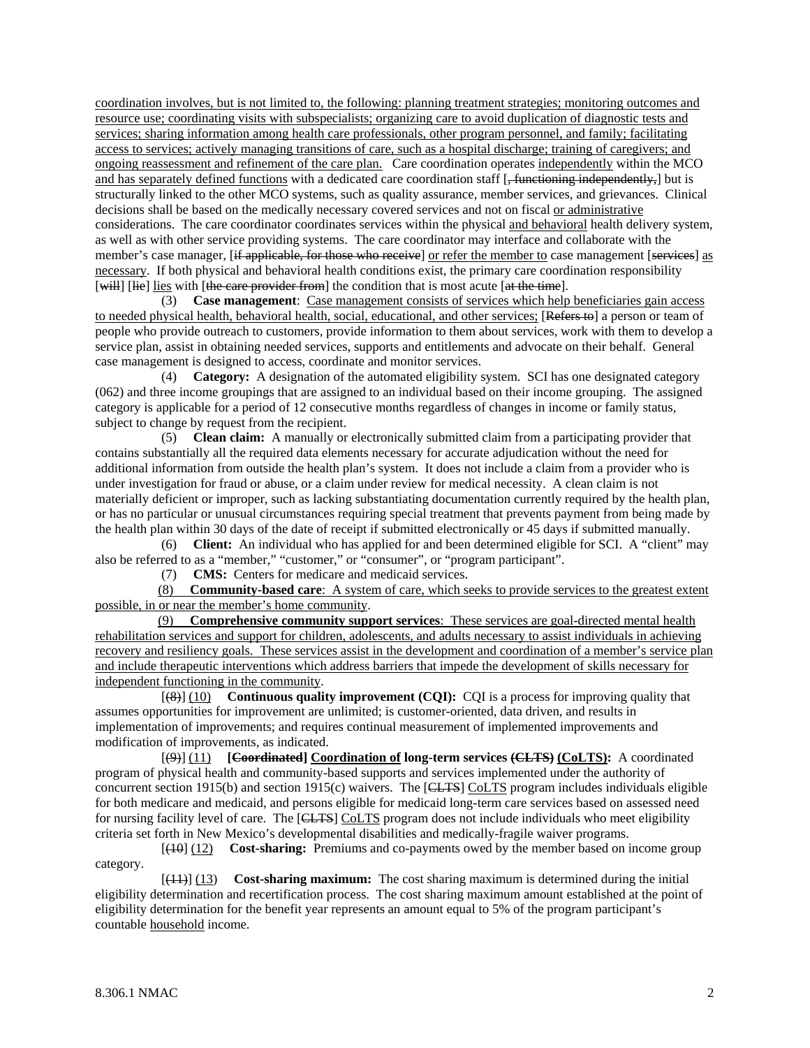coordination involves, but is not limited to, the following: planning treatment strategies; monitoring outcomes and resource use; coordinating visits with subspecialists; organizing care to avoid duplication of diagnostic tests and services; sharing information among health care professionals, other program personnel, and family; facilitating access to services; actively managing transitions of care, such as a hospital discharge; training of caregivers; and ongoing reassessment and refinement of the care plan. Care coordination operates independently within the MCO and has separately defined functions with a dedicated care coordination staff [, functioning independently,] but is structurally linked to the other MCO systems, such as quality assurance, member services, and grievances. Clinical decisions shall be based on the medically necessary covered services and not on fiscal or administrative considerations. The care coordinator coordinates services within the physical and behavioral health delivery system, as well as with other service providing systems. The care coordinator may interface and collaborate with the member's case manager, [if applicable, for those who receive] or refer the member to case management [services] as necessary. If both physical and behavioral health conditions exist, the primary care coordination responsibility [will] [lie] lies with [the care provider from] the condition that is most acute [at the time].

(3) **Case management**: Case management consists of services which help beneficiaries gain access to needed physical health, behavioral health, social, educational, and other services; [Refers to] a person or team of people who provide outreach to customers, provide information to them about services, work with them to develop a service plan, assist in obtaining needed services, supports and entitlements and advocate on their behalf. General case management is designed to access, coordinate and monitor services.

(4) **Category:** A designation of the automated eligibility system. SCI has one designated category (062) and three income groupings that are assigned to an individual based on their income grouping. The assigned category is applicable for a period of 12 consecutive months regardless of changes in income or family status, subject to change by request from the recipient.

(5) **Clean claim:** A manually or electronically submitted claim from a participating provider that contains substantially all the required data elements necessary for accurate adjudication without the need for additional information from outside the health plan's system. It does not include a claim from a provider who is under investigation for fraud or abuse, or a claim under review for medical necessity. A clean claim is not materially deficient or improper, such as lacking substantiating documentation currently required by the health plan, or has no particular or unusual circumstances requiring special treatment that prevents payment from being made by the health plan within 30 days of the date of receipt if submitted electronically or 45 days if submitted manually.

(6) **Client:** An individual who has applied for and been determined eligible for SCI. A "client" may also be referred to as a "member," "customer," or "consumer", or "program participant".

(7) **CMS:** Centers for medicare and medicaid services.

(8) **Community-based care**: A system of care, which seeks to provide services to the greatest extent possible, in or near the member's home community.

(9) **Comprehensive community support services**: These services are goal-directed mental health rehabilitation services and support for children, adolescents, and adults necessary to assist individuals in achieving recovery and resiliency goals. These services assist in the development and coordination of a member's service plan and include therapeutic interventions which address barriers that impede the development of skills necessary for independent functioning in the community.

[(8)] (10) **Continuous quality improvement (CQI):** CQI is a process for improving quality that assumes opportunities for improvement are unlimited; is customer-oriented, data driven, and results in implementation of improvements; and requires continual measurement of implemented improvements and modification of improvements, as indicated.

[(9)] (11) **[Coordinated] Coordination of long-term services (CLTS) (CoLTS):** A coordinated program of physical health and community-based supports and services implemented under the authority of concurrent section 1915(b) and section 1915(c) waivers. The [CLTS] CoLTS program includes individuals eligible for both medicare and medicaid, and persons eligible for medicaid long-term care services based on assessed need for nursing facility level of care. The [CLTS] CoLTS program does not include individuals who meet eligibility criteria set forth in New Mexico's developmental disabilities and medically-fragile waiver programs.

[(10)] (12) **Cost-sharing:** Premiums and co-payments owed by the member based on income group category.

[(11)] (13) **Cost-sharing maximum:** The cost sharing maximum is determined during the initial eligibility determination and recertification process. The cost sharing maximum amount established at the point of eligibility determination for the benefit year represents an amount equal to 5% of the program participant's countable household income.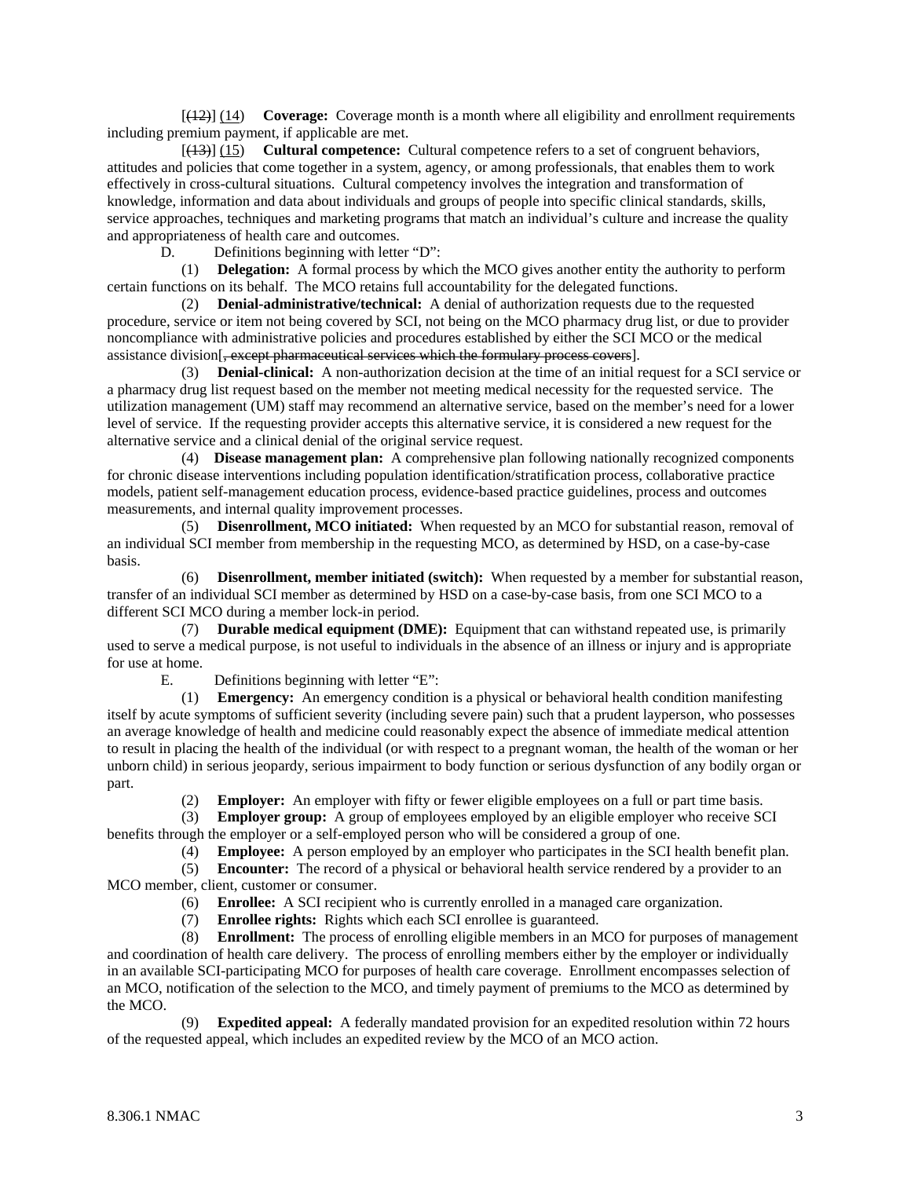[~~(12)~~] (14) **Coverage:** Coverage month is a month where all eligibility and enrollment requirements including premium payment, if applicable are met.

[~~(13)~~] (15) **Cultural competence:** Cultural competence refers to a set of congruent behaviors, attitudes and policies that come together in a system, agency, or among professionals, that enables them to work effectively in cross-cultural situations. Cultural competency involves the integration and transformation of knowledge, information and data about individuals and groups of people into specific clinical standards, skills, service approaches, techniques and marketing programs that match an individual's culture and increase the quality and appropriateness of health care and outcomes.

D. Definitions beginning with letter "D":

(1) **Delegation:** A formal process by which the MCO gives another entity the authority to perform certain functions on its behalf. The MCO retains full accountability for the delegated functions.

(2) **Denial-administrative/technical:** A denial of authorization requests due to the requested procedure, service or item not being covered by SCI, not being on the MCO pharmacy drug list, or due to provider noncompliance with administrative policies and procedures established by either the SCI MCO or the medical assistance division[~~, except pharmaceutical services which the formulary process covers~~].

(3) **Denial-clinical:** A non-authorization decision at the time of an initial request for a SCI service or a pharmacy drug list request based on the member not meeting medical necessity for the requested service. The utilization management (UM) staff may recommend an alternative service, based on the member's need for a lower level of service. If the requesting provider accepts this alternative service, it is considered a new request for the alternative service and a clinical denial of the original service request.

(4) **Disease management plan:** A comprehensive plan following nationally recognized components for chronic disease interventions including population identification/stratification process, collaborative practice models, patient self-management education process, evidence-based practice guidelines, process and outcomes measurements, and internal quality improvement processes.

(5) **Disenrollment, MCO initiated:** When requested by an MCO for substantial reason, removal of an individual SCI member from membership in the requesting MCO, as determined by HSD, on a case-by-case basis.

(6) **Disenrollment, member initiated (switch):** When requested by a member for substantial reason, transfer of an individual SCI member as determined by HSD on a case-by-case basis, from one SCI MCO to a different SCI MCO during a member lock-in period.

(7) **Durable medical equipment (DME):** Equipment that can withstand repeated use, is primarily used to serve a medical purpose, is not useful to individuals in the absence of an illness or injury and is appropriate for use at home.

E. Definitions beginning with letter "E":

(1) **Emergency:** An emergency condition is a physical or behavioral health condition manifesting itself by acute symptoms of sufficient severity (including severe pain) such that a prudent layperson, who possesses an average knowledge of health and medicine could reasonably expect the absence of immediate medical attention to result in placing the health of the individual (or with respect to a pregnant woman, the health of the woman or her unborn child) in serious jeopardy, serious impairment to body function or serious dysfunction of any bodily organ or part.

(2) **Employer:** An employer with fifty or fewer eligible employees on a full or part time basis.

(3) **Employer group:** A group of employees employed by an eligible employer who receive SCI benefits through the employer or a self-employed person who will be considered a group of one.

(4) **Employee:** A person employed by an employer who participates in the SCI health benefit plan.

(5) **Encounter:** The record of a physical or behavioral health service rendered by a provider to an MCO member, client, customer or consumer.

(6) **Enrollee:** A SCI recipient who is currently enrolled in a managed care organization.

(7) **Enrollee rights:** Rights which each SCI enrollee is guaranteed.

(8) **Enrollment:** The process of enrolling eligible members in an MCO for purposes of management and coordination of health care delivery. The process of enrolling members either by the employer or individually in an available SCI-participating MCO for purposes of health care coverage. Enrollment encompasses selection of an MCO, notification of the selection to the MCO, and timely payment of premiums to the MCO as determined by the MCO.

(9) **Expedited appeal:** A federally mandated provision for an expedited resolution within 72 hours of the requested appeal, which includes an expedited review by the MCO of an MCO action.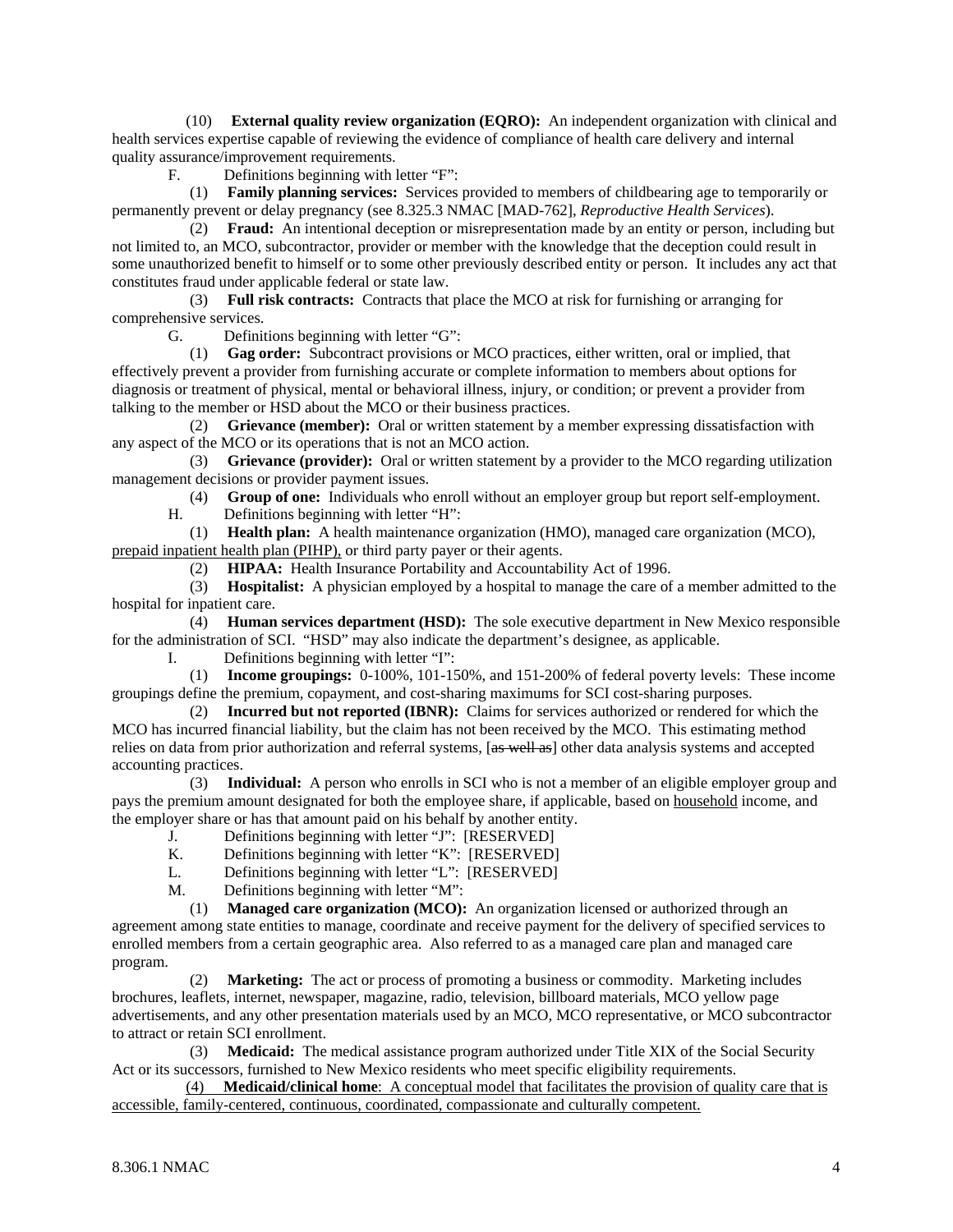(10) **External quality review organization (EQRO):** An independent organization with clinical and health services expertise capable of reviewing the evidence of compliance of health care delivery and internal quality assurance/improvement requirements.

F. Definitions beginning with letter "F":

(1) **Family planning services:** Services provided to members of childbearing age to temporarily or permanently prevent or delay pregnancy (see 8.325.3 NMAC [MAD-762], *Reproductive Health Services*).

(2) **Fraud:** An intentional deception or misrepresentation made by an entity or person, including but not limited to, an MCO, subcontractor, provider or member with the knowledge that the deception could result in some unauthorized benefit to himself or to some other previously described entity or person. It includes any act that constitutes fraud under applicable federal or state law.

(3) **Full risk contracts:** Contracts that place the MCO at risk for furnishing or arranging for comprehensive services.

G. Definitions beginning with letter "G":

(1) **Gag order:** Subcontract provisions or MCO practices, either written, oral or implied, that effectively prevent a provider from furnishing accurate or complete information to members about options for diagnosis or treatment of physical, mental or behavioral illness, injury, or condition; or prevent a provider from talking to the member or HSD about the MCO or their business practices.

(2) **Grievance (member):** Oral or written statement by a member expressing dissatisfaction with any aspect of the MCO or its operations that is not an MCO action.

(3) **Grievance (provider):** Oral or written statement by a provider to the MCO regarding utilization management decisions or provider payment issues.

(4) **Group of one:** Individuals who enroll without an employer group but report self-employment.

H. Definitions beginning with letter "H":

(1) **Health plan:** A health maintenance organization (HMO), managed care organization (MCO), <u>prepaid inpatient health plan (PIHP),</u> or third party payer or their agents.

(2) **HIPAA:** Health Insurance Portability and Accountability Act of 1996.

(3) **Hospitalist:** A physician employed by a hospital to manage the care of a member admitted to the hospital for inpatient care.

(4) **Human services department (HSD):** The sole executive department in New Mexico responsible for the administration of SCI. "HSD" may also indicate the department's designee, as applicable.

I. Definitions beginning with letter "I":

(1) **Income groupings:** 0-100%, 101-150%, and 151-200% of federal poverty levels: These income groupings define the premium, copayment, and cost-sharing maximums for SCI cost-sharing purposes.

(2) **Incurred but not reported (IBNR):** Claims for services authorized or rendered for which the MCO has incurred financial liability, but the claim has not been received by the MCO. This estimating method relies on data from prior authorization and referral systems, [~~as well as~~] other data analysis systems and accepted accounting practices.

(3) **Individual:** A person who enrolls in SCI who is not a member of an eligible employer group and pays the premium amount designated for both the employee share, if applicable, based on <u>household</u> income, and the employer share or has that amount paid on his behalf by another entity.

J. Definitions beginning with letter "J": [RESERVED]

K. Definitions beginning with letter "K": [RESERVED]

L. Definitions beginning with letter "L": [RESERVED]

M. Definitions beginning with letter "M":

(1) **Managed care organization (MCO):** An organization licensed or authorized through an agreement among state entities to manage, coordinate and receive payment for the delivery of specified services to enrolled members from a certain geographic area. Also referred to as a managed care plan and managed care program.

(2) **Marketing:** The act or process of promoting a business or commodity. Marketing includes brochures, leaflets, internet, newspaper, magazine, radio, television, billboard materials, MCO yellow page advertisements, and any other presentation materials used by an MCO, MCO representative, or MCO subcontractor to attract or retain SCI enrollment.

(3) **Medicaid:** The medical assistance program authorized under Title XIX of the Social Security Act or its successors, furnished to New Mexico residents who meet specific eligibility requirements.

<u>(4) **Medicaid/clinical home**: A conceptual model that facilitates the provision of quality care that is accessible, family-centered, continuous, coordinated, compassionate and culturally competent.</u>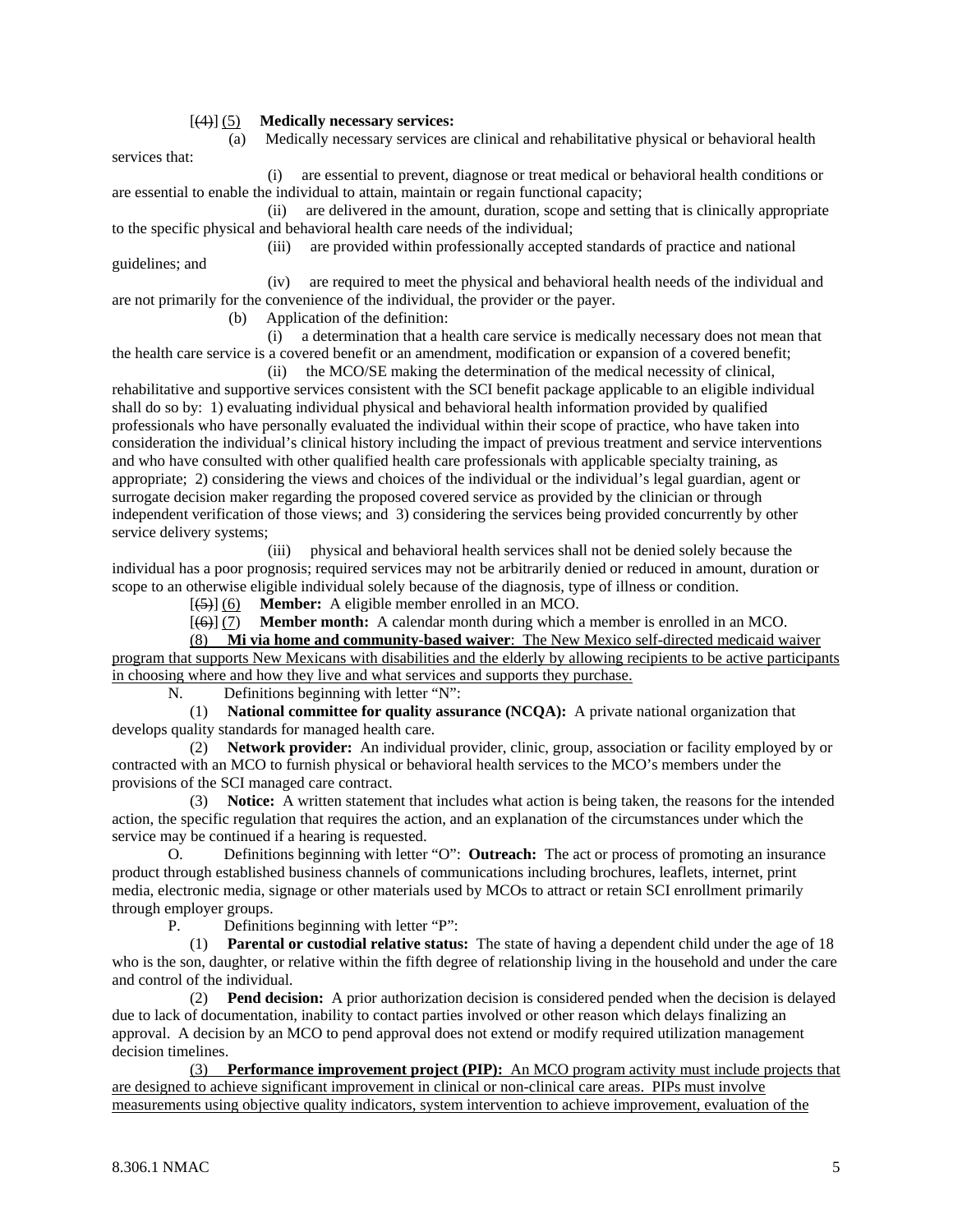[(4)] (5) **Medically necessary services:**

(a) Medically necessary services are clinical and rehabilitative physical or behavioral health services that:

(i) are essential to prevent, diagnose or treat medical or behavioral health conditions or are essential to enable the individual to attain, maintain or regain functional capacity;

(ii) are delivered in the amount, duration, scope and setting that is clinically appropriate to the specific physical and behavioral health care needs of the individual;

(iii) are provided within professionally accepted standards of practice and national guidelines; and

(iv) are required to meet the physical and behavioral health needs of the individual and are not primarily for the convenience of the individual, the provider or the payer.

(b) Application of the definition:

(i) a determination that a health care service is medically necessary does not mean that the health care service is a covered benefit or an amendment, modification or expansion of a covered benefit;

(ii) the MCO/SE making the determination of the medical necessity of clinical, rehabilitative and supportive services consistent with the SCI benefit package applicable to an eligible individual shall do so by: 1) evaluating individual physical and behavioral health information provided by qualified professionals who have personally evaluated the individual within their scope of practice, who have taken into consideration the individual's clinical history including the impact of previous treatment and service interventions and who have consulted with other qualified health care professionals with applicable specialty training, as appropriate; 2) considering the views and choices of the individual or the individual's legal guardian, agent or surrogate decision maker regarding the proposed covered service as provided by the clinician or through independent verification of those views; and 3) considering the services being provided concurrently by other service delivery systems;

(iii) physical and behavioral health services shall not be denied solely because the individual has a poor prognosis; required services may not be arbitrarily denied or reduced in amount, duration or scope to an otherwise eligible individual solely because of the diagnosis, type of illness or condition.

[(5)] (6) **Member:** A eligible member enrolled in an MCO.

[(6)] (7) **Member month:** A calendar month during which a member is enrolled in an MCO.

<u>(8) **Mi via home and community-based waiver**: The New Mexico self-directed medicaid waiver program that supports New Mexicans with disabilities and the elderly by allowing recipients to be active participants in choosing where and how they live and what services and supports they purchase.</u>

N. Definitions beginning with letter "N":

(1) **National committee for quality assurance (NCQA):** A private national organization that develops quality standards for managed health care.

(2) **Network provider:** An individual provider, clinic, group, association or facility employed by or contracted with an MCO to furnish physical or behavioral health services to the MCO's members under the provisions of the SCI managed care contract.

(3) **Notice:** A written statement that includes what action is being taken, the reasons for the intended action, the specific regulation that requires the action, and an explanation of the circumstances under which the service may be continued if a hearing is requested.

O. Definitions beginning with letter "O": **Outreach:** The act or process of promoting an insurance product through established business channels of communications including brochures, leaflets, internet, print media, electronic media, signage or other materials used by MCOs to attract or retain SCI enrollment primarily through employer groups.

P. Definitions beginning with letter "P":

(1) **Parental or custodial relative status:** The state of having a dependent child under the age of 18 who is the son, daughter, or relative within the fifth degree of relationship living in the household and under the care and control of the individual.

(2) **Pend decision:** A prior authorization decision is considered pended when the decision is delayed due to lack of documentation, inability to contact parties involved or other reason which delays finalizing an approval. A decision by an MCO to pend approval does not extend or modify required utilization management decision timelines.

<u>(3) **Performance improvement project (PIP):** An MCO program activity must include projects that are designed to achieve significant improvement in clinical or non-clinical care areas. PIPs must involve measurements using objective quality indicators, system intervention to achieve improvement, evaluation of the</u>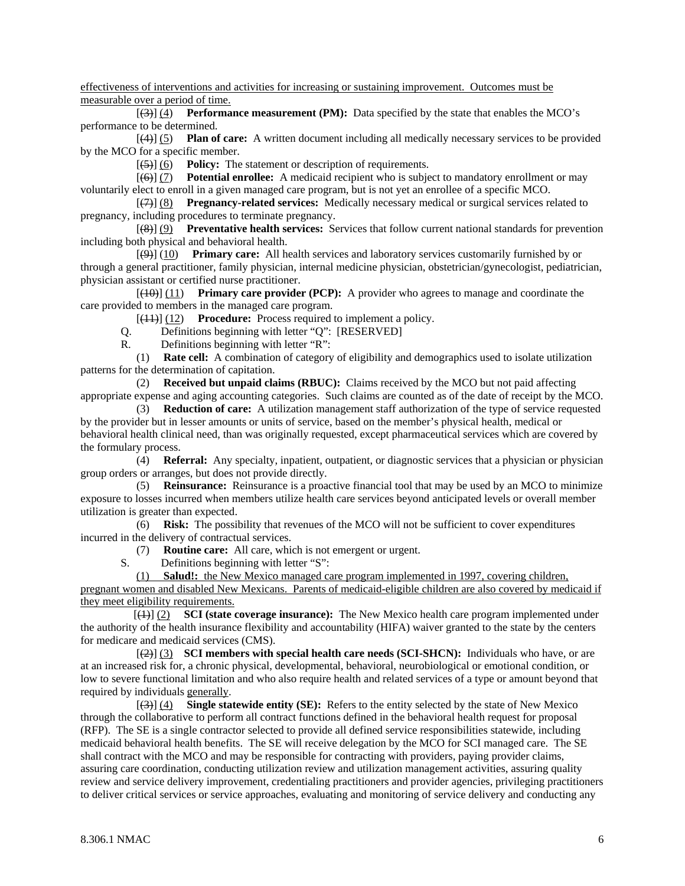effectiveness of interventions and activities for increasing or sustaining improvement. Outcomes must be measurable over a period of time.

[~~(3)~~] (4) **Performance measurement (PM):** Data specified by the state that enables the MCO's performance to be determined.

[~~(4)~~] (5) **Plan of care:** A written document including all medically necessary services to be provided by the MCO for a specific member.

[~~(5)~~] (6) **Policy:** The statement or description of requirements.

[~~(6)~~] (7) **Potential enrollee:** A medicaid recipient who is subject to mandatory enrollment or may voluntarily elect to enroll in a given managed care program, but is not yet an enrollee of a specific MCO.

[~~(7)~~] (8) **Pregnancy-related services:** Medically necessary medical or surgical services related to pregnancy, including procedures to terminate pregnancy.

[~~(8)~~] (9) **Preventative health services:** Services that follow current national standards for prevention including both physical and behavioral health.

[~~(9)~~] (10) **Primary care:** All health services and laboratory services customarily furnished by or through a general practitioner, family physician, internal medicine physician, obstetrician/gynecologist, pediatrician, physician assistant or certified nurse practitioner.

[~~(10)~~] (11) **Primary care provider (PCP):** A provider who agrees to manage and coordinate the care provided to members in the managed care program.

[~~(11)~~] (12) **Procedure:** Process required to implement a policy.

Q. Definitions beginning with letter "Q": [RESERVED]

R. Definitions beginning with letter "R":

(1) **Rate cell:** A combination of category of eligibility and demographics used to isolate utilization patterns for the determination of capitation.

(2) **Received but unpaid claims (RBUC):** Claims received by the MCO but not paid affecting appropriate expense and aging accounting categories. Such claims are counted as of the date of receipt by the MCO.

(3) **Reduction of care:** A utilization management staff authorization of the type of service requested by the provider but in lesser amounts or units of service, based on the member's physical health, medical or behavioral health clinical need, than was originally requested, except pharmaceutical services which are covered by the formulary process.

(4) **Referral:** Any specialty, inpatient, outpatient, or diagnostic services that a physician or physician group orders or arranges, but does not provide directly.

(5) **Reinsurance:** Reinsurance is a proactive financial tool that may be used by an MCO to minimize exposure to losses incurred when members utilize health care services beyond anticipated levels or overall member utilization is greater than expected.

(6) **Risk:** The possibility that revenues of the MCO will not be sufficient to cover expenditures incurred in the delivery of contractual services.

(7) **Routine care:** All care, which is not emergent or urgent.

S. Definitions beginning with letter "S":

(1) **Salud!:** the New Mexico managed care program implemented in 1997, covering children, pregnant women and disabled New Mexicans. Parents of medicaid-eligible children are also covered by medicaid if they meet eligibility requirements.

[~~(1)~~] (2) **SCI (state coverage insurance):** The New Mexico health care program implemented under the authority of the health insurance flexibility and accountability (HIFA) waiver granted to the state by the centers for medicare and medicaid services (CMS).

[~~(2)~~] (3) **SCI members with special health care needs (SCI-SHCN):** Individuals who have, or are at an increased risk for, a chronic physical, developmental, behavioral, neurobiological or emotional condition, or low to severe functional limitation and who also require health and related services of a type or amount beyond that required by individuals generally.

[~~(3)~~] (4) **Single statewide entity (SE):** Refers to the entity selected by the state of New Mexico through the collaborative to perform all contract functions defined in the behavioral health request for proposal (RFP). The SE is a single contractor selected to provide all defined service responsibilities statewide, including medicaid behavioral health benefits. The SE will receive delegation by the MCO for SCI managed care. The SE shall contract with the MCO and may be responsible for contracting with providers, paying provider claims, assuring care coordination, conducting utilization review and utilization management activities, assuring quality review and service delivery improvement, credentialing practitioners and provider agencies, privileging practitioners to deliver critical services or service approaches, evaluating and monitoring of service delivery and conducting any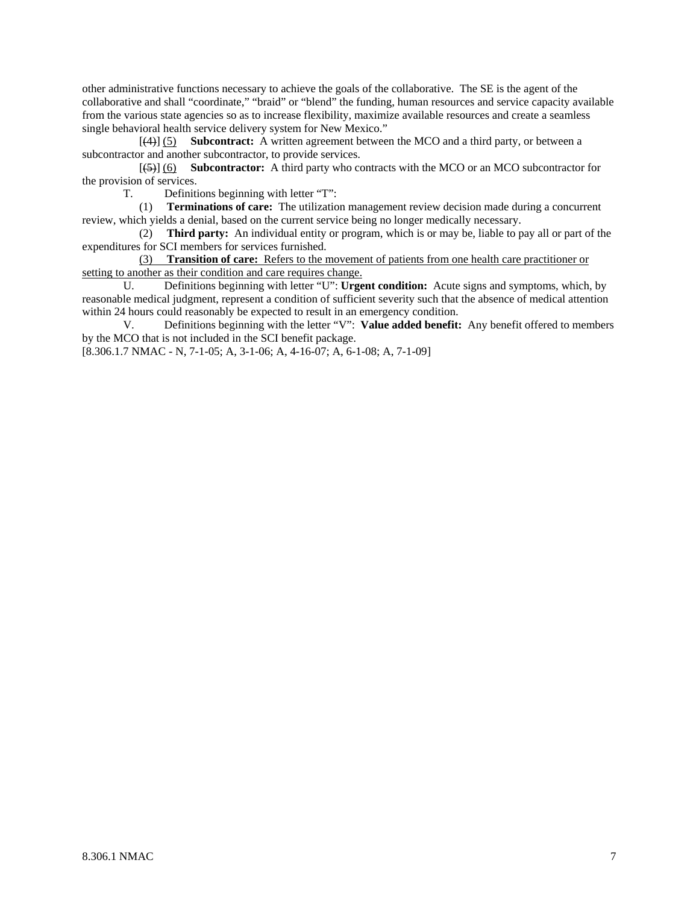other administrative functions necessary to achieve the goals of the collaborative. The SE is the agent of the collaborative and shall "coordinate," "braid" or "blend" the funding, human resources and service capacity available from the various state agencies so as to increase flexibility, maximize available resources and create a seamless single behavioral health service delivery system for New Mexico."

[~~(4)~~] (5) **Subcontract:** A written agreement between the MCO and a third party, or between a subcontractor and another subcontractor, to provide services.

[~~(5)~~] (6) **Subcontractor:** A third party who contracts with the MCO or an MCO subcontractor for the provision of services.

T. Definitions beginning with letter "T":

(1) **Terminations of care:** The utilization management review decision made during a concurrent review, which yields a denial, based on the current service being no longer medically necessary.

(2) **Third party:** An individual entity or program, which is or may be, liable to pay all or part of the expenditures for SCI members for services furnished.

<u>(3) **Transition of care:** Refers to the movement of patients from one health care practitioner or setting to another as their condition and care requires change.</u>

U. Definitions beginning with letter "U": **Urgent condition:** Acute signs and symptoms, which, by reasonable medical judgment, represent a condition of sufficient severity such that the absence of medical attention within 24 hours could reasonably be expected to result in an emergency condition.

V. Definitions beginning with the letter "V": **Value added benefit:** Any benefit offered to members by the MCO that is not included in the SCI benefit package.

[8.306.1.7 NMAC - N, 7-1-05; A, 3-1-06; A, 4-16-07; A, 6-1-08; A, 7-1-09]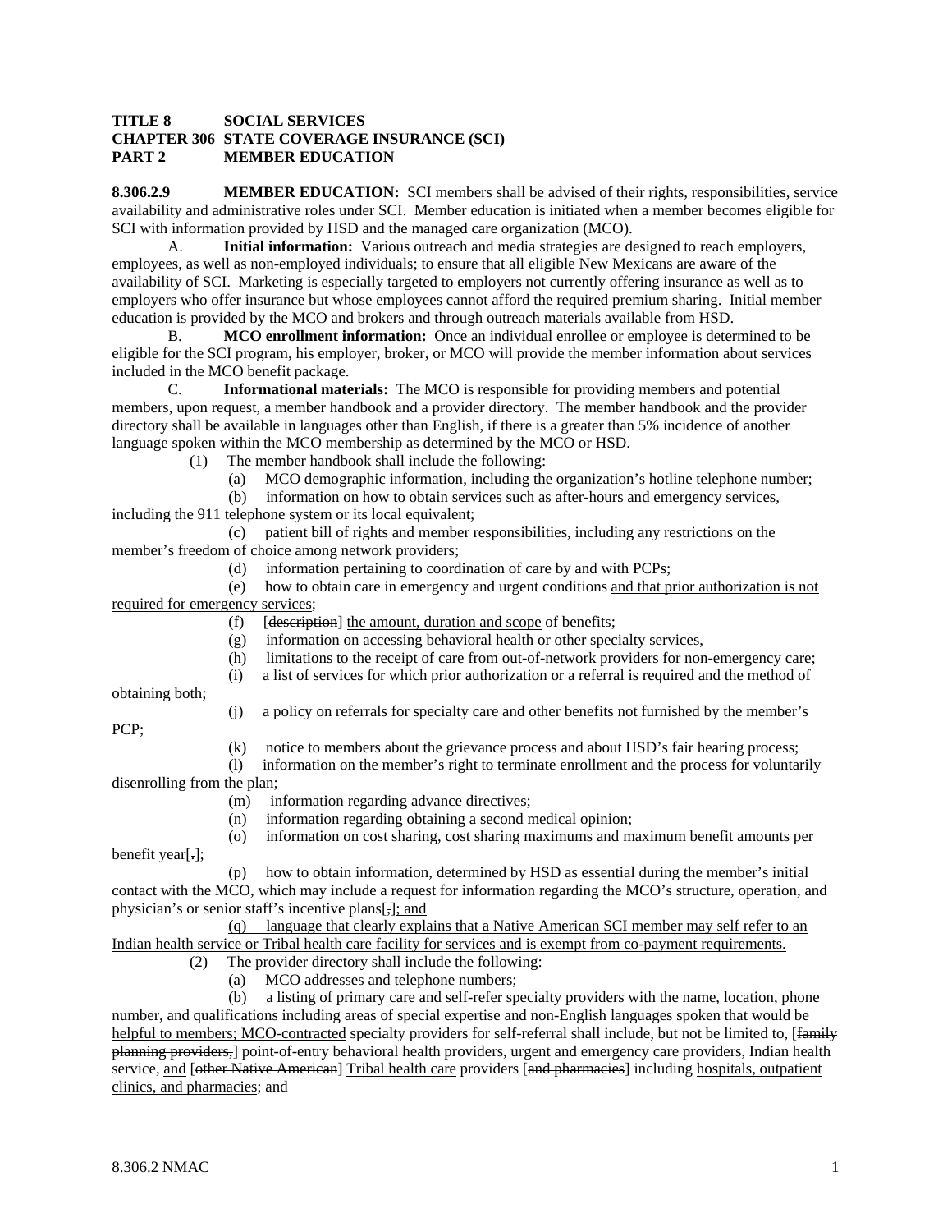**TITLE 8 SOCIAL SERVICES**
**CHAPTER 306 STATE COVERAGE INSURANCE (SCI)**
**PART 2 MEMBER EDUCATION**

**8.306.2.9 MEMBER EDUCATION:** SCI members shall be advised of their rights, responsibilities, service availability and administrative roles under SCI. Member education is initiated when a member becomes eligible for SCI with information provided by HSD and the managed care organization (MCO).

A. **Initial information:** Various outreach and media strategies are designed to reach employers, employees, as well as non-employed individuals; to ensure that all eligible New Mexicans are aware of the availability of SCI. Marketing is especially targeted to employers not currently offering insurance as well as to employers who offer insurance but whose employees cannot afford the required premium sharing. Initial member education is provided by the MCO and brokers and through outreach materials available from HSD.

B. **MCO enrollment information:** Once an individual enrollee or employee is determined to be eligible for the SCI program, his employer, broker, or MCO will provide the member information about services included in the MCO benefit package.

C. **Informational materials:** The MCO is responsible for providing members and potential members, upon request, a member handbook and a provider directory. The member handbook and the provider directory shall be available in languages other than English, if there is a greater than 5% incidence of another language spoken within the MCO membership as determined by the MCO or HSD.

(1) The member handbook shall include the following:

(a) MCO demographic information, including the organization's hotline telephone number;

(b) information on how to obtain services such as after-hours and emergency services, including the 911 telephone system or its local equivalent;

(c) patient bill of rights and member responsibilities, including any restrictions on the member's freedom of choice among network providers;

(d) information pertaining to coordination of care by and with PCPs;

(e) how to obtain care in emergency and urgent conditions and that prior authorization is not required for emergency services;

(f) [~~description~~] the amount, duration and scope of benefits;

(g) information on accessing behavioral health or other specialty services,

(h) limitations to the receipt of care from out-of-network providers for non-emergency care;

(i) a list of services for which prior authorization or a referral is required and the method of obtaining both;

(j) a policy on referrals for specialty care and other benefits not furnished by the member's PCP;

(k) notice to members about the grievance process and about HSD's fair hearing process;

(l) information on the member's right to terminate enrollment and the process for voluntarily disenrolling from the plan;

(m) information regarding advance directives;

(n) information regarding obtaining a second medical opinion;

(o) information on cost sharing, cost sharing maximums and maximum benefit amounts per benefit year[~~.~~];

(p) how to obtain information, determined by HSD as essential during the member's initial contact with the MCO, which may include a request for information regarding the MCO's structure, operation, and physician's or senior staff's incentive plans[~~,~~]; and

(q) language that clearly explains that a Native American SCI member may self refer to an Indian health service or Tribal health care facility for services and is exempt from co-payment requirements.

(2) The provider directory shall include the following:

(a) MCO addresses and telephone numbers;

(b) a listing of primary care and self-refer specialty providers with the name, location, phone number, and qualifications including areas of special expertise and non-English languages spoken that would be helpful to members; MCO-contracted specialty providers for self-referral shall include, but not be limited to, [~~family planning providers,~~] point-of-entry behavioral health providers, urgent and emergency care providers, Indian health service, and [~~other Native American~~] Tribal health care providers [~~and pharmacies~~] including hospitals, outpatient clinics, and pharmacies; and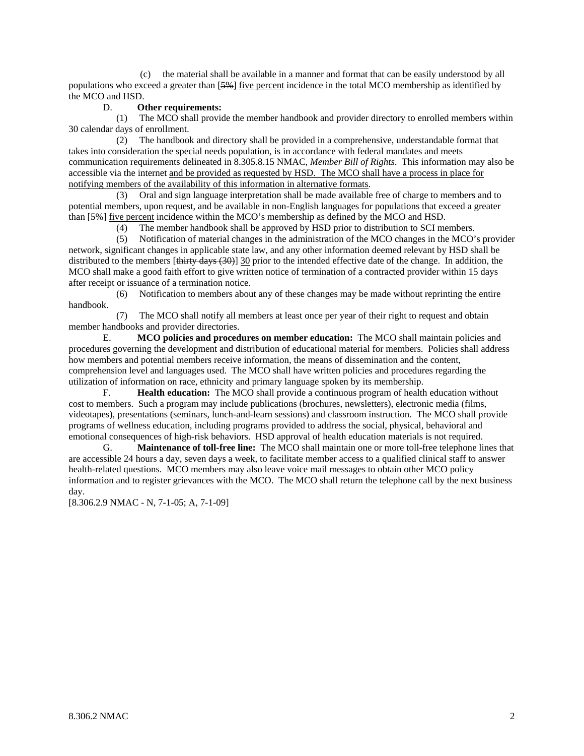(c) the material shall be available in a manner and format that can be easily understood by all populations who exceed a greater than [~~5%~~] <u>five percent</u> incidence in the total MCO membership as identified by the MCO and HSD.

D. **Other requirements:**

(1) The MCO shall provide the member handbook and provider directory to enrolled members within 30 calendar days of enrollment.

(2) The handbook and directory shall be provided in a comprehensive, understandable format that takes into consideration the special needs population, is in accordance with federal mandates and meets communication requirements delineated in 8.305.8.15 NMAC, *Member Bill of Rights*. This information may also be accessible via the internet <u>and be provided as requested by HSD. The MCO shall have a process in place for notifying members of the availability of this information in alternative formats</u>.

(3) Oral and sign language interpretation shall be made available free of charge to members and to potential members, upon request, and be available in non-English languages for populations that exceed a greater than [~~5%~~] <u>five percent</u> incidence within the MCO's membership as defined by the MCO and HSD.

(4) The member handbook shall be approved by HSD prior to distribution to SCI members.

(5) Notification of material changes in the administration of the MCO changes in the MCO's provider network, significant changes in applicable state law, and any other information deemed relevant by HSD shall be distributed to the members [~~thirty days (30)~~] <u>30</u> prior to the intended effective date of the change. In addition, the MCO shall make a good faith effort to give written notice of termination of a contracted provider within 15 days after receipt or issuance of a termination notice.

(6) Notification to members about any of these changes may be made without reprinting the entire handbook.

(7) The MCO shall notify all members at least once per year of their right to request and obtain member handbooks and provider directories.

E. **MCO policies and procedures on member education:** The MCO shall maintain policies and procedures governing the development and distribution of educational material for members. Policies shall address how members and potential members receive information, the means of dissemination and the content, comprehension level and languages used. The MCO shall have written policies and procedures regarding the utilization of information on race, ethnicity and primary language spoken by its membership.

F. **Health education:** The MCO shall provide a continuous program of health education without cost to members. Such a program may include publications (brochures, newsletters), electronic media (films, videotapes), presentations (seminars, lunch-and-learn sessions) and classroom instruction. The MCO shall provide programs of wellness education, including programs provided to address the social, physical, behavioral and emotional consequences of high-risk behaviors. HSD approval of health education materials is not required.

G. **Maintenance of toll-free line:** The MCO shall maintain one or more toll-free telephone lines that are accessible 24 hours a day, seven days a week, to facilitate member access to a qualified clinical staff to answer health-related questions. MCO members may also leave voice mail messages to obtain other MCO policy information and to register grievances with the MCO. The MCO shall return the telephone call by the next business day.

[8.306.2.9 NMAC - N, 7-1-05; A, 7-1-09]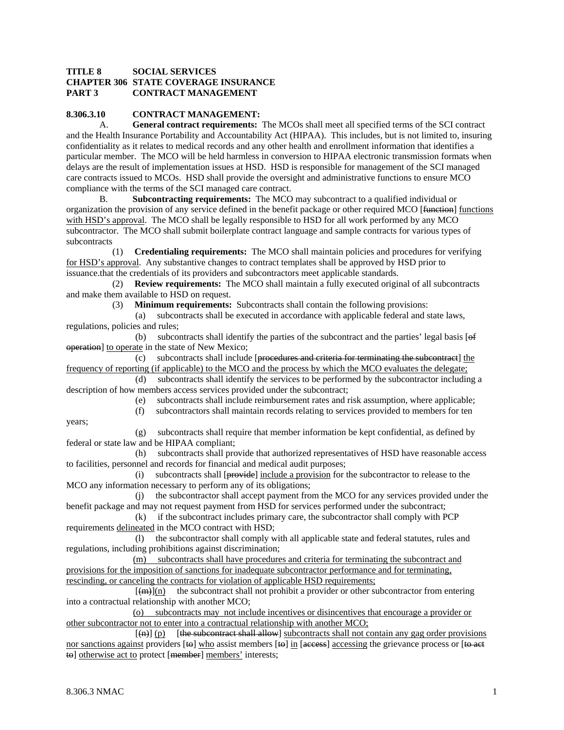**TITLE 8 SOCIAL SERVICES**
**CHAPTER 306 STATE COVERAGE INSURANCE**
**PART 3 CONTRACT MANAGEMENT**

**8.306.3.10 CONTRACT MANAGEMENT:**

A. **General contract requirements:** The MCOs shall meet all specified terms of the SCI contract and the Health Insurance Portability and Accountability Act (HIPAA). This includes, but is not limited to, insuring confidentiality as it relates to medical records and any other health and enrollment information that identifies a particular member. The MCO will be held harmless in conversion to HIPAA electronic transmission formats when delays are the result of implementation issues at HSD. HSD is responsible for management of the SCI managed care contracts issued to MCOs. HSD shall provide the oversight and administrative functions to ensure MCO compliance with the terms of the SCI managed care contract.

B. **Subcontracting requirements:** The MCO may subcontract to a qualified individual or organization the provision of any service defined in the benefit package or other required MCO [~~function~~] functions with HSD's approval. The MCO shall be legally responsible to HSD for all work performed by any MCO subcontractor. The MCO shall submit boilerplate contract language and sample contracts for various types of subcontracts

(1) **Credentialing requirements:** The MCO shall maintain policies and procedures for verifying for HSD's approval. Any substantive changes to contract templates shall be approved by HSD prior to issuance.that the credentials of its providers and subcontractors meet applicable standards.

(2) **Review requirements:** The MCO shall maintain a fully executed original of all subcontracts and make them available to HSD on request.

(3) **Minimum requirements:** Subcontracts shall contain the following provisions:

(a) subcontracts shall be executed in accordance with applicable federal and state laws, regulations, policies and rules;

(b) subcontracts shall identify the parties of the subcontract and the parties' legal basis [~~of operation~~] to operate in the state of New Mexico;

(c) subcontracts shall include [~~procedures and criteria for terminating the subcontract~~] the frequency of reporting (if applicable) to the MCO and the process by which the MCO evaluates the delegate;

(d) subcontracts shall identify the services to be performed by the subcontractor including a description of how members access services provided under the subcontract;

(e) subcontracts shall include reimbursement rates and risk assumption, where applicable;

(f) subcontractors shall maintain records relating to services provided to members for ten years;

(g) subcontracts shall require that member information be kept confidential, as defined by federal or state law and be HIPAA compliant;

(h) subcontracts shall provide that authorized representatives of HSD have reasonable access to facilities, personnel and records for financial and medical audit purposes;

(i) subcontracts shall [~~provide~~] include a provision for the subcontractor to release to the MCO any information necessary to perform any of its obligations;

(j) the subcontractor shall accept payment from the MCO for any services provided under the benefit package and may not request payment from HSD for services performed under the subcontract;

(k) if the subcontract includes primary care, the subcontractor shall comply with PCP requirements delineated in the MCO contract with HSD;

(l) the subcontractor shall comply with all applicable state and federal statutes, rules and regulations, including prohibitions against discrimination;

(m) subcontracts shall have procedures and criteria for terminating the subcontract and provisions for the imposition of sanctions for inadequate subcontractor performance and for terminating, rescinding, or canceling the contracts for violation of applicable HSD requirements;

[~~(m)~~](n) the subcontract shall not prohibit a provider or other subcontractor from entering into a contractual relationship with another MCO;

(o) subcontracts may not include incentives or disincentives that encourage a provider or other subcontractor not to enter into a contractual relationship with another MCO;

[~~(n)~~] (p) [~~the subcontract shall allow~~] subcontracts shall not contain any gag order provisions nor sanctions against providers [~~to~~] who assist members [~~to~~] in [~~access~~] accessing the grievance process or [~~to act to~~] otherwise act to protect [~~member~~] members' interests;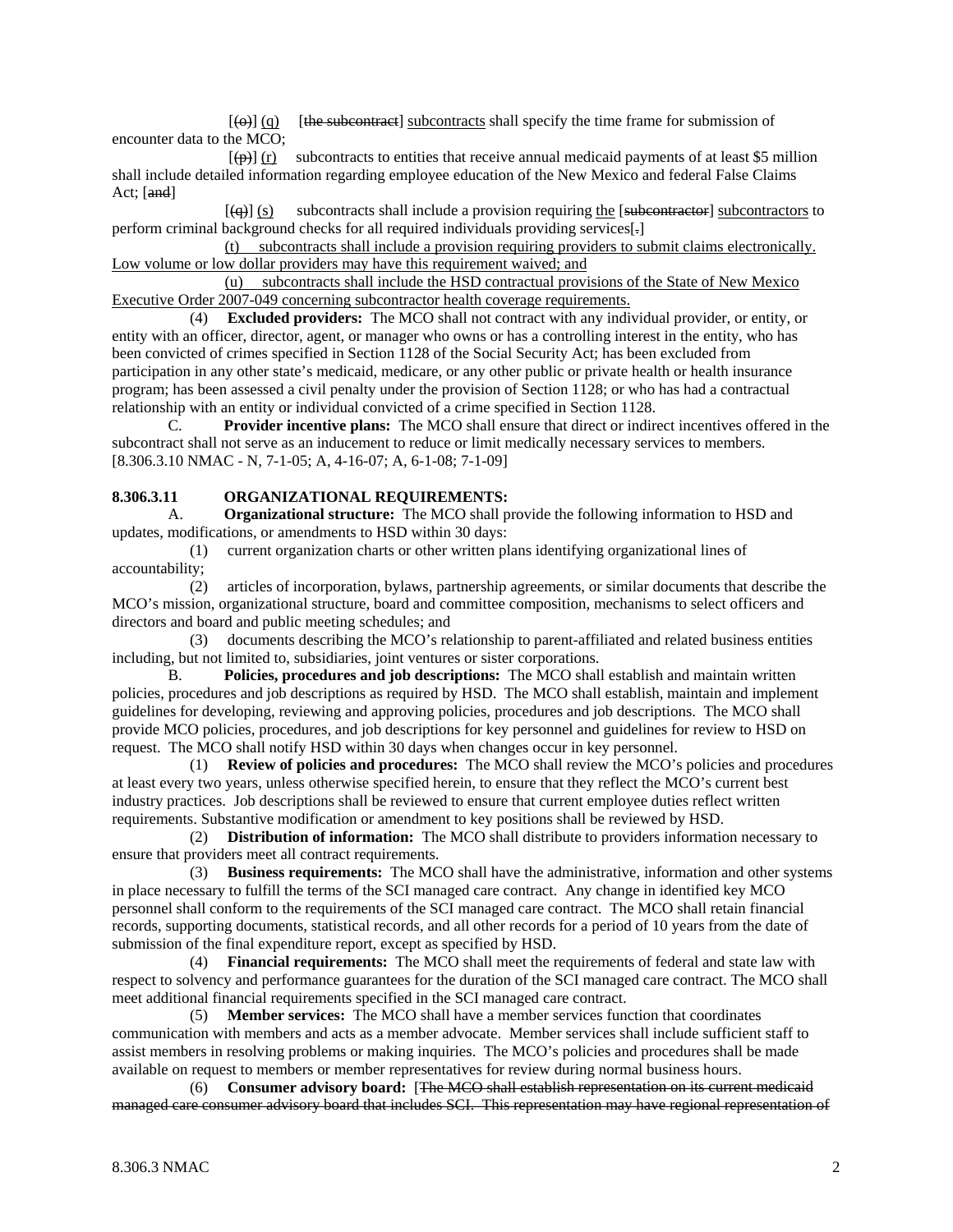[~~(o)~~] (q) [~~the subcontract~~] subcontracts shall specify the time frame for submission of encounter data to the MCO;

[~~(p)~~] (r) subcontracts to entities that receive annual medicaid payments of at least $5 million shall include detailed information regarding employee education of the New Mexico and federal False Claims Act; [~~and~~]

[~~(q)~~] (s) subcontracts shall include a provision requiring the [~~subcontractor~~] subcontractors to perform criminal background checks for all required individuals providing services[~~.~~]

(t) subcontracts shall include a provision requiring providers to submit claims electronically. Low volume or low dollar providers may have this requirement waived; and

(u) subcontracts shall include the HSD contractual provisions of the State of New Mexico Executive Order 2007-049 concerning subcontractor health coverage requirements.

(4) **Excluded providers:** The MCO shall not contract with any individual provider, or entity, or entity with an officer, director, agent, or manager who owns or has a controlling interest in the entity, who has been convicted of crimes specified in Section 1128 of the Social Security Act; has been excluded from participation in any other state's medicaid, medicare, or any other public or private health or health insurance program; has been assessed a civil penalty under the provision of Section 1128; or who has had a contractual relationship with an entity or individual convicted of a crime specified in Section 1128.

C. **Provider incentive plans:** The MCO shall ensure that direct or indirect incentives offered in the subcontract shall not serve as an inducement to reduce or limit medically necessary services to members.
[8.306.3.10 NMAC - N, 7-1-05; A, 4-16-07; A, 6-1-08; 7-1-09]

**8.306.3.11 ORGANIZATIONAL REQUIREMENTS:**

A. **Organizational structure:** The MCO shall provide the following information to HSD and updates, modifications, or amendments to HSD within 30 days:

(1) current organization charts or other written plans identifying organizational lines of accountability;

(2) articles of incorporation, bylaws, partnership agreements, or similar documents that describe the MCO's mission, organizational structure, board and committee composition, mechanisms to select officers and directors and board and public meeting schedules; and

(3) documents describing the MCO's relationship to parent-affiliated and related business entities including, but not limited to, subsidiaries, joint ventures or sister corporations.

B. **Policies, procedures and job descriptions:** The MCO shall establish and maintain written policies, procedures and job descriptions as required by HSD. The MCO shall establish, maintain and implement guidelines for developing, reviewing and approving policies, procedures and job descriptions. The MCO shall provide MCO policies, procedures, and job descriptions for key personnel and guidelines for review to HSD on request. The MCO shall notify HSD within 30 days when changes occur in key personnel.

(1) **Review of policies and procedures:** The MCO shall review the MCO's policies and procedures at least every two years, unless otherwise specified herein, to ensure that they reflect the MCO's current best industry practices. Job descriptions shall be reviewed to ensure that current employee duties reflect written requirements. Substantive modification or amendment to key positions shall be reviewed by HSD.

(2) **Distribution of information:** The MCO shall distribute to providers information necessary to ensure that providers meet all contract requirements.

(3) **Business requirements:** The MCO shall have the administrative, information and other systems in place necessary to fulfill the terms of the SCI managed care contract. Any change in identified key MCO personnel shall conform to the requirements of the SCI managed care contract. The MCO shall retain financial records, supporting documents, statistical records, and all other records for a period of 10 years from the date of submission of the final expenditure report, except as specified by HSD.

(4) **Financial requirements:** The MCO shall meet the requirements of federal and state law with respect to solvency and performance guarantees for the duration of the SCI managed care contract. The MCO shall meet additional financial requirements specified in the SCI managed care contract.

(5) **Member services:** The MCO shall have a member services function that coordinates communication with members and acts as a member advocate. Member services shall include sufficient staff to assist members in resolving problems or making inquiries. The MCO's policies and procedures shall be made available on request to members or member representatives for review during normal business hours.

(6) **Consumer advisory board:** [~~The MCO shall establish representation on its current medicaid managed care consumer advisory board that includes SCI. This representation may have regional representation of~~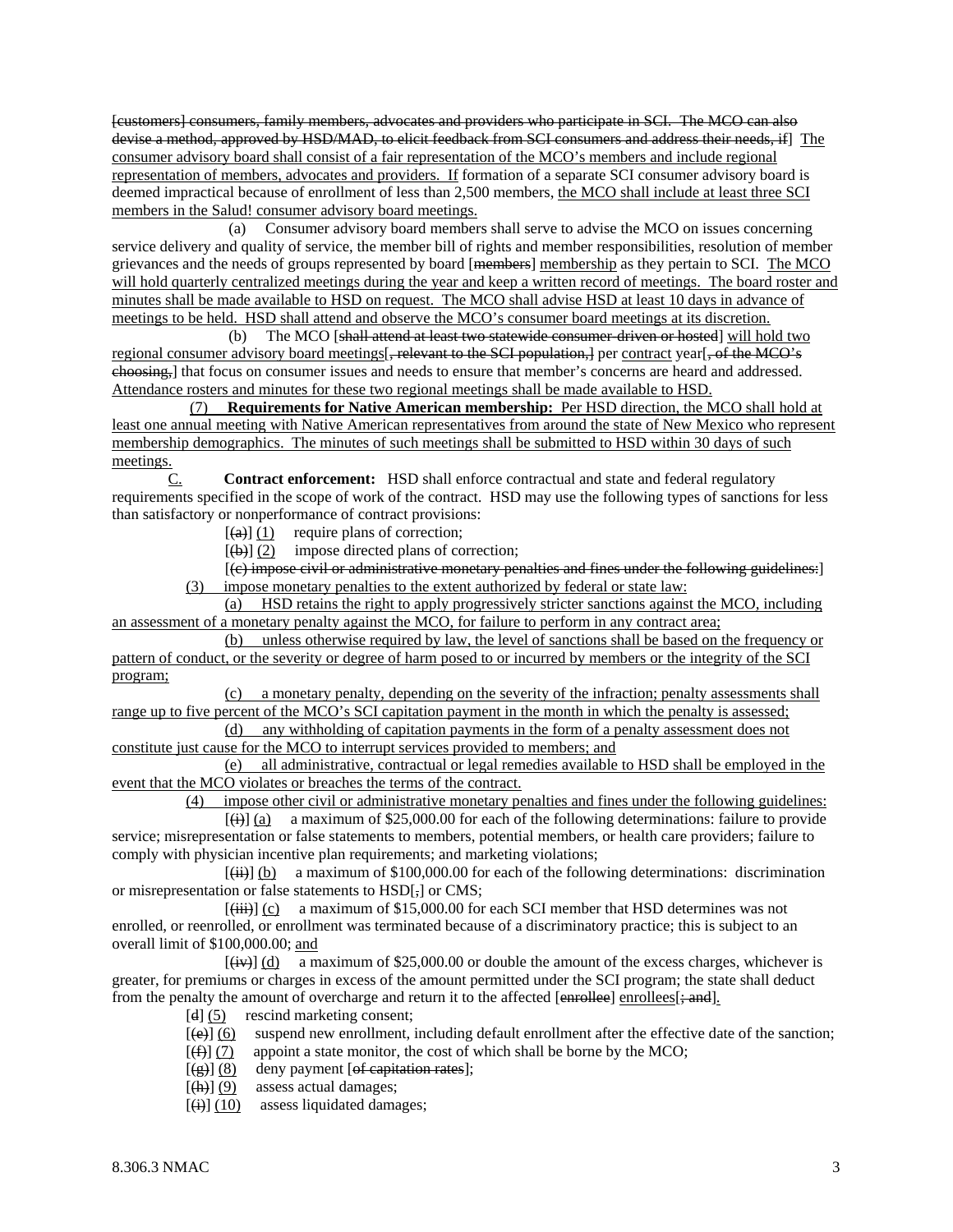[customers] consumers, family members, advocates and providers who participate in SCI. The MCO can also devise a method, approved by HSD/MAD, to elicit feedback from SCI consumers and address their needs, if] The consumer advisory board shall consist of a fair representation of the MCO's members and include regional representation of members, advocates and providers. If formation of a separate SCI consumer advisory board is deemed impractical because of enrollment of less than 2,500 members, the MCO shall include at least three SCI members in the Salud! consumer advisory board meetings.

(a) Consumer advisory board members shall serve to advise the MCO on issues concerning service delivery and quality of service, the member bill of rights and member responsibilities, resolution of member grievances and the needs of groups represented by board [members] membership as they pertain to SCI. The MCO will hold quarterly centralized meetings during the year and keep a written record of meetings. The board roster and minutes shall be made available to HSD on request. The MCO shall advise HSD at least 10 days in advance of meetings to be held. HSD shall attend and observe the MCO's consumer board meetings at its discretion.

(b) The MCO [shall attend at least two statewide consumer-driven or hosted] will hold two regional consumer advisory board meetings[, relevant to the SCI population,] per contract year[, of the MCO's choosing,] that focus on consumer issues and needs to ensure that member's concerns are heard and addressed. Attendance rosters and minutes for these two regional meetings shall be made available to HSD.

(7) **Requirements for Native American membership:** Per HSD direction, the MCO shall hold at least one annual meeting with Native American representatives from around the state of New Mexico who represent membership demographics. The minutes of such meetings shall be submitted to HSD within 30 days of such meetings.

C. **Contract enforcement:** HSD shall enforce contractual and state and federal regulatory requirements specified in the scope of work of the contract. HSD may use the following types of sanctions for less than satisfactory or nonperformance of contract provisions:

[(a)] (1) require plans of correction;

[(b)] (2) impose directed plans of correction;

[(c) impose civil or administrative monetary penalties and fines under the following guidelines:]

(3) impose monetary penalties to the extent authorized by federal or state law:

(a) HSD retains the right to apply progressively stricter sanctions against the MCO, including an assessment of a monetary penalty against the MCO, for failure to perform in any contract area;

(b) unless otherwise required by law, the level of sanctions shall be based on the frequency or pattern of conduct, or the severity or degree of harm posed to or incurred by members or the integrity of the SCI program;

(c) a monetary penalty, depending on the severity of the infraction; penalty assessments shall range up to five percent of the MCO's SCI capitation payment in the month in which the penalty is assessed;

(d) any withholding of capitation payments in the form of a penalty assessment does not constitute just cause for the MCO to interrupt services provided to members; and

(e) all administrative, contractual or legal remedies available to HSD shall be employed in the event that the MCO violates or breaches the terms of the contract.

(4) impose other civil or administrative monetary penalties and fines under the following guidelines:

[(i)] (a) a maximum of $25,000.00 for each of the following determinations: failure to provide service; misrepresentation or false statements to members, potential members, or health care providers; failure to comply with physician incentive plan requirements; and marketing violations;

[(ii)] (b) a maximum of $100,000.00 for each of the following determinations: discrimination or misrepresentation or false statements to HSD[,] or CMS;

[(iii)] (c) a maximum of $15,000.00 for each SCI member that HSD determines was not enrolled, or reenrolled, or enrollment was terminated because of a discriminatory practice; this is subject to an overall limit of $100,000.00; and

[(iv)] (d) a maximum of $25,000.00 or double the amount of the excess charges, whichever is greater, for premiums or charges in excess of the amount permitted under the SCI program; the state shall deduct from the penalty the amount of overcharge and return it to the affected [enrollee] enrollees[; and].

[d] (5) rescind marketing consent;

[(e)] (6) suspend new enrollment, including default enrollment after the effective date of the sanction;

[(f)] (7) appoint a state monitor, the cost of which shall be borne by the MCO;

[(g)] (8) deny payment [of capitation rates];

[(h)] (9) assess actual damages;

[(i)] (10) assess liquidated damages;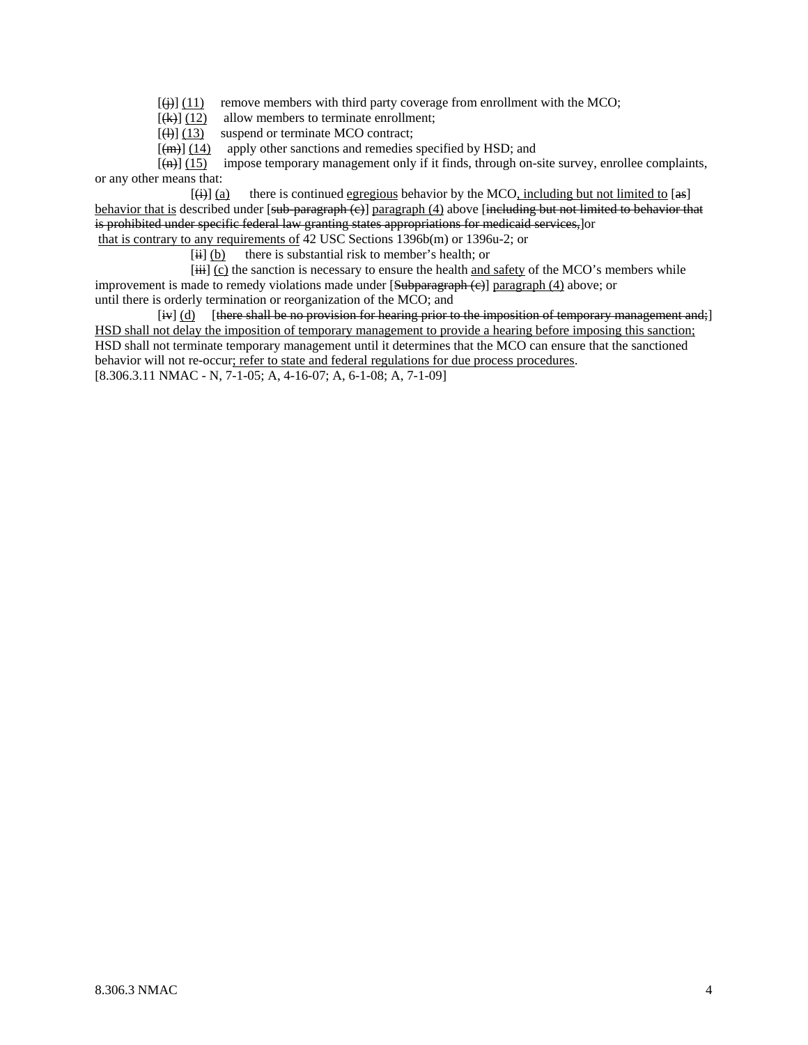[~~(j)~~] <u>(11)</u> remove members with third party coverage from enrollment with the MCO;

[~~(k)~~] <u>(12)</u> allow members to terminate enrollment;

[~~(l)~~] <u>(13)</u> suspend or terminate MCO contract;

[~~(m)~~] <u>(14)</u> apply other sanctions and remedies specified by HSD; and

[~~(n)~~] <u>(15)</u> impose temporary management only if it finds, through on-site survey, enrollee complaints, or any other means that:

[~~(i)~~] <u>(a)</u> there is continued <u>egregious</u> behavior by the MCO<u>, including but not limited to</u> [~~as~~] <u>behavior that is</u> described under [~~sub-paragraph (c)~~] <u>paragraph (4)</u> above [~~including but not limited to behavior that is prohibited under specific federal law granting states appropriations for medicaid services,~~]or <u>that is contrary to any requirements of</u> 42 USC Sections 1396b(m) or 1396u-2; or

[~~ii~~] <u>(b)</u> there is substantial risk to member's health; or

[~~iii~~] <u>(c)</u> the sanction is necessary to ensure the health <u>and safety</u> of the MCO's members while improvement is made to remedy violations made under [~~Subparagraph (c)~~] <u>paragraph (4)</u> above; or until there is orderly termination or reorganization of the MCO; and

[~~iv~~] <u>(d)</u> [~~there shall be no provision for hearing prior to the imposition of temporary management and;~~] <u>HSD shall not delay the imposition of temporary management to provide a hearing before imposing this sanction;</u> HSD shall not terminate temporary management until it determines that the MCO can ensure that the sanctioned behavior will not re-occur<u>; refer to state and federal regulations for due process procedures</u>.

[8.306.3.11 NMAC - N, 7-1-05; A, 4-16-07; A, 6-1-08; A, 7-1-09]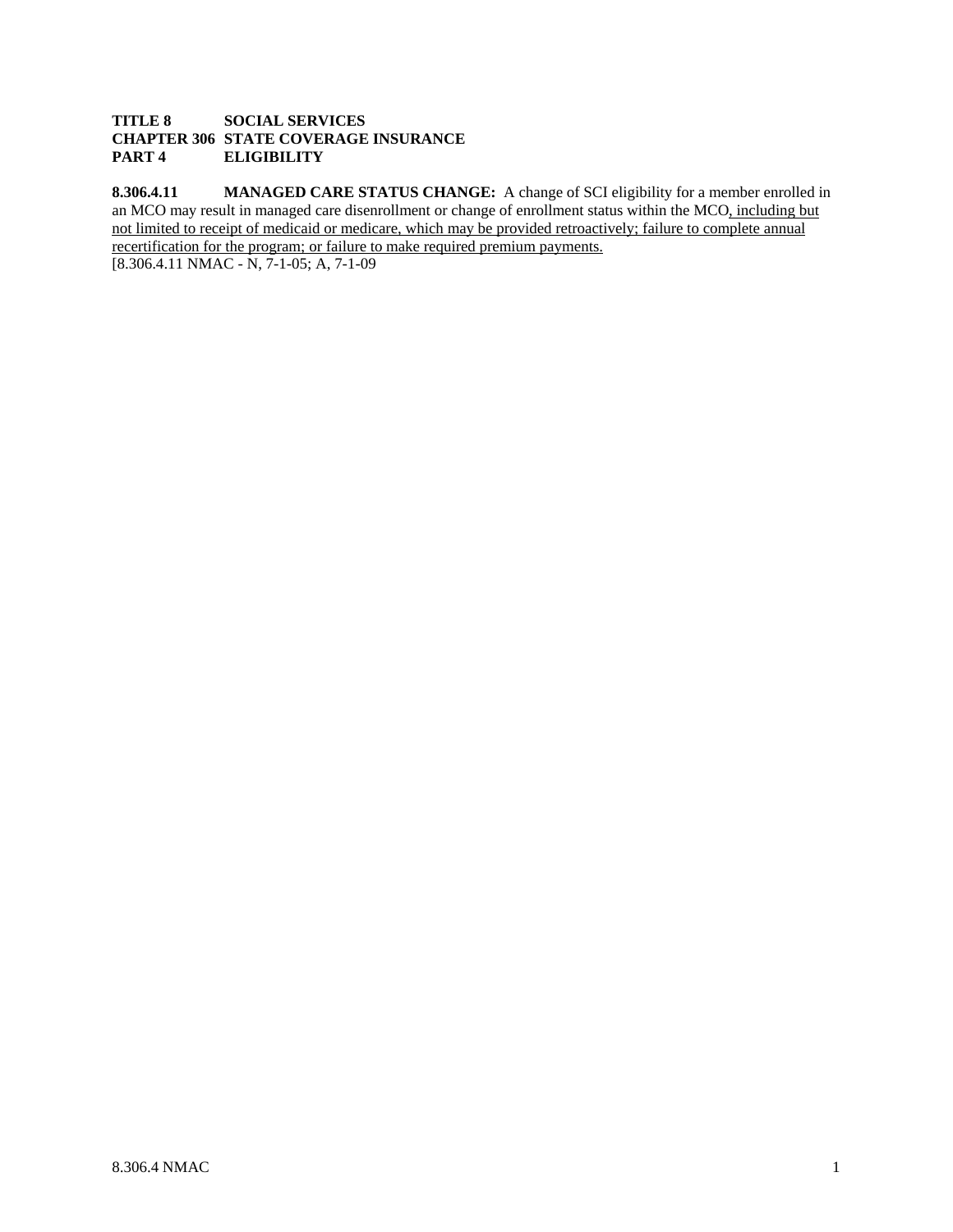**TITLE 8 SOCIAL SERVICES**
**CHAPTER 306 STATE COVERAGE INSURANCE**
**PART 4 ELIGIBILITY**

**8.306.4.11 MANAGED CARE STATUS CHANGE:** A change of SCI eligibility for a member enrolled in an MCO may result in managed care disenrollment or change of enrollment status within the MCO<u>, including but not limited to receipt of medicaid or medicare, which may be provided retroactively; failure to complete annual recertification for the program; or failure to make required premium payments.</u>
[8.306.4.11 NMAC - N, 7-1-05; A, 7-1-09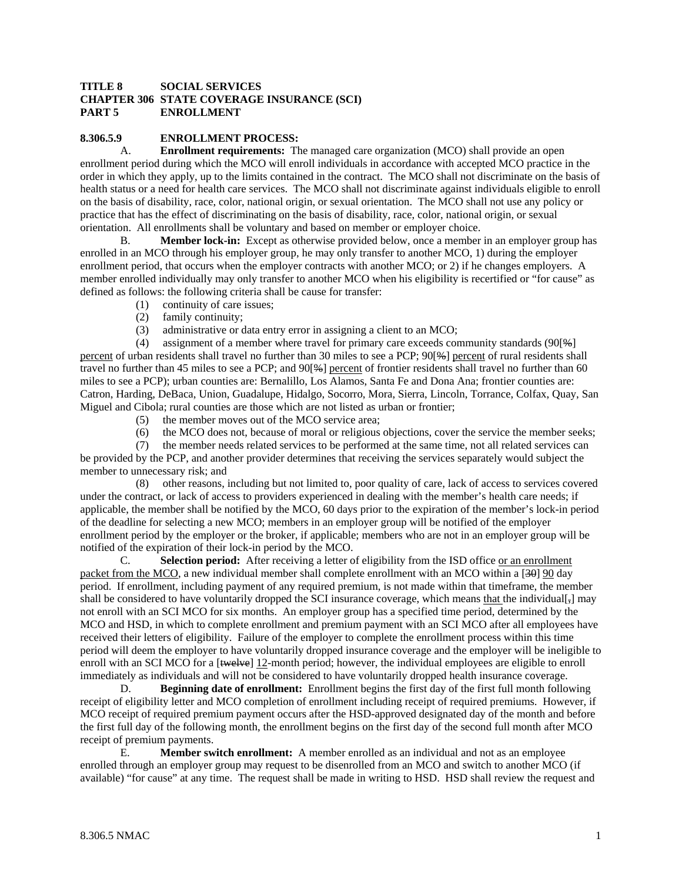**TITLE 8 SOCIAL SERVICES**
**CHAPTER 306 STATE COVERAGE INSURANCE (SCI)**
**PART 5 ENROLLMENT**

**8.306.5.9 ENROLLMENT PROCESS:**

A. **Enrollment requirements:** The managed care organization (MCO) shall provide an open enrollment period during which the MCO will enroll individuals in accordance with accepted MCO practice in the order in which they apply, up to the limits contained in the contract. The MCO shall not discriminate on the basis of health status or a need for health care services. The MCO shall not discriminate against individuals eligible to enroll on the basis of disability, race, color, national origin, or sexual orientation. The MCO shall not use any policy or practice that has the effect of discriminating on the basis of disability, race, color, national origin, or sexual orientation. All enrollments shall be voluntary and based on member or employer choice.

B. **Member lock-in:** Except as otherwise provided below, once a member in an employer group has enrolled in an MCO through his employer group, he may only transfer to another MCO, 1) during the employer enrollment period, that occurs when the employer contracts with another MCO; or 2) if he changes employers. A member enrolled individually may only transfer to another MCO when his eligibility is recertified or "for cause" as defined as follows: the following criteria shall be cause for transfer:

(1) continuity of care issues;

(2) family continuity;

(3) administrative or data entry error in assigning a client to an MCO;

(4) assignment of a member where travel for primary care exceeds community standards (90[~~%~~] percent of urban residents shall travel no further than 30 miles to see a PCP; 90[~~%~~] percent of rural residents shall travel no further than 45 miles to see a PCP; and 90[~~%~~] percent of frontier residents shall travel no further than 60 miles to see a PCP); urban counties are: Bernalillo, Los Alamos, Santa Fe and Dona Ana; frontier counties are: Catron, Harding, DeBaca, Union, Guadalupe, Hidalgo, Socorro, Mora, Sierra, Lincoln, Torrance, Colfax, Quay, San Miguel and Cibola; rural counties are those which are not listed as urban or frontier;

(5) the member moves out of the MCO service area;

(6) the MCO does not, because of moral or religious objections, cover the service the member seeks;

(7) the member needs related services to be performed at the same time, not all related services can be provided by the PCP, and another provider determines that receiving the services separately would subject the member to unnecessary risk; and

(8) other reasons, including but not limited to, poor quality of care, lack of access to services covered under the contract, or lack of access to providers experienced in dealing with the member's health care needs; if applicable, the member shall be notified by the MCO, 60 days prior to the expiration of the member's lock-in period of the deadline for selecting a new MCO; members in an employer group will be notified of the employer enrollment period by the employer or the broker, if applicable; members who are not in an employer group will be notified of the expiration of their lock-in period by the MCO.

C. **Selection period:** After receiving a letter of eligibility from the ISD office or an enrollment packet from the MCO, a new individual member shall complete enrollment with an MCO within a [~~30~~] 90 day period. If enrollment, including payment of any required premium, is not made within that timeframe, the member shall be considered to have voluntarily dropped the SCI insurance coverage, which means that the individual[~~,~~] may not enroll with an SCI MCO for six months. An employer group has a specified time period, determined by the MCO and HSD, in which to complete enrollment and premium payment with an SCI MCO after all employees have received their letters of eligibility. Failure of the employer to complete the enrollment process within this time period will deem the employer to have voluntarily dropped insurance coverage and the employer will be ineligible to enroll with an SCI MCO for a [~~twelve~~] 12-month period; however, the individual employees are eligible to enroll immediately as individuals and will not be considered to have voluntarily dropped health insurance coverage.

D. **Beginning date of enrollment:** Enrollment begins the first day of the first full month following receipt of eligibility letter and MCO completion of enrollment including receipt of required premiums. However, if MCO receipt of required premium payment occurs after the HSD-approved designated day of the month and before the first full day of the following month, the enrollment begins on the first day of the second full month after MCO receipt of premium payments.

E. **Member switch enrollment:** A member enrolled as an individual and not as an employee enrolled through an employer group may request to be disenrolled from an MCO and switch to another MCO (if available) "for cause" at any time. The request shall be made in writing to HSD. HSD shall review the request and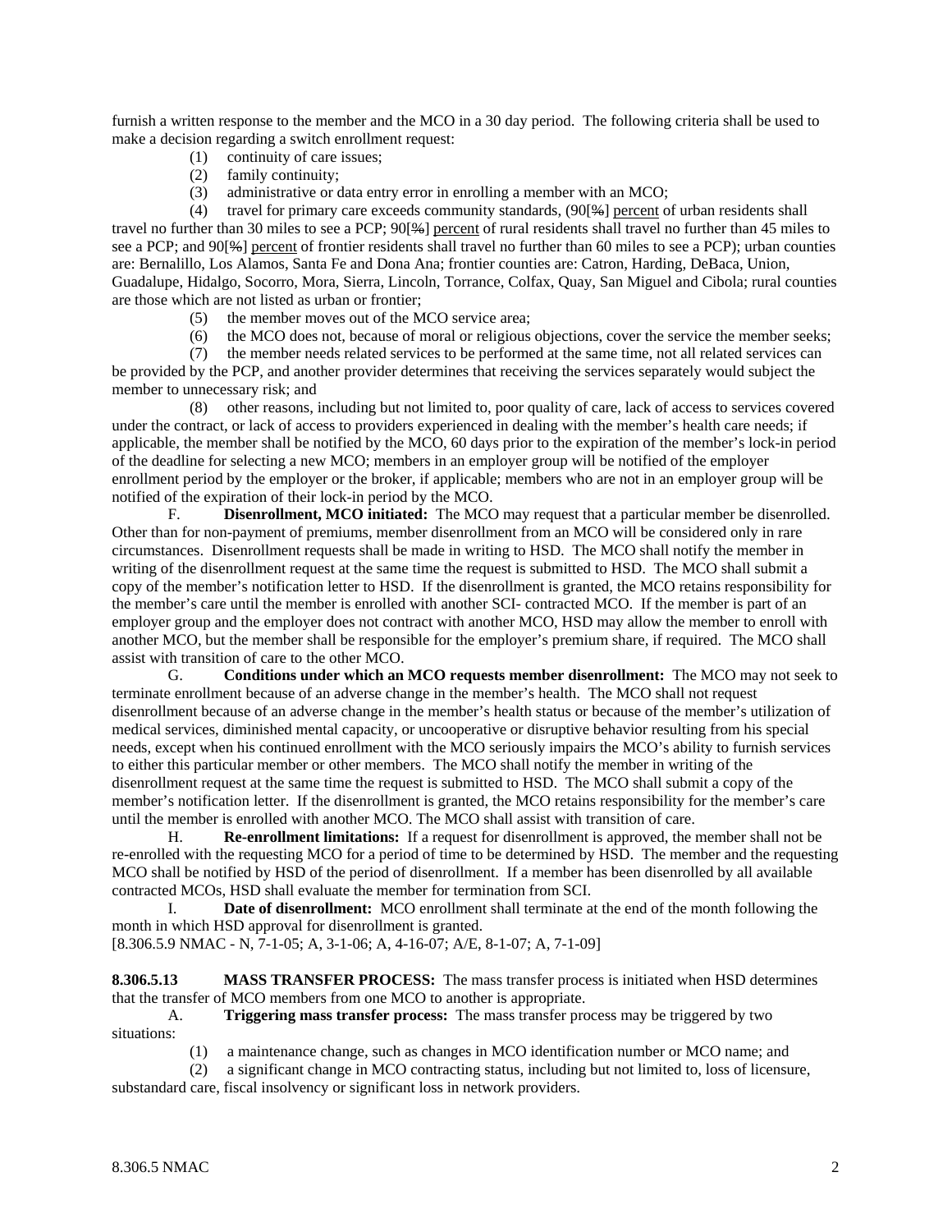furnish a written response to the member and the MCO in a 30 day period. The following criteria shall be used to make a decision regarding a switch enrollment request:

(1) continuity of care issues;

(2) family continuity;

(3) administrative or data entry error in enrolling a member with an MCO;

(4) travel for primary care exceeds community standards, (90[~~%~~] percent of urban residents shall travel no further than 30 miles to see a PCP; 90[~~%~~] percent of rural residents shall travel no further than 45 miles to see a PCP; and 90[~~%~~] percent of frontier residents shall travel no further than 60 miles to see a PCP); urban counties are: Bernalillo, Los Alamos, Santa Fe and Dona Ana; frontier counties are: Catron, Harding, DeBaca, Union, Guadalupe, Hidalgo, Socorro, Mora, Sierra, Lincoln, Torrance, Colfax, Quay, San Miguel and Cibola; rural counties are those which are not listed as urban or frontier;

(5) the member moves out of the MCO service area;

(6) the MCO does not, because of moral or religious objections, cover the service the member seeks;

(7) the member needs related services to be performed at the same time, not all related services can be provided by the PCP, and another provider determines that receiving the services separately would subject the member to unnecessary risk; and

(8) other reasons, including but not limited to, poor quality of care, lack of access to services covered under the contract, or lack of access to providers experienced in dealing with the member's health care needs; if applicable, the member shall be notified by the MCO, 60 days prior to the expiration of the member's lock-in period of the deadline for selecting a new MCO; members in an employer group will be notified of the employer enrollment period by the employer or the broker, if applicable; members who are not in an employer group will be notified of the expiration of their lock-in period by the MCO.

F. **Disenrollment, MCO initiated:** The MCO may request that a particular member be disenrolled. Other than for non-payment of premiums, member disenrollment from an MCO will be considered only in rare circumstances. Disenrollment requests shall be made in writing to HSD. The MCO shall notify the member in writing of the disenrollment request at the same time the request is submitted to HSD. The MCO shall submit a copy of the member's notification letter to HSD. If the disenrollment is granted, the MCO retains responsibility for the member's care until the member is enrolled with another SCI- contracted MCO. If the member is part of an employer group and the employer does not contract with another MCO, HSD may allow the member to enroll with another MCO, but the member shall be responsible for the employer's premium share, if required. The MCO shall assist with transition of care to the other MCO.

G. **Conditions under which an MCO requests member disenrollment:** The MCO may not seek to terminate enrollment because of an adverse change in the member's health. The MCO shall not request disenrollment because of an adverse change in the member's health status or because of the member's utilization of medical services, diminished mental capacity, or uncooperative or disruptive behavior resulting from his special needs, except when his continued enrollment with the MCO seriously impairs the MCO's ability to furnish services to either this particular member or other members. The MCO shall notify the member in writing of the disenrollment request at the same time the request is submitted to HSD. The MCO shall submit a copy of the member's notification letter. If the disenrollment is granted, the MCO retains responsibility for the member's care until the member is enrolled with another MCO. The MCO shall assist with transition of care.

H. **Re-enrollment limitations:** If a request for disenrollment is approved, the member shall not be re-enrolled with the requesting MCO for a period of time to be determined by HSD. The member and the requesting MCO shall be notified by HSD of the period of disenrollment. If a member has been disenrolled by all available contracted MCOs, HSD shall evaluate the member for termination from SCI.

I. **Date of disenrollment:** MCO enrollment shall terminate at the end of the month following the month in which HSD approval for disenrollment is granted.

[8.306.5.9 NMAC - N, 7-1-05; A, 3-1-06; A, 4-16-07; A/E, 8-1-07; A, 7-1-09]

**8.306.5.13 MASS TRANSFER PROCESS:** The mass transfer process is initiated when HSD determines that the transfer of MCO members from one MCO to another is appropriate.

A. **Triggering mass transfer process:** The mass transfer process may be triggered by two situations:

(1) a maintenance change, such as changes in MCO identification number or MCO name; and

(2) a significant change in MCO contracting status, including but not limited to, loss of licensure, substandard care, fiscal insolvency or significant loss in network providers.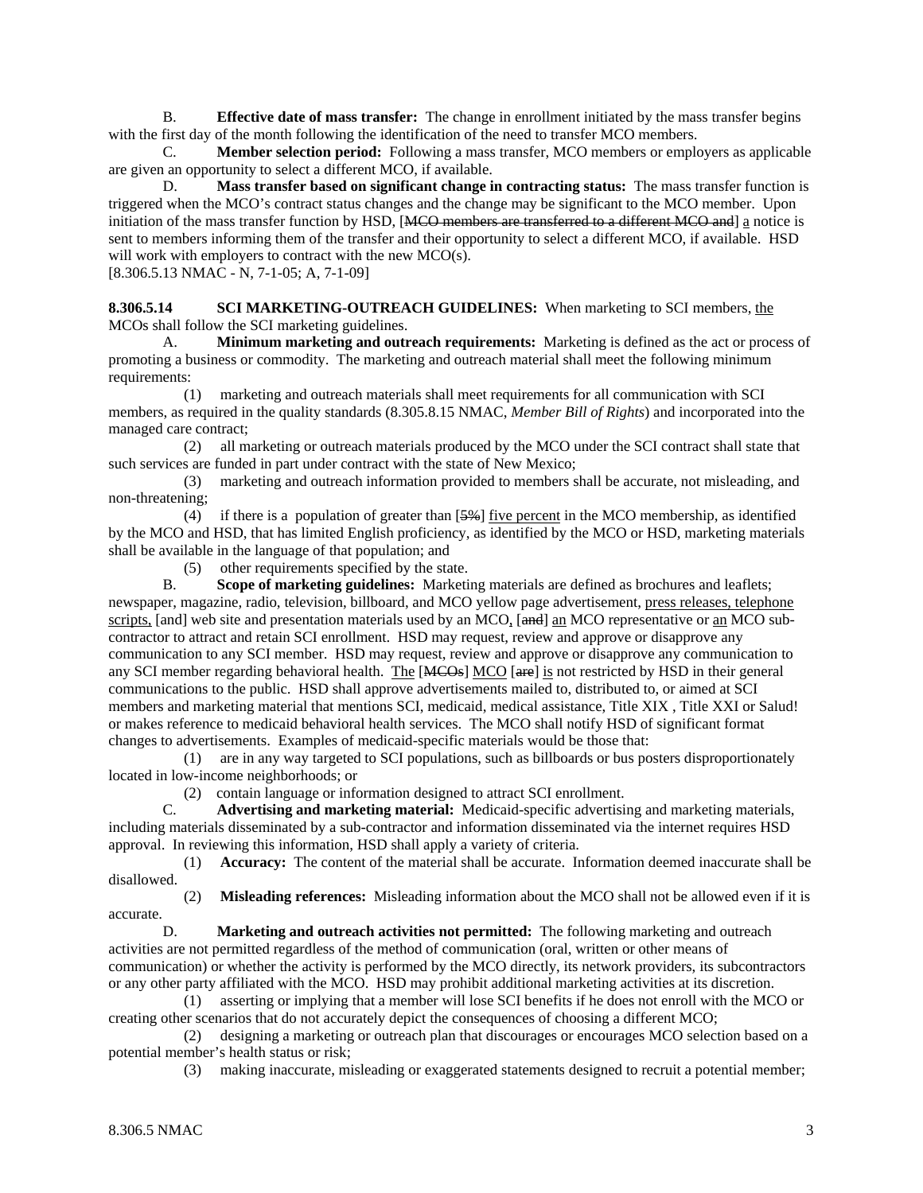B. **Effective date of mass transfer:** The change in enrollment initiated by the mass transfer begins with the first day of the month following the identification of the need to transfer MCO members.

C. **Member selection period:** Following a mass transfer, MCO members or employers as applicable are given an opportunity to select a different MCO, if available.

D. **Mass transfer based on significant change in contracting status:** The mass transfer function is triggered when the MCO's contract status changes and the change may be significant to the MCO member. Upon initiation of the mass transfer function by HSD, [~~MCO members are transferred to a different MCO and~~] a notice is sent to members informing them of the transfer and their opportunity to select a different MCO, if available. HSD will work with employers to contract with the new MCO(s).

[8.306.5.13 NMAC - N, 7-1-05; A, 7-1-09]

**8.306.5.14 SCI MARKETING-OUTREACH GUIDELINES:** When marketing to SCI members, the MCOs shall follow the SCI marketing guidelines.

A. **Minimum marketing and outreach requirements:** Marketing is defined as the act or process of promoting a business or commodity. The marketing and outreach material shall meet the following minimum requirements:

(1) marketing and outreach materials shall meet requirements for all communication with SCI members, as required in the quality standards (8.305.8.15 NMAC, *Member Bill of Rights*) and incorporated into the managed care contract;

(2) all marketing or outreach materials produced by the MCO under the SCI contract shall state that such services are funded in part under contract with the state of New Mexico;

(3) marketing and outreach information provided to members shall be accurate, not misleading, and non-threatening;

(4) if there is a population of greater than [~~5%~~] five percent in the MCO membership, as identified by the MCO and HSD, that has limited English proficiency, as identified by the MCO or HSD, marketing materials shall be available in the language of that population; and

(5) other requirements specified by the state.

B. **Scope of marketing guidelines:** Marketing materials are defined as brochures and leaflets; newspaper, magazine, radio, television, billboard, and MCO yellow page advertisement, press releases, telephone scripts, [and] web site and presentation materials used by an MCO, [~~and~~] an MCO representative or an MCO subcontractor to attract and retain SCI enrollment. HSD may request, review and approve or disapprove any communication to any SCI member. HSD may request, review and approve or disapprove any communication to any SCI member regarding behavioral health. The [~~MCOs~~] MCO [~~are~~] is not restricted by HSD in their general communications to the public. HSD shall approve advertisements mailed to, distributed to, or aimed at SCI members and marketing material that mentions SCI, medicaid, medical assistance, Title XIX , Title XXI or Salud! or makes reference to medicaid behavioral health services. The MCO shall notify HSD of significant format changes to advertisements. Examples of medicaid-specific materials would be those that:

(1) are in any way targeted to SCI populations, such as billboards or bus posters disproportionately located in low-income neighborhoods; or

(2) contain language or information designed to attract SCI enrollment.

C. **Advertising and marketing material:** Medicaid-specific advertising and marketing materials, including materials disseminated by a sub-contractor and information disseminated via the internet requires HSD approval. In reviewing this information, HSD shall apply a variety of criteria.

(1) **Accuracy:** The content of the material shall be accurate. Information deemed inaccurate shall be disallowed.

(2) **Misleading references:** Misleading information about the MCO shall not be allowed even if it is accurate.

D. **Marketing and outreach activities not permitted:** The following marketing and outreach activities are not permitted regardless of the method of communication (oral, written or other means of communication) or whether the activity is performed by the MCO directly, its network providers, its subcontractors or any other party affiliated with the MCO. HSD may prohibit additional marketing activities at its discretion.

(1) asserting or implying that a member will lose SCI benefits if he does not enroll with the MCO or creating other scenarios that do not accurately depict the consequences of choosing a different MCO;

(2) designing a marketing or outreach plan that discourages or encourages MCO selection based on a potential member's health status or risk;

(3) making inaccurate, misleading or exaggerated statements designed to recruit a potential member;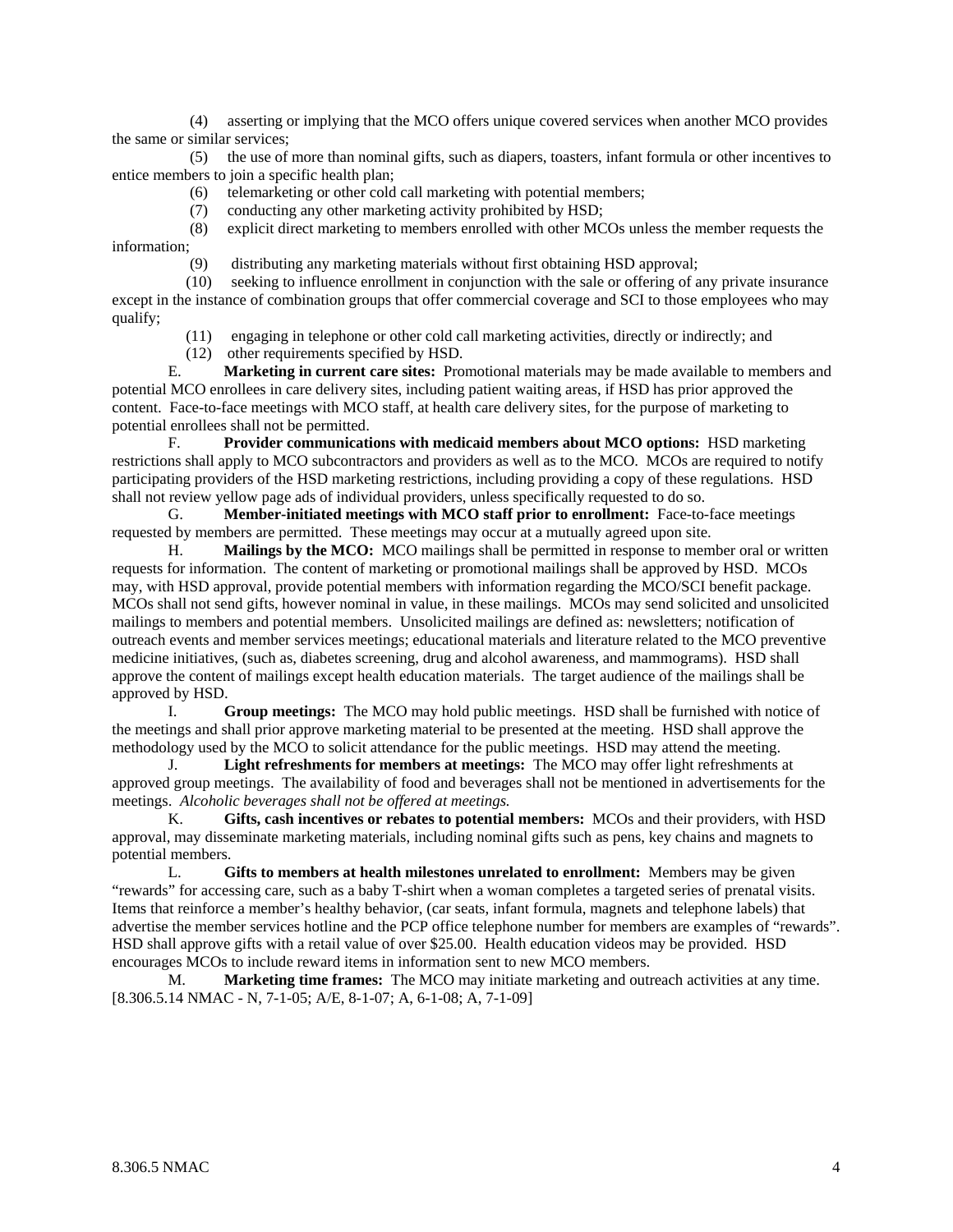(4) asserting or implying that the MCO offers unique covered services when another MCO provides the same or similar services;

(5) the use of more than nominal gifts, such as diapers, toasters, infant formula or other incentives to entice members to join a specific health plan;

(6) telemarketing or other cold call marketing with potential members;

(7) conducting any other marketing activity prohibited by HSD;

(8) explicit direct marketing to members enrolled with other MCOs unless the member requests the information;

(9) distributing any marketing materials without first obtaining HSD approval;

(10) seeking to influence enrollment in conjunction with the sale or offering of any private insurance except in the instance of combination groups that offer commercial coverage and SCI to those employees who may qualify;

(11) engaging in telephone or other cold call marketing activities, directly or indirectly; and

(12) other requirements specified by HSD.

E. **Marketing in current care sites:** Promotional materials may be made available to members and potential MCO enrollees in care delivery sites, including patient waiting areas, if HSD has prior approved the content. Face-to-face meetings with MCO staff, at health care delivery sites, for the purpose of marketing to potential enrollees shall not be permitted.

F. **Provider communications with medicaid members about MCO options:** HSD marketing restrictions shall apply to MCO subcontractors and providers as well as to the MCO. MCOs are required to notify participating providers of the HSD marketing restrictions, including providing a copy of these regulations. HSD shall not review yellow page ads of individual providers, unless specifically requested to do so.

G. **Member-initiated meetings with MCO staff prior to enrollment:** Face-to-face meetings requested by members are permitted. These meetings may occur at a mutually agreed upon site.

H. **Mailings by the MCO:** MCO mailings shall be permitted in response to member oral or written requests for information. The content of marketing or promotional mailings shall be approved by HSD. MCOs may, with HSD approval, provide potential members with information regarding the MCO/SCI benefit package. MCOs shall not send gifts, however nominal in value, in these mailings. MCOs may send solicited and unsolicited mailings to members and potential members. Unsolicited mailings are defined as: newsletters; notification of outreach events and member services meetings; educational materials and literature related to the MCO preventive medicine initiatives, (such as, diabetes screening, drug and alcohol awareness, and mammograms). HSD shall approve the content of mailings except health education materials. The target audience of the mailings shall be approved by HSD.

I. **Group meetings:** The MCO may hold public meetings. HSD shall be furnished with notice of the meetings and shall prior approve marketing material to be presented at the meeting. HSD shall approve the methodology used by the MCO to solicit attendance for the public meetings. HSD may attend the meeting.

J. **Light refreshments for members at meetings:** The MCO may offer light refreshments at approved group meetings. The availability of food and beverages shall not be mentioned in advertisements for the meetings. *Alcoholic beverages shall not be offered at meetings.*

K. **Gifts, cash incentives or rebates to potential members:** MCOs and their providers, with HSD approval, may disseminate marketing materials, including nominal gifts such as pens, key chains and magnets to potential members.

L. **Gifts to members at health milestones unrelated to enrollment:** Members may be given "rewards" for accessing care, such as a baby T-shirt when a woman completes a targeted series of prenatal visits. Items that reinforce a member's healthy behavior, (car seats, infant formula, magnets and telephone labels) that advertise the member services hotline and the PCP office telephone number for members are examples of "rewards". HSD shall approve gifts with a retail value of over $25.00. Health education videos may be provided. HSD encourages MCOs to include reward items in information sent to new MCO members.

M. **Marketing time frames:** The MCO may initiate marketing and outreach activities at any time.
[8.306.5.14 NMAC - N, 7-1-05; A/E, 8-1-07; A, 6-1-08; A, 7-1-09]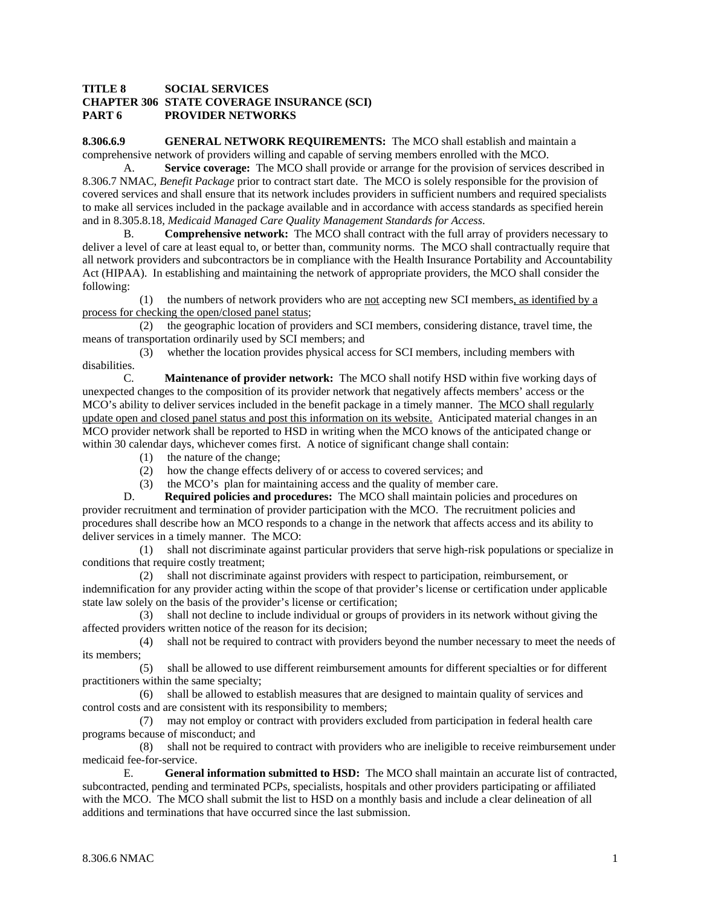**TITLE 8 SOCIAL SERVICES**
**CHAPTER 306 STATE COVERAGE INSURANCE (SCI)**
**PART 6 PROVIDER NETWORKS**

**8.306.6.9 GENERAL NETWORK REQUIREMENTS:** The MCO shall establish and maintain a comprehensive network of providers willing and capable of serving members enrolled with the MCO.

A. **Service coverage:** The MCO shall provide or arrange for the provision of services described in 8.306.7 NMAC, *Benefit Package* prior to contract start date. The MCO is solely responsible for the provision of covered services and shall ensure that its network includes providers in sufficient numbers and required specialists to make all services included in the package available and in accordance with access standards as specified herein and in 8.305.8.18, *Medicaid Managed Care Quality Management Standards for Access*.

B. **Comprehensive network:** The MCO shall contract with the full array of providers necessary to deliver a level of care at least equal to, or better than, community norms. The MCO shall contractually require that all network providers and subcontractors be in compliance with the Health Insurance Portability and Accountability Act (HIPAA). In establishing and maintaining the network of appropriate providers, the MCO shall consider the following:

(1) the numbers of network providers who are <u>not</u> accepting new SCI members<u>, as identified by a process for checking the open/closed panel status</u>;

(2) the geographic location of providers and SCI members, considering distance, travel time, the means of transportation ordinarily used by SCI members; and

(3) whether the location provides physical access for SCI members, including members with disabilities.

C. **Maintenance of provider network:** The MCO shall notify HSD within five working days of unexpected changes to the composition of its provider network that negatively affects members' access or the MCO's ability to deliver services included in the benefit package in a timely manner. <u>The MCO shall regularly update open and closed panel status and post this information on its website.</u> Anticipated material changes in an MCO provider network shall be reported to HSD in writing when the MCO knows of the anticipated change or within 30 calendar days, whichever comes first. A notice of significant change shall contain:

(1) the nature of the change;

(2) how the change effects delivery of or access to covered services; and

(3) the MCO's plan for maintaining access and the quality of member care.

D. **Required policies and procedures:** The MCO shall maintain policies and procedures on provider recruitment and termination of provider participation with the MCO. The recruitment policies and procedures shall describe how an MCO responds to a change in the network that affects access and its ability to deliver services in a timely manner. The MCO:

(1) shall not discriminate against particular providers that serve high-risk populations or specialize in conditions that require costly treatment;

(2) shall not discriminate against providers with respect to participation, reimbursement, or indemnification for any provider acting within the scope of that provider's license or certification under applicable state law solely on the basis of the provider's license or certification;

(3) shall not decline to include individual or groups of providers in its network without giving the affected providers written notice of the reason for its decision;

(4) shall not be required to contract with providers beyond the number necessary to meet the needs of its members;

(5) shall be allowed to use different reimbursement amounts for different specialties or for different practitioners within the same specialty;

(6) shall be allowed to establish measures that are designed to maintain quality of services and control costs and are consistent with its responsibility to members;

(7) may not employ or contract with providers excluded from participation in federal health care programs because of misconduct; and

(8) shall not be required to contract with providers who are ineligible to receive reimbursement under medicaid fee-for-service.

E. **General information submitted to HSD:** The MCO shall maintain an accurate list of contracted, subcontracted, pending and terminated PCPs, specialists, hospitals and other providers participating or affiliated with the MCO. The MCO shall submit the list to HSD on a monthly basis and include a clear delineation of all additions and terminations that have occurred since the last submission.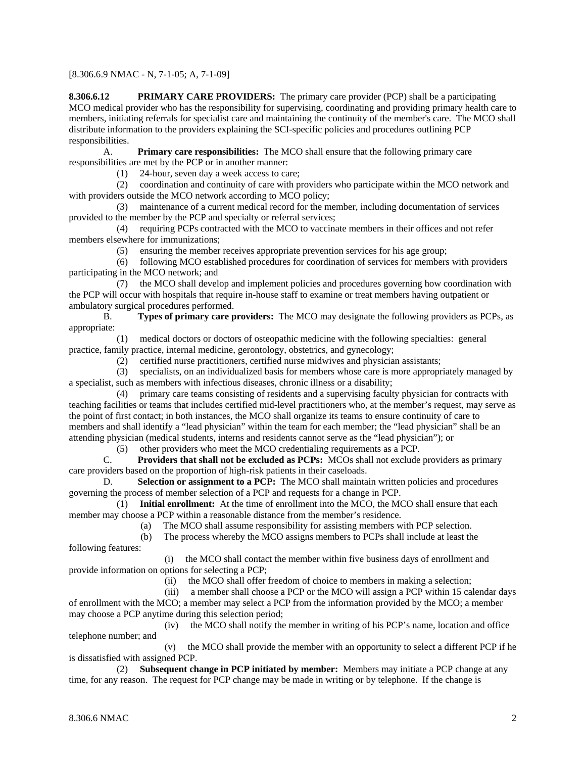[8.306.6.9 NMAC - N, 7-1-05; A, 7-1-09]

**8.306.6.12 PRIMARY CARE PROVIDERS:** The primary care provider (PCP) shall be a participating MCO medical provider who has the responsibility for supervising, coordinating and providing primary health care to members, initiating referrals for specialist care and maintaining the continuity of the member's care. The MCO shall distribute information to the providers explaining the SCI-specific policies and procedures outlining PCP responsibilities.

A. **Primary care responsibilities:** The MCO shall ensure that the following primary care responsibilities are met by the PCP or in another manner:

(1) 24-hour, seven day a week access to care;

(2) coordination and continuity of care with providers who participate within the MCO network and with providers outside the MCO network according to MCO policy;

(3) maintenance of a current medical record for the member, including documentation of services provided to the member by the PCP and specialty or referral services;

(4) requiring PCPs contracted with the MCO to vaccinate members in their offices and not refer members elsewhere for immunizations;

(5) ensuring the member receives appropriate prevention services for his age group;

(6) following MCO established procedures for coordination of services for members with providers participating in the MCO network; and

(7) the MCO shall develop and implement policies and procedures governing how coordination with the PCP will occur with hospitals that require in-house staff to examine or treat members having outpatient or ambulatory surgical procedures performed.

B. **Types of primary care providers:** The MCO may designate the following providers as PCPs, as appropriate:

(1) medical doctors or doctors of osteopathic medicine with the following specialties: general practice, family practice, internal medicine, gerontology, obstetrics, and gynecology;

(2) certified nurse practitioners, certified nurse midwives and physician assistants;

(3) specialists, on an individualized basis for members whose care is more appropriately managed by a specialist, such as members with infectious diseases, chronic illness or a disability;

(4) primary care teams consisting of residents and a supervising faculty physician for contracts with teaching facilities or teams that includes certified mid-level practitioners who, at the member's request, may serve as the point of first contact; in both instances, the MCO shall organize its teams to ensure continuity of care to members and shall identify a "lead physician" within the team for each member; the "lead physician" shall be an attending physician (medical students, interns and residents cannot serve as the "lead physician"); or

(5) other providers who meet the MCO credentialing requirements as a PCP.

C. **Providers that shall not be excluded as PCPs:** MCOs shall not exclude providers as primary care providers based on the proportion of high-risk patients in their caseloads.

D. **Selection or assignment to a PCP:** The MCO shall maintain written policies and procedures governing the process of member selection of a PCP and requests for a change in PCP.

(1) **Initial enrollment:** At the time of enrollment into the MCO, the MCO shall ensure that each member may choose a PCP within a reasonable distance from the member's residence.

(a) The MCO shall assume responsibility for assisting members with PCP selection.

(b) The process whereby the MCO assigns members to PCPs shall include at least the following features:

(i) the MCO shall contact the member within five business days of enrollment and provide information on options for selecting a PCP;

(ii) the MCO shall offer freedom of choice to members in making a selection;

(iii) a member shall choose a PCP or the MCO will assign a PCP within 15 calendar days of enrollment with the MCO; a member may select a PCP from the information provided by the MCO; a member may choose a PCP anytime during this selection period;

(iv) the MCO shall notify the member in writing of his PCP's name, location and office telephone number; and

(v) the MCO shall provide the member with an opportunity to select a different PCP if he is dissatisfied with assigned PCP.

(2) **Subsequent change in PCP initiated by member:** Members may initiate a PCP change at any time, for any reason. The request for PCP change may be made in writing or by telephone. If the change is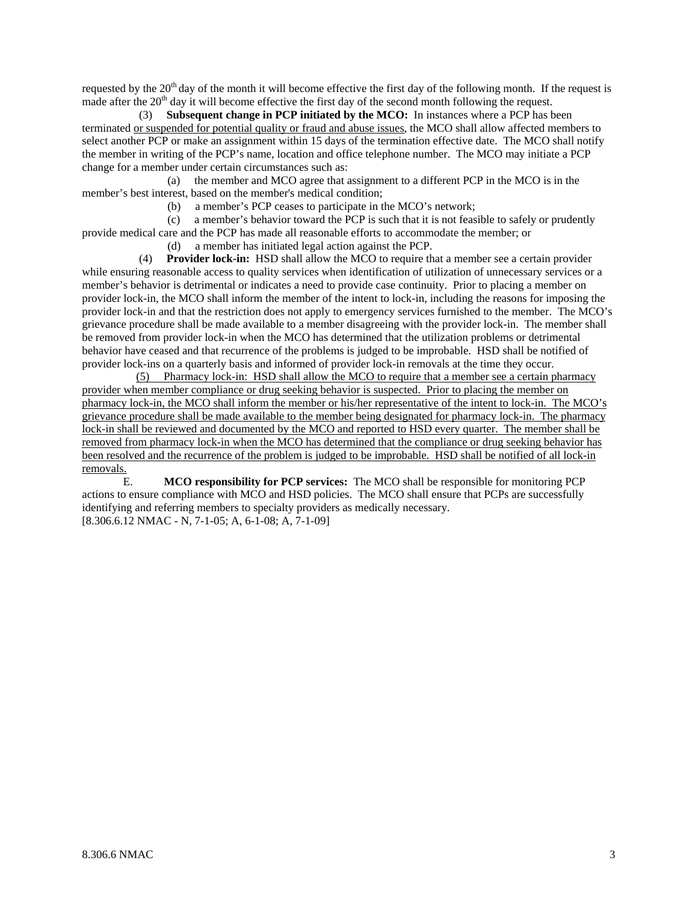requested by the 20th day of the month it will become effective the first day of the following month. If the request is made after the 20th day it will become effective the first day of the second month following the request.

(3) **Subsequent change in PCP initiated by the MCO:** In instances where a PCP has been terminated <u>or suspended for potential quality or fraud and abuse issues</u>, the MCO shall allow affected members to select another PCP or make an assignment within 15 days of the termination effective date. The MCO shall notify the member in writing of the PCP's name, location and office telephone number. The MCO may initiate a PCP change for a member under certain circumstances such as:

(a) the member and MCO agree that assignment to a different PCP in the MCO is in the member's best interest, based on the member's medical condition;

(b) a member's PCP ceases to participate in the MCO's network;

(c) a member's behavior toward the PCP is such that it is not feasible to safely or prudently provide medical care and the PCP has made all reasonable efforts to accommodate the member; or

(d) a member has initiated legal action against the PCP.

(4) **Provider lock-in:** HSD shall allow the MCO to require that a member see a certain provider while ensuring reasonable access to quality services when identification of utilization of unnecessary services or a member's behavior is detrimental or indicates a need to provide case continuity. Prior to placing a member on provider lock-in, the MCO shall inform the member of the intent to lock-in, including the reasons for imposing the provider lock-in and that the restriction does not apply to emergency services furnished to the member. The MCO's grievance procedure shall be made available to a member disagreeing with the provider lock-in. The member shall be removed from provider lock-in when the MCO has determined that the utilization problems or detrimental behavior have ceased and that recurrence of the problems is judged to be improbable. HSD shall be notified of provider lock-ins on a quarterly basis and informed of provider lock-in removals at the time they occur.

<u>(5) Pharmacy lock-in: HSD shall allow the MCO to require that a member see a certain pharmacy provider when member compliance or drug seeking behavior is suspected. Prior to placing the member on pharmacy lock-in, the MCO shall inform the member or his/her representative of the intent to lock-in. The MCO's grievance procedure shall be made available to the member being designated for pharmacy lock-in. The pharmacy lock-in shall be reviewed and documented by the MCO and reported to HSD every quarter. The member shall be removed from pharmacy lock-in when the MCO has determined that the compliance or drug seeking behavior has been resolved and the recurrence of the problem is judged to be improbable. HSD shall be notified of all lock-in removals.</u>

E. **MCO responsibility for PCP services:** The MCO shall be responsible for monitoring PCP actions to ensure compliance with MCO and HSD policies. The MCO shall ensure that PCPs are successfully identifying and referring members to specialty providers as medically necessary.

[8.306.6.12 NMAC - N, 7-1-05; A, 6-1-08; A, 7-1-09]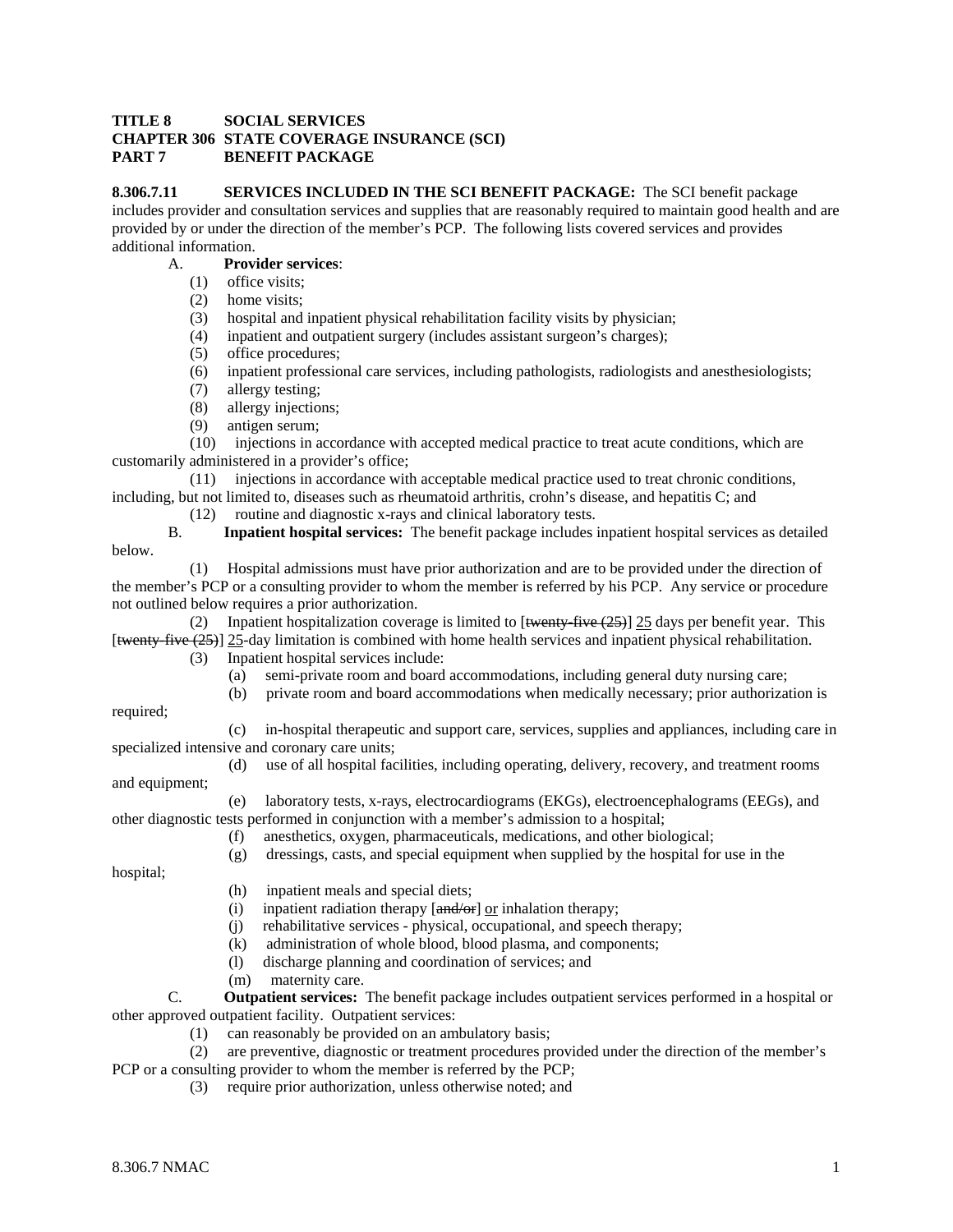**TITLE 8 SOCIAL SERVICES**
**CHAPTER 306 STATE COVERAGE INSURANCE (SCI)**
**PART 7 BENEFIT PACKAGE**

**8.306.7.11 SERVICES INCLUDED IN THE SCI BENEFIT PACKAGE:** The SCI benefit package includes provider and consultation services and supplies that are reasonably required to maintain good health and are provided by or under the direction of the member's PCP. The following lists covered services and provides additional information.

A. **Provider services**:

(1) office visits;

(2) home visits;

(3) hospital and inpatient physical rehabilitation facility visits by physician;

(4) inpatient and outpatient surgery (includes assistant surgeon's charges);

(5) office procedures;

(6) inpatient professional care services, including pathologists, radiologists and anesthesiologists;

(7) allergy testing;

(8) allergy injections;

(9) antigen serum;

(10) injections in accordance with accepted medical practice to treat acute conditions, which are customarily administered in a provider's office;

(11) injections in accordance with acceptable medical practice used to treat chronic conditions, including, but not limited to, diseases such as rheumatoid arthritis, crohn's disease, and hepatitis C; and

(12) routine and diagnostic x-rays and clinical laboratory tests.

B. **Inpatient hospital services:** The benefit package includes inpatient hospital services as detailed below.

(1) Hospital admissions must have prior authorization and are to be provided under the direction of the member's PCP or a consulting provider to whom the member is referred by his PCP. Any service or procedure not outlined below requires a prior authorization.

(2) Inpatient hospitalization coverage is limited to [~~twenty-five (25)~~] 25 days per benefit year. This [~~twenty-five (25)~~] 25-day limitation is combined with home health services and inpatient physical rehabilitation.

(3) Inpatient hospital services include:

(a) semi-private room and board accommodations, including general duty nursing care;

(b) private room and board accommodations when medically necessary; prior authorization is required;

(c) in-hospital therapeutic and support care, services, supplies and appliances, including care in specialized intensive and coronary care units;

(d) use of all hospital facilities, including operating, delivery, recovery, and treatment rooms and equipment;

(e) laboratory tests, x-rays, electrocardiograms (EKGs), electroencephalograms (EEGs), and other diagnostic tests performed in conjunction with a member's admission to a hospital;

(f) anesthetics, oxygen, pharmaceuticals, medications, and other biological;

(g) dressings, casts, and special equipment when supplied by the hospital for use in the hospital;

(h) inpatient meals and special diets;

(i) inpatient radiation therapy [~~and/or~~] or inhalation therapy;

(j) rehabilitative services - physical, occupational, and speech therapy;

(k) administration of whole blood, blood plasma, and components;

(l) discharge planning and coordination of services; and

(m) maternity care.

C. **Outpatient services:** The benefit package includes outpatient services performed in a hospital or other approved outpatient facility. Outpatient services:

(1) can reasonably be provided on an ambulatory basis;

(2) are preventive, diagnostic or treatment procedures provided under the direction of the member's PCP or a consulting provider to whom the member is referred by the PCP;

(3) require prior authorization, unless otherwise noted; and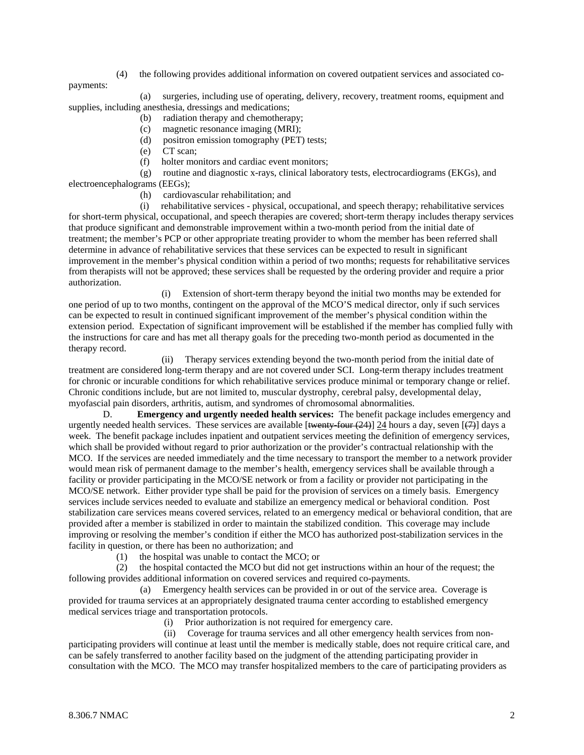(4) the following provides additional information on covered outpatient services and associated co-payments:

(a) surgeries, including use of operating, delivery, recovery, treatment rooms, equipment and supplies, including anesthesia, dressings and medications;

(b) radiation therapy and chemotherapy;

(c) magnetic resonance imaging (MRI);

(d) positron emission tomography (PET) tests;

(e) CT scan;

(f) holter monitors and cardiac event monitors;

(g) routine and diagnostic x-rays, clinical laboratory tests, electrocardiograms (EKGs), and electroencephalograms (EEGs);

(h) cardiovascular rehabilitation; and

(i) rehabilitative services - physical, occupational, and speech therapy; rehabilitative services for short-term physical, occupational, and speech therapies are covered; short-term therapy includes therapy services that produce significant and demonstrable improvement within a two-month period from the initial date of treatment; the member's PCP or other appropriate treating provider to whom the member has been referred shall determine in advance of rehabilitative services that these services can be expected to result in significant improvement in the member's physical condition within a period of two months; requests for rehabilitative services from therapists will not be approved; these services shall be requested by the ordering provider and require a prior authorization.

(i) Extension of short-term therapy beyond the initial two months may be extended for one period of up to two months, contingent on the approval of the MCO'S medical director, only if such services can be expected to result in continued significant improvement of the member's physical condition within the extension period. Expectation of significant improvement will be established if the member has complied fully with the instructions for care and has met all therapy goals for the preceding two-month period as documented in the therapy record.

(ii) Therapy services extending beyond the two-month period from the initial date of treatment are considered long-term therapy and are not covered under SCI. Long-term therapy includes treatment for chronic or incurable conditions for which rehabilitative services produce minimal or temporary change or relief. Chronic conditions include, but are not limited to, muscular dystrophy, cerebral palsy, developmental delay, myofascial pain disorders, arthritis, autism, and syndromes of chromosomal abnormalities.

D. **Emergency and urgently needed health services:** The benefit package includes emergency and urgently needed health services. These services are available [~~twenty-four (24)~~] 24 hours a day, seven [~~(7)~~] days a week. The benefit package includes inpatient and outpatient services meeting the definition of emergency services, which shall be provided without regard to prior authorization or the provider's contractual relationship with the MCO. If the services are needed immediately and the time necessary to transport the member to a network provider would mean risk of permanent damage to the member's health, emergency services shall be available through a facility or provider participating in the MCO/SE network or from a facility or provider not participating in the MCO/SE network. Either provider type shall be paid for the provision of services on a timely basis. Emergency services include services needed to evaluate and stabilize an emergency medical or behavioral condition. Post stabilization care services means covered services, related to an emergency medical or behavioral condition, that are provided after a member is stabilized in order to maintain the stabilized condition. This coverage may include improving or resolving the member's condition if either the MCO has authorized post-stabilization services in the facility in question, or there has been no authorization; and

(1) the hospital was unable to contact the MCO; or

(2) the hospital contacted the MCO but did not get instructions within an hour of the request; the following provides additional information on covered services and required co-payments.

(a) Emergency health services can be provided in or out of the service area. Coverage is provided for trauma services at an appropriately designated trauma center according to established emergency medical services triage and transportation protocols.

(i) Prior authorization is not required for emergency care.

(ii) Coverage for trauma services and all other emergency health services from non-participating providers will continue at least until the member is medically stable, does not require critical care, and can be safely transferred to another facility based on the judgment of the attending participating provider in consultation with the MCO. The MCO may transfer hospitalized members to the care of participating providers as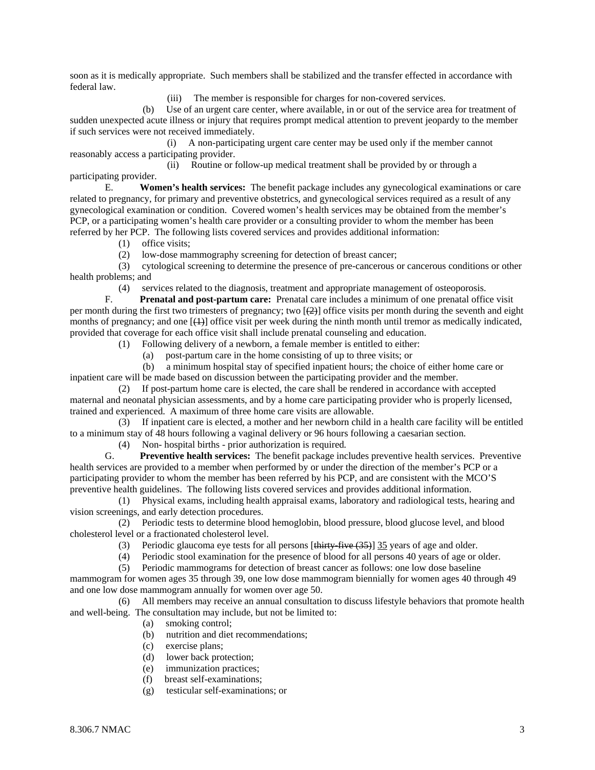soon as it is medically appropriate. Such members shall be stabilized and the transfer effected in accordance with federal law.

(iii) The member is responsible for charges for non-covered services.

(b) Use of an urgent care center, where available, in or out of the service area for treatment of sudden unexpected acute illness or injury that requires prompt medical attention to prevent jeopardy to the member if such services were not received immediately.

(i) A non-participating urgent care center may be used only if the member cannot reasonably access a participating provider.

(ii) Routine or follow-up medical treatment shall be provided by or through a participating provider.

E. **Women's health services:** The benefit package includes any gynecological examinations or care related to pregnancy, for primary and preventive obstetrics, and gynecological services required as a result of any gynecological examination or condition. Covered women's health services may be obtained from the member's PCP, or a participating women's health care provider or a consulting provider to whom the member has been referred by her PCP. The following lists covered services and provides additional information:

(1) office visits;

(2) low-dose mammography screening for detection of breast cancer;

(3) cytological screening to determine the presence of pre-cancerous or cancerous conditions or other health problems; and

(4) services related to the diagnosis, treatment and appropriate management of osteoporosis.

F. **Prenatal and post-partum care:** Prenatal care includes a minimum of one prenatal office visit per month during the first two trimesters of pregnancy; two [~~(2)~~] office visits per month during the seventh and eight months of pregnancy; and one [~~(1)~~] office visit per week during the ninth month until tremor as medically indicated, provided that coverage for each office visit shall include prenatal counseling and education.

(1) Following delivery of a newborn, a female member is entitled to either:

(a) post-partum care in the home consisting of up to three visits; or

(b) a minimum hospital stay of specified inpatient hours; the choice of either home care or inpatient care will be made based on discussion between the participating provider and the member.

(2) If post-partum home care is elected, the care shall be rendered in accordance with accepted maternal and neonatal physician assessments, and by a home care participating provider who is properly licensed, trained and experienced. A maximum of three home care visits are allowable.

(3) If inpatient care is elected, a mother and her newborn child in a health care facility will be entitled to a minimum stay of 48 hours following a vaginal delivery or 96 hours following a caesarian section.

(4) Non- hospital births - prior authorization is required.

G. **Preventive health services:** The benefit package includes preventive health services. Preventive health services are provided to a member when performed by or under the direction of the member's PCP or a participating provider to whom the member has been referred by his PCP, and are consistent with the MCO'S preventive health guidelines. The following lists covered services and provides additional information.

(1) Physical exams, including health appraisal exams, laboratory and radiological tests, hearing and vision screenings, and early detection procedures.

(2) Periodic tests to determine blood hemoglobin, blood pressure, blood glucose level, and blood cholesterol level or a fractionated cholesterol level.

(3) Periodic glaucoma eye tests for all persons [~~thirty-five (35)~~] <u>35</u> years of age and older.

(4) Periodic stool examination for the presence of blood for all persons 40 years of age or older.

(5) Periodic mammograms for detection of breast cancer as follows: one low dose baseline mammogram for women ages 35 through 39, one low dose mammogram biennially for women ages 40 through 49 and one low dose mammogram annually for women over age 50.

(6) All members may receive an annual consultation to discuss lifestyle behaviors that promote health and well-being. The consultation may include, but not be limited to:

(a) smoking control;

(b) nutrition and diet recommendations;

(c) exercise plans;

(d) lower back protection;

(e) immunization practices;

(f) breast self-examinations;

(g) testicular self-examinations; or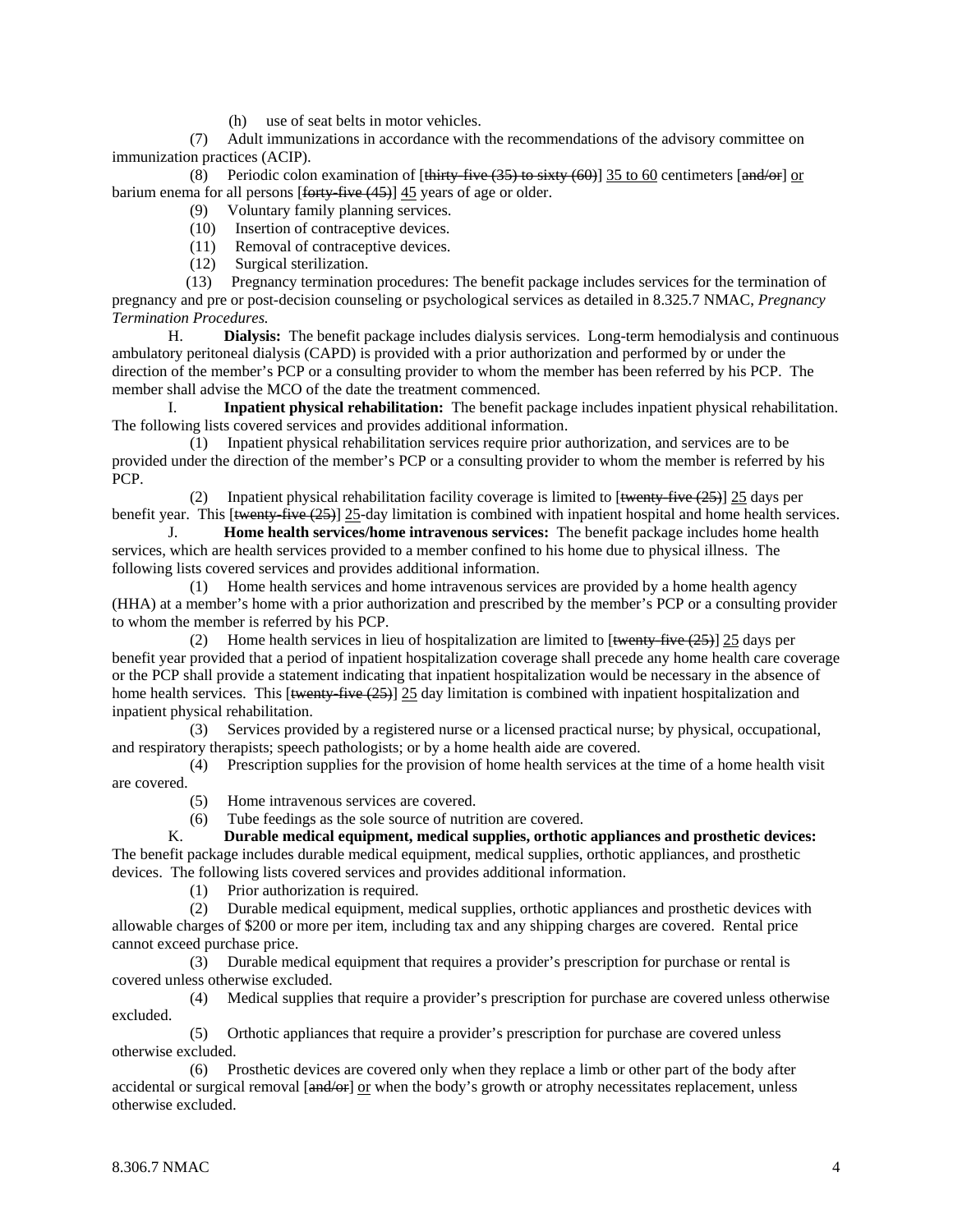(h) use of seat belts in motor vehicles.

(7) Adult immunizations in accordance with the recommendations of the advisory committee on immunization practices (ACIP).

(8) Periodic colon examination of [~~thirty-five (35) to sixty (60)~~] 35 to 60 centimeters [~~and/or~~] or barium enema for all persons [~~forty-five (45)~~] 45 years of age or older.

(9) Voluntary family planning services.

(10) Insertion of contraceptive devices.

(11) Removal of contraceptive devices.

(12) Surgical sterilization.

(13) Pregnancy termination procedures: The benefit package includes services for the termination of pregnancy and pre or post-decision counseling or psychological services as detailed in 8.325.7 NMAC, *Pregnancy Termination Procedures.*

H. **Dialysis:** The benefit package includes dialysis services. Long-term hemodialysis and continuous ambulatory peritoneal dialysis (CAPD) is provided with a prior authorization and performed by or under the direction of the member's PCP or a consulting provider to whom the member has been referred by his PCP. The member shall advise the MCO of the date the treatment commenced.

I. **Inpatient physical rehabilitation:** The benefit package includes inpatient physical rehabilitation. The following lists covered services and provides additional information.

(1) Inpatient physical rehabilitation services require prior authorization, and services are to be provided under the direction of the member's PCP or a consulting provider to whom the member is referred by his PCP.

(2) Inpatient physical rehabilitation facility coverage is limited to [~~twenty-five (25)~~] 25 days per benefit year. This [~~twenty-five (25)~~] 25-day limitation is combined with inpatient hospital and home health services.

J. **Home health services/home intravenous services:** The benefit package includes home health services, which are health services provided to a member confined to his home due to physical illness. The following lists covered services and provides additional information.

(1) Home health services and home intravenous services are provided by a home health agency (HHA) at a member's home with a prior authorization and prescribed by the member's PCP or a consulting provider to whom the member is referred by his PCP.

(2) Home health services in lieu of hospitalization are limited to [~~twenty-five (25)~~] 25 days per benefit year provided that a period of inpatient hospitalization coverage shall precede any home health care coverage or the PCP shall provide a statement indicating that inpatient hospitalization would be necessary in the absence of home health services. This [~~twenty-five (25)~~] 25 day limitation is combined with inpatient hospitalization and inpatient physical rehabilitation.

(3) Services provided by a registered nurse or a licensed practical nurse; by physical, occupational, and respiratory therapists; speech pathologists; or by a home health aide are covered.

(4) Prescription supplies for the provision of home health services at the time of a home health visit are covered.

(5) Home intravenous services are covered.

(6) Tube feedings as the sole source of nutrition are covered.

K. **Durable medical equipment, medical supplies, orthotic appliances and prosthetic devices:** The benefit package includes durable medical equipment, medical supplies, orthotic appliances, and prosthetic devices. The following lists covered services and provides additional information.

(1) Prior authorization is required.

(2) Durable medical equipment, medical supplies, orthotic appliances and prosthetic devices with allowable charges of $200 or more per item, including tax and any shipping charges are covered. Rental price cannot exceed purchase price.

(3) Durable medical equipment that requires a provider's prescription for purchase or rental is covered unless otherwise excluded.

(4) Medical supplies that require a provider's prescription for purchase are covered unless otherwise excluded.

(5) Orthotic appliances that require a provider's prescription for purchase are covered unless otherwise excluded.

(6) Prosthetic devices are covered only when they replace a limb or other part of the body after accidental or surgical removal [~~and/or~~] or when the body's growth or atrophy necessitates replacement, unless otherwise excluded.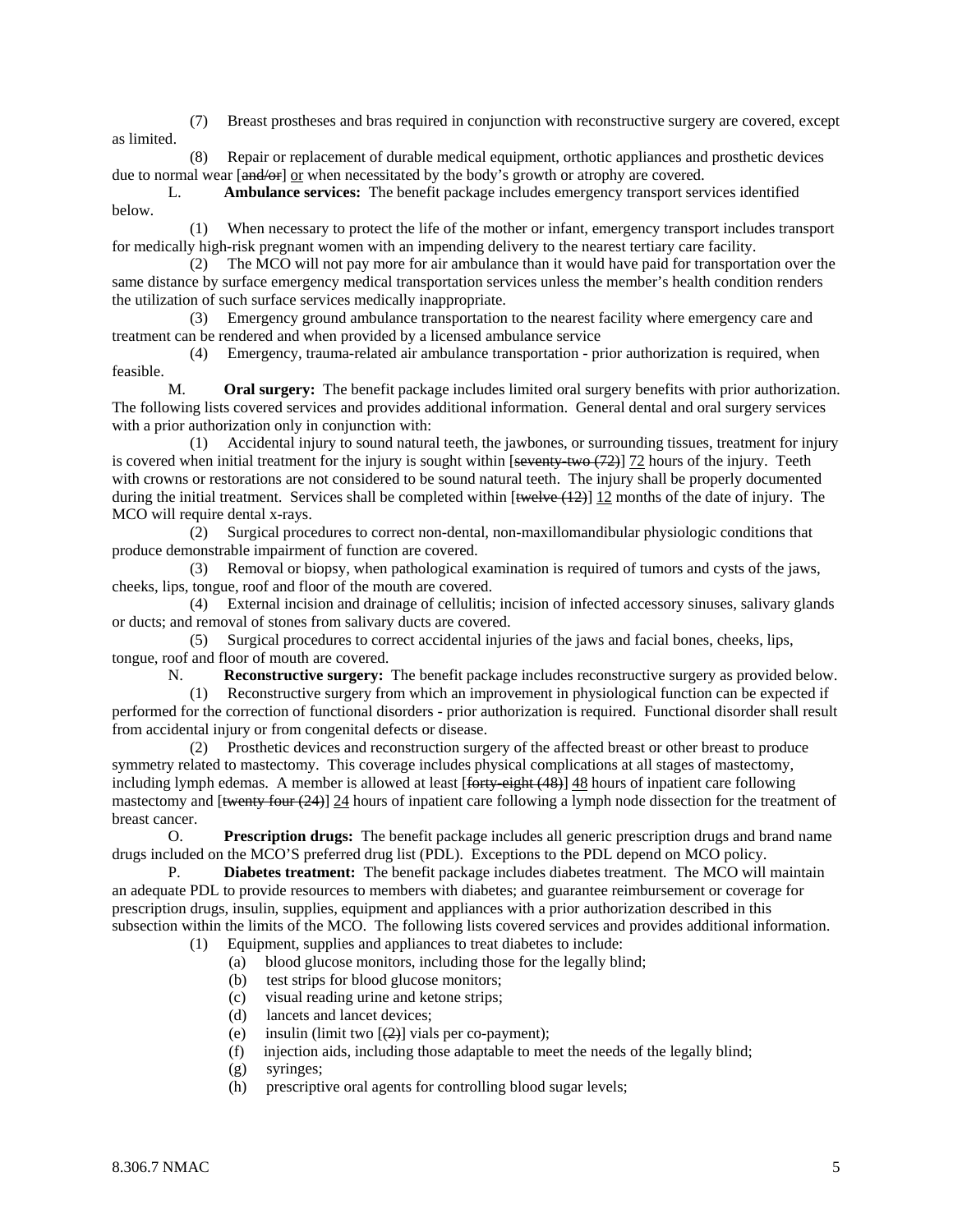(7) Breast prostheses and bras required in conjunction with reconstructive surgery are covered, except as limited.

(8) Repair or replacement of durable medical equipment, orthotic appliances and prosthetic devices due to normal wear [~~and/or~~] or when necessitated by the body's growth or atrophy are covered.

L. **Ambulance services:** The benefit package includes emergency transport services identified below.

(1) When necessary to protect the life of the mother or infant, emergency transport includes transport for medically high-risk pregnant women with an impending delivery to the nearest tertiary care facility.

(2) The MCO will not pay more for air ambulance than it would have paid for transportation over the same distance by surface emergency medical transportation services unless the member's health condition renders the utilization of such surface services medically inappropriate.

(3) Emergency ground ambulance transportation to the nearest facility where emergency care and treatment can be rendered and when provided by a licensed ambulance service

(4) Emergency, trauma-related air ambulance transportation - prior authorization is required, when feasible.

M. **Oral surgery:** The benefit package includes limited oral surgery benefits with prior authorization. The following lists covered services and provides additional information. General dental and oral surgery services with a prior authorization only in conjunction with:

(1) Accidental injury to sound natural teeth, the jawbones, or surrounding tissues, treatment for injury is covered when initial treatment for the injury is sought within [~~seventy-two (72)~~] 72 hours of the injury. Teeth with crowns or restorations are not considered to be sound natural teeth. The injury shall be properly documented during the initial treatment. Services shall be completed within [~~twelve (12)~~] 12 months of the date of injury. The MCO will require dental x-rays.

(2) Surgical procedures to correct non-dental, non-maxillomandibular physiologic conditions that produce demonstrable impairment of function are covered.

(3) Removal or biopsy, when pathological examination is required of tumors and cysts of the jaws, cheeks, lips, tongue, roof and floor of the mouth are covered.

(4) External incision and drainage of cellulitis; incision of infected accessory sinuses, salivary glands or ducts; and removal of stones from salivary ducts are covered.

(5) Surgical procedures to correct accidental injuries of the jaws and facial bones, cheeks, lips, tongue, roof and floor of mouth are covered.

N. **Reconstructive surgery:** The benefit package includes reconstructive surgery as provided below.

(1) Reconstructive surgery from which an improvement in physiological function can be expected if performed for the correction of functional disorders - prior authorization is required. Functional disorder shall result from accidental injury or from congenital defects or disease.

(2) Prosthetic devices and reconstruction surgery of the affected breast or other breast to produce symmetry related to mastectomy. This coverage includes physical complications at all stages of mastectomy, including lymph edemas. A member is allowed at least [~~forty-eight (48)~~] 48 hours of inpatient care following mastectomy and [~~twenty four (24)~~] 24 hours of inpatient care following a lymph node dissection for the treatment of breast cancer.

O. **Prescription drugs:** The benefit package includes all generic prescription drugs and brand name drugs included on the MCO'S preferred drug list (PDL). Exceptions to the PDL depend on MCO policy.

P. **Diabetes treatment:** The benefit package includes diabetes treatment. The MCO will maintain an adequate PDL to provide resources to members with diabetes; and guarantee reimbursement or coverage for prescription drugs, insulin, supplies, equipment and appliances with a prior authorization described in this subsection within the limits of the MCO. The following lists covered services and provides additional information.

(1) Equipment, supplies and appliances to treat diabetes to include:

(a) blood glucose monitors, including those for the legally blind;

(b) test strips for blood glucose monitors;

(c) visual reading urine and ketone strips;

(d) lancets and lancet devices;

(e) insulin (limit two [~~(2)~~] vials per co-payment);

(f) injection aids, including those adaptable to meet the needs of the legally blind;

(g) syringes;

(h) prescriptive oral agents for controlling blood sugar levels;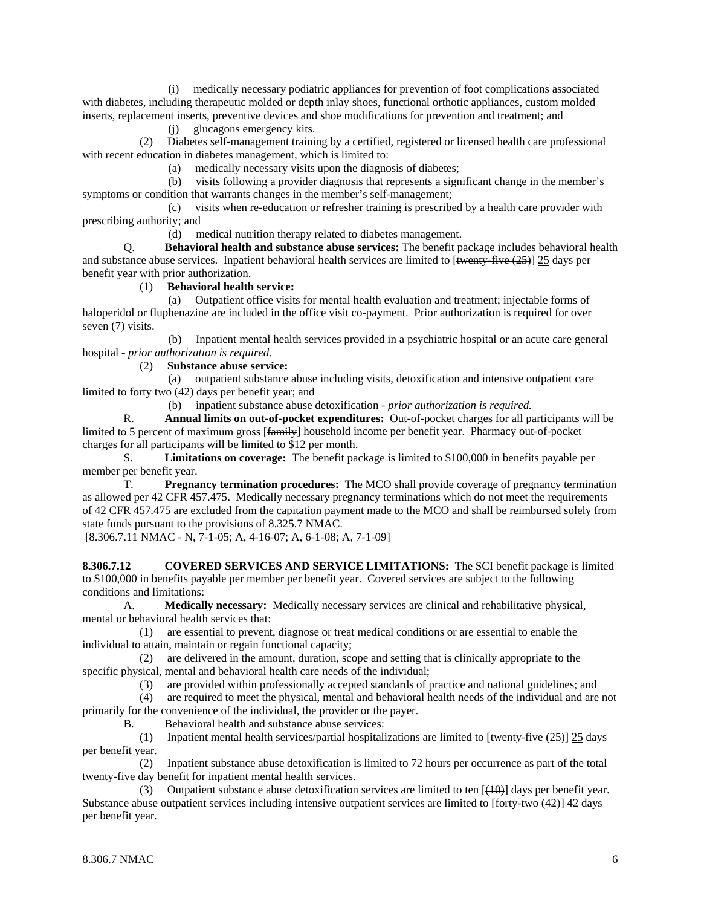(i) medically necessary podiatric appliances for prevention of foot complications associated with diabetes, including therapeutic molded or depth inlay shoes, functional orthotic appliances, custom molded inserts, replacement inserts, preventive devices and shoe modifications for prevention and treatment; and

(j) glucagons emergency kits.

(2) Diabetes self-management training by a certified, registered or licensed health care professional with recent education in diabetes management, which is limited to:

(a) medically necessary visits upon the diagnosis of diabetes;

(b) visits following a provider diagnosis that represents a significant change in the member's symptoms or condition that warrants changes in the member's self-management;

(c) visits when re-education or refresher training is prescribed by a health care provider with prescribing authority; and

(d) medical nutrition therapy related to diabetes management.

Q. **Behavioral health and substance abuse services:** The benefit package includes behavioral health and substance abuse services. Inpatient behavioral health services are limited to [~~twenty-five (25)~~] 25 days per benefit year with prior authorization.

(1) **Behavioral health service:**

(a) Outpatient office visits for mental health evaluation and treatment; injectable forms of haloperidol or fluphenazine are included in the office visit co-payment. Prior authorization is required for over seven (7) visits.

(b) Inpatient mental health services provided in a psychiatric hospital or an acute care general hospital - *prior authorization is required.*

(2) **Substance abuse service:**

(a) outpatient substance abuse including visits, detoxification and intensive outpatient care limited to forty two (42) days per benefit year; and

(b) inpatient substance abuse detoxification - *prior authorization is required.*

R. **Annual limits on out-of-pocket expenditures:** Out-of-pocket charges for all participants will be limited to 5 percent of maximum gross [~~family~~] household income per benefit year. Pharmacy out-of-pocket charges for all participants will be limited to $12 per month.

S. **Limitations on coverage:** The benefit package is limited to $100,000 in benefits payable per member per benefit year.

T. **Pregnancy termination procedures:** The MCO shall provide coverage of pregnancy termination as allowed per 42 CFR 457.475. Medically necessary pregnancy terminations which do not meet the requirements of 42 CFR 457.475 are excluded from the capitation payment made to the MCO and shall be reimbursed solely from state funds pursuant to the provisions of 8.325.7 NMAC.

[8.306.7.11 NMAC - N, 7-1-05; A, 4-16-07; A, 6-1-08; A, 7-1-09]

**8.306.7.12 COVERED SERVICES AND SERVICE LIMITATIONS:** The SCI benefit package is limited to $100,000 in benefits payable per member per benefit year. Covered services are subject to the following conditions and limitations:

A. **Medically necessary:** Medically necessary services are clinical and rehabilitative physical, mental or behavioral health services that:

(1) are essential to prevent, diagnose or treat medical conditions or are essential to enable the individual to attain, maintain or regain functional capacity;

(2) are delivered in the amount, duration, scope and setting that is clinically appropriate to the specific physical, mental and behavioral health care needs of the individual;

(3) are provided within professionally accepted standards of practice and national guidelines; and

(4) are required to meet the physical, mental and behavioral health needs of the individual and are not primarily for the convenience of the individual, the provider or the payer.

B. Behavioral health and substance abuse services:

(1) Inpatient mental health services/partial hospitalizations are limited to [~~twenty-five (25)~~] 25 days per benefit year.

(2) Inpatient substance abuse detoxification is limited to 72 hours per occurrence as part of the total twenty-five day benefit for inpatient mental health services.

(3) Outpatient substance abuse detoxification services are limited to ten [~~(10)~~] days per benefit year. Substance abuse outpatient services including intensive outpatient services are limited to [~~forty-two (42)~~] 42 days per benefit year.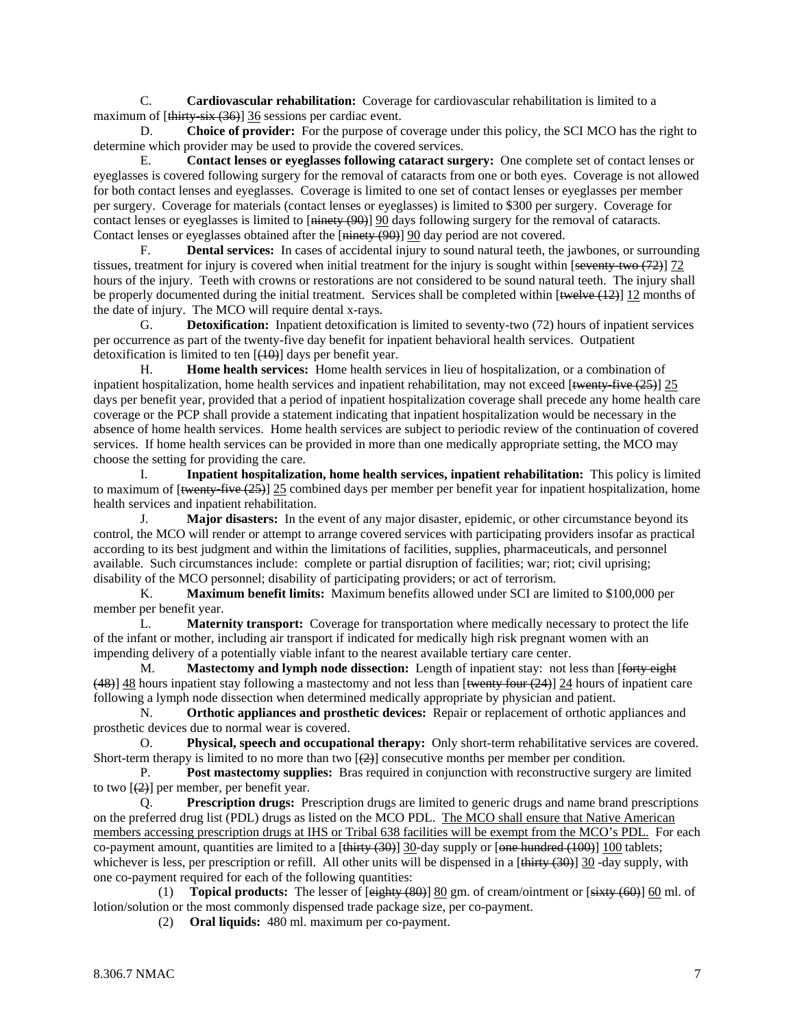C. **Cardiovascular rehabilitation:** Coverage for cardiovascular rehabilitation is limited to a maximum of [~~thirty-six (36)~~] <u>36</u> sessions per cardiac event.

D. **Choice of provider:** For the purpose of coverage under this policy, the SCI MCO has the right to determine which provider may be used to provide the covered services.

E. **Contact lenses or eyeglasses following cataract surgery:** One complete set of contact lenses or eyeglasses is covered following surgery for the removal of cataracts from one or both eyes. Coverage is not allowed for both contact lenses and eyeglasses. Coverage is limited to one set of contact lenses or eyeglasses per member per surgery. Coverage for materials (contact lenses or eyeglasses) is limited to $300 per surgery. Coverage for contact lenses or eyeglasses is limited to [~~ninety (90)~~] <u>90</u> days following surgery for the removal of cataracts. Contact lenses or eyeglasses obtained after the [~~ninety (90)~~] <u>90</u> day period are not covered.

F. **Dental services:** In cases of accidental injury to sound natural teeth, the jawbones, or surrounding tissues, treatment for injury is covered when initial treatment for the injury is sought within [~~seventy-two (72)~~] <u>72</u> hours of the injury. Teeth with crowns or restorations are not considered to be sound natural teeth. The injury shall be properly documented during the initial treatment. Services shall be completed within [~~twelve (12)~~] <u>12</u> months of the date of injury. The MCO will require dental x-rays.

G. **Detoxification:** Inpatient detoxification is limited to seventy-two (72) hours of inpatient services per occurrence as part of the twenty-five day benefit for inpatient behavioral health services. Outpatient detoxification is limited to ten [~~(10)~~] days per benefit year.

H. **Home health services:** Home health services in lieu of hospitalization, or a combination of inpatient hospitalization, home health services and inpatient rehabilitation, may not exceed [~~twenty-five (25)~~] <u>25</u> days per benefit year, provided that a period of inpatient hospitalization coverage shall precede any home health care coverage or the PCP shall provide a statement indicating that inpatient hospitalization would be necessary in the absence of home health services. Home health services are subject to periodic review of the continuation of covered services. If home health services can be provided in more than one medically appropriate setting, the MCO may choose the setting for providing the care.

I. **Inpatient hospitalization, home health services, inpatient rehabilitation:** This policy is limited to maximum of [~~twenty-five (25)~~] <u>25</u> combined days per member per benefit year for inpatient hospitalization, home health services and inpatient rehabilitation.

J. **Major disasters:** In the event of any major disaster, epidemic, or other circumstance beyond its control, the MCO will render or attempt to arrange covered services with participating providers insofar as practical according to its best judgment and within the limitations of facilities, supplies, pharmaceuticals, and personnel available. Such circumstances include: complete or partial disruption of facilities; war; riot; civil uprising; disability of the MCO personnel; disability of participating providers; or act of terrorism.

K. **Maximum benefit limits:** Maximum benefits allowed under SCI are limited to $100,000 per member per benefit year.

L. **Maternity transport:** Coverage for transportation where medically necessary to protect the life of the infant or mother, including air transport if indicated for medically high risk pregnant women with an impending delivery of a potentially viable infant to the nearest available tertiary care center.

M. **Mastectomy and lymph node dissection:** Length of inpatient stay: not less than [~~forty eight (48)~~] <u>48</u> hours inpatient stay following a mastectomy and not less than [~~twenty four (24)~~] <u>24</u> hours of inpatient care following a lymph node dissection when determined medically appropriate by physician and patient.

N. **Orthotic appliances and prosthetic devices:** Repair or replacement of orthotic appliances and prosthetic devices due to normal wear is covered.

O. **Physical, speech and occupational therapy:** Only short-term rehabilitative services are covered. Short-term therapy is limited to no more than two [~~(2)~~] consecutive months per member per condition.

P. **Post mastectomy supplies:** Bras required in conjunction with reconstructive surgery are limited to two [~~(2)~~] per member, per benefit year.

Q. **Prescription drugs:** Prescription drugs are limited to generic drugs and name brand prescriptions on the preferred drug list (PDL) drugs as listed on the MCO PDL. <u>The MCO shall ensure that Native American members accessing prescription drugs at IHS or Tribal 638 facilities will be exempt from the MCO's PDL.</u> For each co-payment amount, quantities are limited to a [~~thirty (30)~~] <u>30</u>-day supply or [~~one hundred (100)~~] <u>100</u> tablets; whichever is less, per prescription or refill. All other units will be dispensed in a [~~thirty (30)~~] <u>30</u> -day supply, with one co-payment required for each of the following quantities:

(1) **Topical products:** The lesser of [~~eighty (80)~~] <u>80</u> gm. of cream/ointment or [~~sixty (60)~~] <u>60</u> ml. of lotion/solution or the most commonly dispensed trade package size, per co-payment.

(2) **Oral liquids:** 480 ml. maximum per co-payment.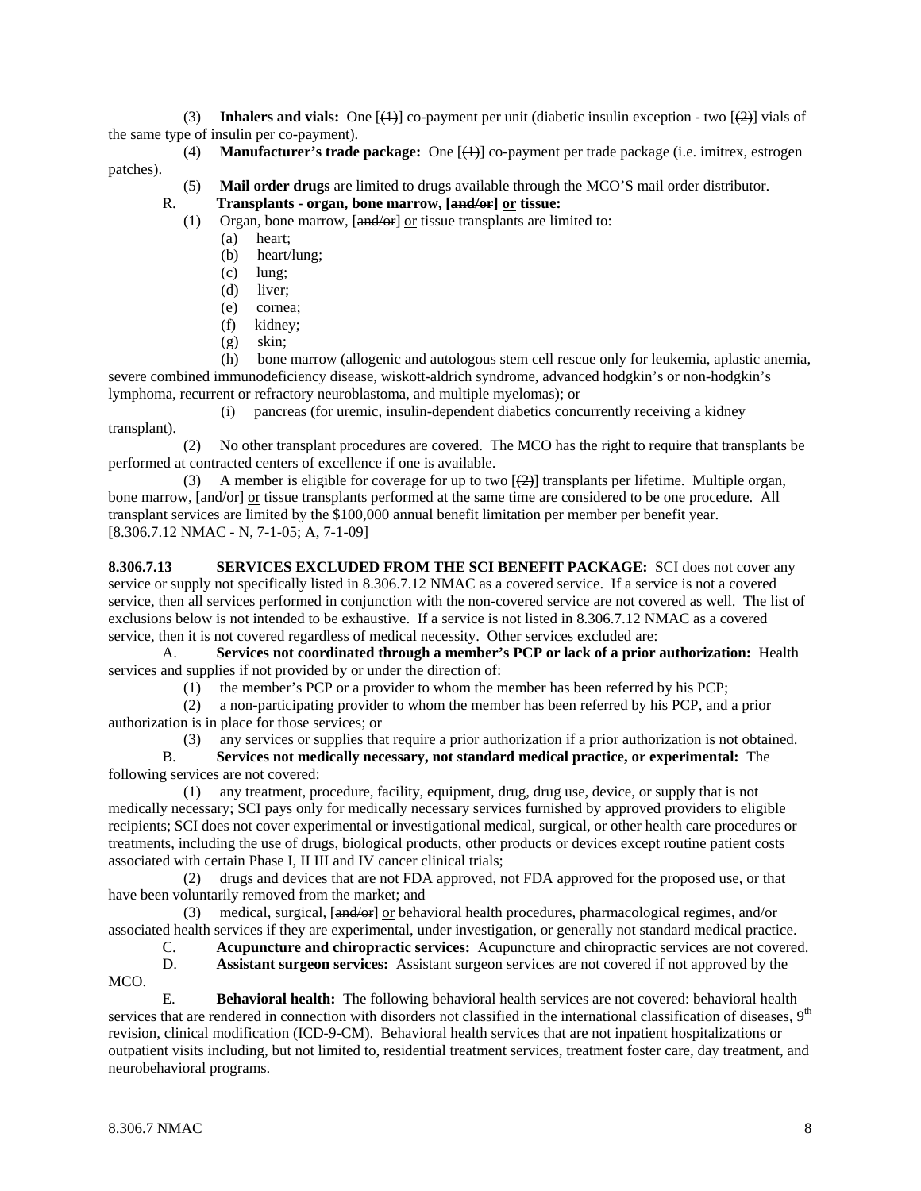(3) **Inhalers and vials:** One [~~(1)~~] co-payment per unit (diabetic insulin exception - two [~~(2)~~] vials of the same type of insulin per co-payment).

(4) **Manufacturer's trade package:** One [~~(1)~~] co-payment per trade package (i.e. imitrex, estrogen patches).

(5) **Mail order drugs** are limited to drugs available through the MCO'S mail order distributor.

R. **Transplants - organ, bone marrow, [~~and/or~~] <u>or</u> tissue:**

(1) Organ, bone marrow, [~~and/or~~] <u>or</u> tissue transplants are limited to:

(a) heart;

(b) heart/lung;

(c) lung;

(d) liver;

(e) cornea;

(f) kidney;

(g) skin;

(h) bone marrow (allogenic and autologous stem cell rescue only for leukemia, aplastic anemia, severe combined immunodeficiency disease, wiskott-aldrich syndrome, advanced hodgkin's or non-hodgkin's lymphoma, recurrent or refractory neuroblastoma, and multiple myelomas); or

(i) pancreas (for uremic, insulin-dependent diabetics concurrently receiving a kidney transplant).

(2) No other transplant procedures are covered. The MCO has the right to require that transplants be performed at contracted centers of excellence if one is available.

(3) A member is eligible for coverage for up to two [~~(2)~~] transplants per lifetime. Multiple organ, bone marrow, [~~and/or~~] <u>or</u> tissue transplants performed at the same time are considered to be one procedure. All transplant services are limited by the $100,000 annual benefit limitation per member per benefit year.

[8.306.7.12 NMAC - N, 7-1-05; A, 7-1-09]

**8.306.7.13 SERVICES EXCLUDED FROM THE SCI BENEFIT PACKAGE:** SCI does not cover any service or supply not specifically listed in 8.306.7.12 NMAC as a covered service. If a service is not a covered service, then all services performed in conjunction with the non-covered service are not covered as well. The list of exclusions below is not intended to be exhaustive. If a service is not listed in 8.306.7.12 NMAC as a covered service, then it is not covered regardless of medical necessity. Other services excluded are:

A. **Services not coordinated through a member's PCP or lack of a prior authorization:** Health services and supplies if not provided by or under the direction of:

(1) the member's PCP or a provider to whom the member has been referred by his PCP;

(2) a non-participating provider to whom the member has been referred by his PCP, and a prior authorization is in place for those services; or

(3) any services or supplies that require a prior authorization if a prior authorization is not obtained.

B. **Services not medically necessary, not standard medical practice, or experimental:** The following services are not covered:

(1) any treatment, procedure, facility, equipment, drug, drug use, device, or supply that is not medically necessary; SCI pays only for medically necessary services furnished by approved providers to eligible recipients; SCI does not cover experimental or investigational medical, surgical, or other health care procedures or treatments, including the use of drugs, biological products, other products or devices except routine patient costs associated with certain Phase I, II III and IV cancer clinical trials;

(2) drugs and devices that are not FDA approved, not FDA approved for the proposed use, or that have been voluntarily removed from the market; and

(3) medical, surgical, [~~and/or~~] <u>or</u> behavioral health procedures, pharmacological regimes, and/or associated health services if they are experimental, under investigation, or generally not standard medical practice.

C. **Acupuncture and chiropractic services:** Acupuncture and chiropractic services are not covered.

D. **Assistant surgeon services:** Assistant surgeon services are not covered if not approved by the MCO.

E. **Behavioral health:** The following behavioral health services are not covered: behavioral health services that are rendered in connection with disorders not classified in the international classification of diseases, 9th revision, clinical modification (ICD-9-CM). Behavioral health services that are not inpatient hospitalizations or outpatient visits including, but not limited to, residential treatment services, treatment foster care, day treatment, and neurobehavioral programs.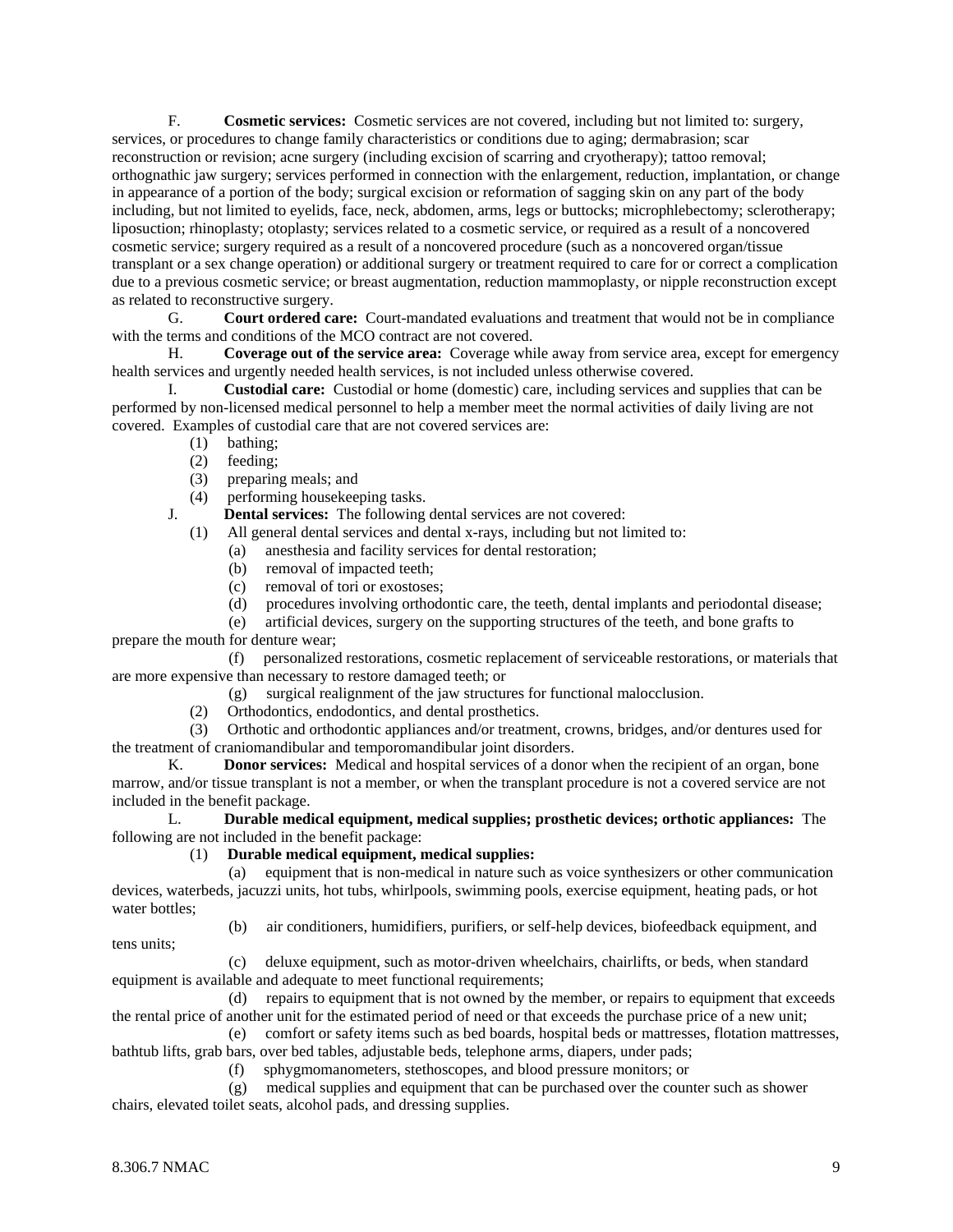F. **Cosmetic services:** Cosmetic services are not covered, including but not limited to: surgery, services, or procedures to change family characteristics or conditions due to aging; dermabrasion; scar reconstruction or revision; acne surgery (including excision of scarring and cryotherapy); tattoo removal; orthognathic jaw surgery; services performed in connection with the enlargement, reduction, implantation, or change in appearance of a portion of the body; surgical excision or reformation of sagging skin on any part of the body including, but not limited to eyelids, face, neck, abdomen, arms, legs or buttocks; microphlebectomy; sclerotherapy; liposuction; rhinoplasty; otoplasty; services related to a cosmetic service, or required as a result of a noncovered cosmetic service; surgery required as a result of a noncovered procedure (such as a noncovered organ/tissue transplant or a sex change operation) or additional surgery or treatment required to care for or correct a complication due to a previous cosmetic service; or breast augmentation, reduction mammoplasty, or nipple reconstruction except as related to reconstructive surgery.

G. **Court ordered care:** Court-mandated evaluations and treatment that would not be in compliance with the terms and conditions of the MCO contract are not covered.

H. **Coverage out of the service area:** Coverage while away from service area, except for emergency health services and urgently needed health services, is not included unless otherwise covered.

I. **Custodial care:** Custodial or home (domestic) care, including services and supplies that can be performed by non-licensed medical personnel to help a member meet the normal activities of daily living are not covered. Examples of custodial care that are not covered services are:

(1) bathing;
(2) feeding;
(3) preparing meals; and
(4) performing housekeeping tasks.

J. **Dental services:** The following dental services are not covered:

(1) All general dental services and dental x-rays, including but not limited to:
(a) anesthesia and facility services for dental restoration;
(b) removal of impacted teeth;
(c) removal of tori or exostoses;
(d) procedures involving orthodontic care, the teeth, dental implants and periodontal disease;
(e) artificial devices, surgery on the supporting structures of the teeth, and bone grafts to prepare the mouth for denture wear;
(f) personalized restorations, cosmetic replacement of serviceable restorations, or materials that are more expensive than necessary to restore damaged teeth; or
(g) surgical realignment of the jaw structures for functional malocclusion.

(2) Orthodontics, endodontics, and dental prosthetics.

(3) Orthotic and orthodontic appliances and/or treatment, crowns, bridges, and/or dentures used for the treatment of craniomandibular and temporomandibular joint disorders.

K. **Donor services:** Medical and hospital services of a donor when the recipient of an organ, bone marrow, and/or tissue transplant is not a member, or when the transplant procedure is not a covered service are not included in the benefit package.

L. **Durable medical equipment, medical supplies; prosthetic devices; orthotic appliances:** The following are not included in the benefit package:

(1) **Durable medical equipment, medical supplies:**
(a) equipment that is non-medical in nature such as voice synthesizers or other communication devices, waterbeds, jacuzzi units, hot tubs, whirlpools, swimming pools, exercise equipment, heating pads, or hot water bottles;
(b) air conditioners, humidifiers, purifiers, or self-help devices, biofeedback equipment, and tens units;
(c) deluxe equipment, such as motor-driven wheelchairs, chairlifts, or beds, when standard equipment is available and adequate to meet functional requirements;
(d) repairs to equipment that is not owned by the member, or repairs to equipment that exceeds the rental price of another unit for the estimated period of need or that exceeds the purchase price of a new unit;
(e) comfort or safety items such as bed boards, hospital beds or mattresses, flotation mattresses, bathtub lifts, grab bars, over bed tables, adjustable beds, telephone arms, diapers, under pads;
(f) sphygmomanometers, stethoscopes, and blood pressure monitors; or
(g) medical supplies and equipment that can be purchased over the counter such as shower chairs, elevated toilet seats, alcohol pads, and dressing supplies.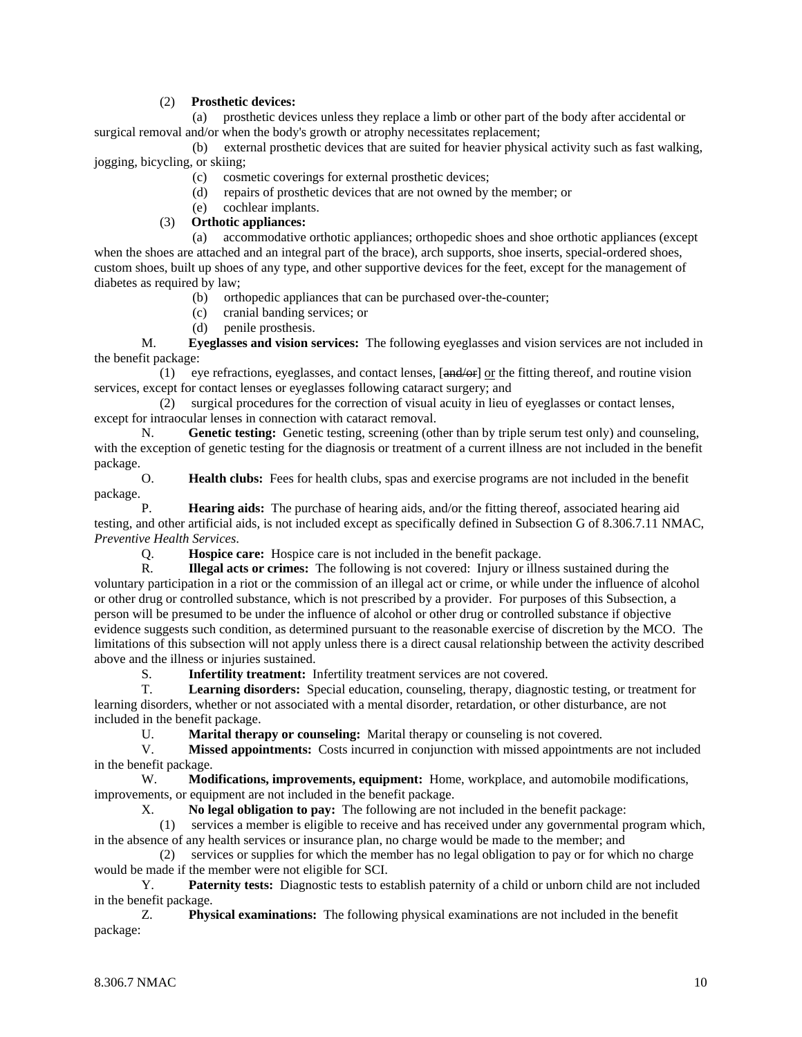(2) **Prosthetic devices:**

(a) prosthetic devices unless they replace a limb or other part of the body after accidental or surgical removal and/or when the body's growth or atrophy necessitates replacement;

(b) external prosthetic devices that are suited for heavier physical activity such as fast walking, jogging, bicycling, or skiing;

(c) cosmetic coverings for external prosthetic devices;

(d) repairs of prosthetic devices that are not owned by the member; or

(e) cochlear implants.

(3) **Orthotic appliances:**

(a) accommodative orthotic appliances; orthopedic shoes and shoe orthotic appliances (except when the shoes are attached and an integral part of the brace), arch supports, shoe inserts, special-ordered shoes, custom shoes, built up shoes of any type, and other supportive devices for the feet, except for the management of diabetes as required by law;

(b) orthopedic appliances that can be purchased over-the-counter;

(c) cranial banding services; or

(d) penile prosthesis.

M. **Eyeglasses and vision services:** The following eyeglasses and vision services are not included in the benefit package:

(1) eye refractions, eyeglasses, and contact lenses, [~~and/or~~] or the fitting thereof, and routine vision services, except for contact lenses or eyeglasses following cataract surgery; and

(2) surgical procedures for the correction of visual acuity in lieu of eyeglasses or contact lenses, except for intraocular lenses in connection with cataract removal.

N. **Genetic testing:** Genetic testing, screening (other than by triple serum test only) and counseling, with the exception of genetic testing for the diagnosis or treatment of a current illness are not included in the benefit package.

O. **Health clubs:** Fees for health clubs, spas and exercise programs are not included in the benefit package.

P. **Hearing aids:** The purchase of hearing aids, and/or the fitting thereof, associated hearing aid testing, and other artificial aids, is not included except as specifically defined in Subsection G of 8.306.7.11 NMAC, *Preventive Health Services*.

Q. **Hospice care:** Hospice care is not included in the benefit package.

R. **Illegal acts or crimes:** The following is not covered: Injury or illness sustained during the voluntary participation in a riot or the commission of an illegal act or crime, or while under the influence of alcohol or other drug or controlled substance, which is not prescribed by a provider. For purposes of this Subsection, a person will be presumed to be under the influence of alcohol or other drug or controlled substance if objective evidence suggests such condition, as determined pursuant to the reasonable exercise of discretion by the MCO. The limitations of this subsection will not apply unless there is a direct causal relationship between the activity described above and the illness or injuries sustained.

S. **Infertility treatment:** Infertility treatment services are not covered.

T. **Learning disorders:** Special education, counseling, therapy, diagnostic testing, or treatment for learning disorders, whether or not associated with a mental disorder, retardation, or other disturbance, are not included in the benefit package.

U. **Marital therapy or counseling:** Marital therapy or counseling is not covered.

V. **Missed appointments:** Costs incurred in conjunction with missed appointments are not included in the benefit package.

W. **Modifications, improvements, equipment:** Home, workplace, and automobile modifications, improvements, or equipment are not included in the benefit package.

X. **No legal obligation to pay:** The following are not included in the benefit package:

(1) services a member is eligible to receive and has received under any governmental program which, in the absence of any health services or insurance plan, no charge would be made to the member; and

(2) services or supplies for which the member has no legal obligation to pay or for which no charge would be made if the member were not eligible for SCI.

Y. **Paternity tests:** Diagnostic tests to establish paternity of a child or unborn child are not included in the benefit package.

Z. **Physical examinations:** The following physical examinations are not included in the benefit package: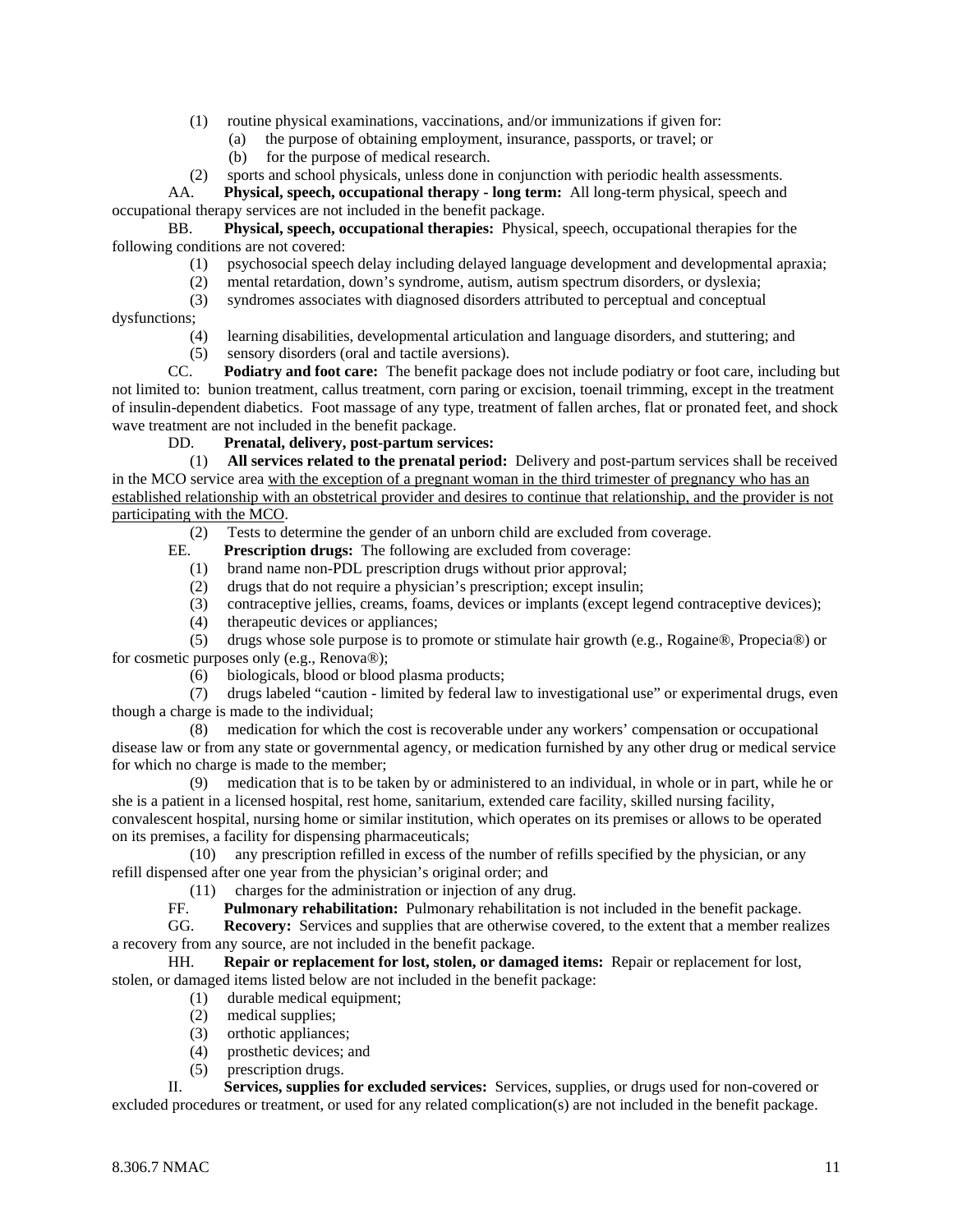(1) routine physical examinations, vaccinations, and/or immunizations if given for:

(a) the purpose of obtaining employment, insurance, passports, or travel; or

(b) for the purpose of medical research.

(2) sports and school physicals, unless done in conjunction with periodic health assessments.

AA. **Physical, speech, occupational therapy - long term:** All long-term physical, speech and occupational therapy services are not included in the benefit package.

BB. **Physical, speech, occupational therapies:** Physical, speech, occupational therapies for the following conditions are not covered:

(1) psychosocial speech delay including delayed language development and developmental apraxia;

(2) mental retardation, down's syndrome, autism, autism spectrum disorders, or dyslexia;

(3) syndromes associates with diagnosed disorders attributed to perceptual and conceptual dysfunctions;

(4) learning disabilities, developmental articulation and language disorders, and stuttering; and

(5) sensory disorders (oral and tactile aversions).

CC. **Podiatry and foot care:** The benefit package does not include podiatry or foot care, including but not limited to: bunion treatment, callus treatment, corn paring or excision, toenail trimming, except in the treatment of insulin-dependent diabetics. Foot massage of any type, treatment of fallen arches, flat or pronated feet, and shock wave treatment are not included in the benefit package.

DD. **Prenatal, delivery, post-partum services:**

(1) **All services related to the prenatal period:** Delivery and post-partum services shall be received in the MCO service area <u>with the exception of a pregnant woman in the third trimester of pregnancy who has an established relationship with an obstetrical provider and desires to continue that relationship, and the provider is not participating with the MCO</u>.

(2) Tests to determine the gender of an unborn child are excluded from coverage.

EE. **Prescription drugs:** The following are excluded from coverage:

(1) brand name non-PDL prescription drugs without prior approval;

(2) drugs that do not require a physician's prescription; except insulin;

(3) contraceptive jellies, creams, foams, devices or implants (except legend contraceptive devices);

(4) therapeutic devices or appliances;

(5) drugs whose sole purpose is to promote or stimulate hair growth (e.g., Rogaine®, Propecia®) or for cosmetic purposes only (e.g., Renova®);

(6) biologicals, blood or blood plasma products;

(7) drugs labeled "caution - limited by federal law to investigational use" or experimental drugs, even though a charge is made to the individual;

(8) medication for which the cost is recoverable under any workers' compensation or occupational disease law or from any state or governmental agency, or medication furnished by any other drug or medical service for which no charge is made to the member;

(9) medication that is to be taken by or administered to an individual, in whole or in part, while he or she is a patient in a licensed hospital, rest home, sanitarium, extended care facility, skilled nursing facility, convalescent hospital, nursing home or similar institution, which operates on its premises or allows to be operated on its premises, a facility for dispensing pharmaceuticals;

(10) any prescription refilled in excess of the number of refills specified by the physician, or any refill dispensed after one year from the physician's original order; and

(11) charges for the administration or injection of any drug.

FF. **Pulmonary rehabilitation:** Pulmonary rehabilitation is not included in the benefit package.

GG. **Recovery:** Services and supplies that are otherwise covered, to the extent that a member realizes a recovery from any source, are not included in the benefit package.

HH. **Repair or replacement for lost, stolen, or damaged items:** Repair or replacement for lost, stolen, or damaged items listed below are not included in the benefit package:

(1) durable medical equipment;

(2) medical supplies;

(3) orthotic appliances;

(4) prosthetic devices; and

(5) prescription drugs.

II. **Services, supplies for excluded services:** Services, supplies, or drugs used for non-covered or excluded procedures or treatment, or used for any related complication(s) are not included in the benefit package.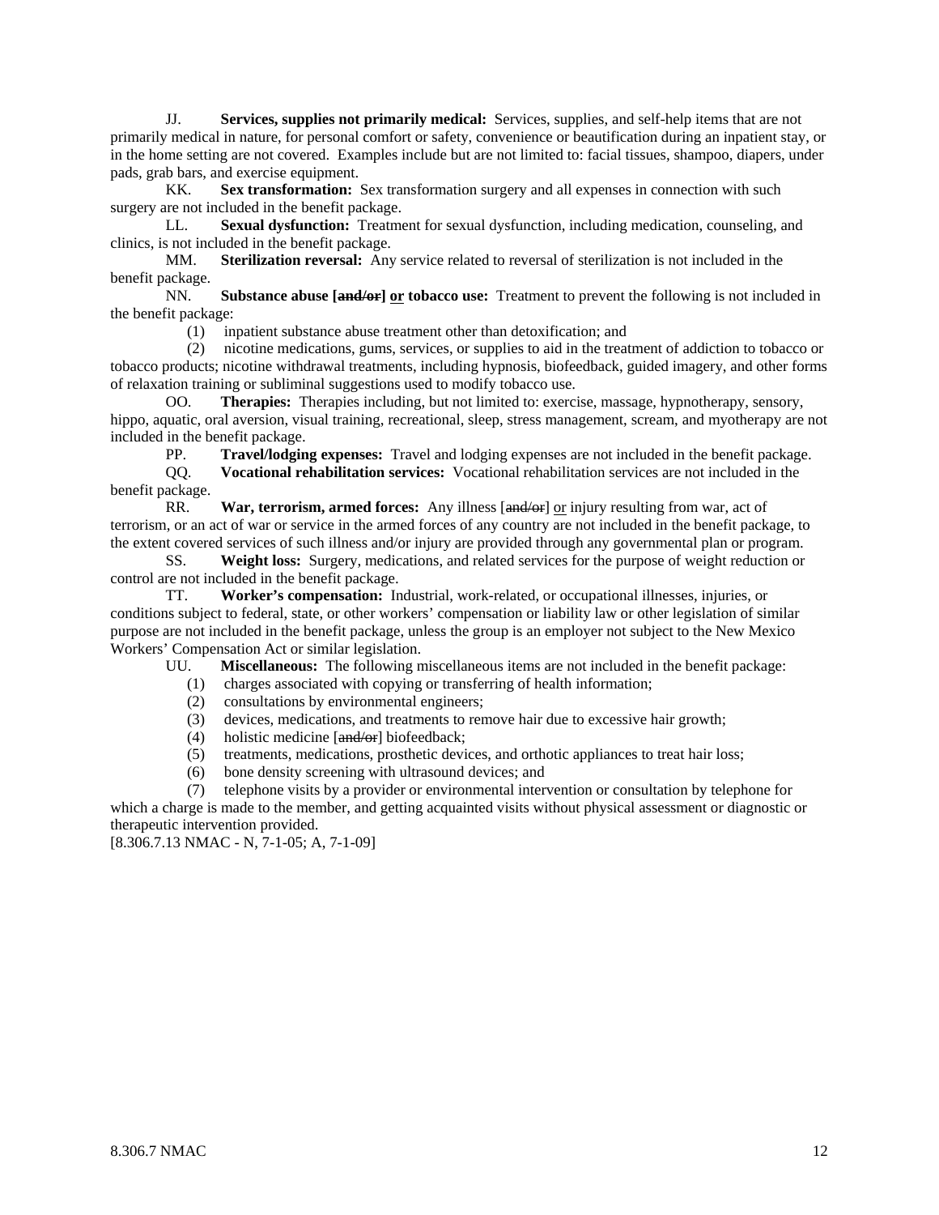JJ. **Services, supplies not primarily medical:** Services, supplies, and self-help items that are not primarily medical in nature, for personal comfort or safety, convenience or beautification during an inpatient stay, or in the home setting are not covered. Examples include but are not limited to: facial tissues, shampoo, diapers, under pads, grab bars, and exercise equipment.

KK. **Sex transformation:** Sex transformation surgery and all expenses in connection with such surgery are not included in the benefit package.

LL. **Sexual dysfunction:** Treatment for sexual dysfunction, including medication, counseling, and clinics, is not included in the benefit package.

MM. **Sterilization reversal:** Any service related to reversal of sterilization is not included in the benefit package.

NN. **Substance abuse [~~and/or~~] <u>or</u> tobacco use:** Treatment to prevent the following is not included in the benefit package:

(1) inpatient substance abuse treatment other than detoxification; and

(2) nicotine medications, gums, services, or supplies to aid in the treatment of addiction to tobacco or tobacco products; nicotine withdrawal treatments, including hypnosis, biofeedback, guided imagery, and other forms of relaxation training or subliminal suggestions used to modify tobacco use.

OO. **Therapies:** Therapies including, but not limited to: exercise, massage, hypnotherapy, sensory, hippo, aquatic, oral aversion, visual training, recreational, sleep, stress management, scream, and myotherapy are not included in the benefit package.

PP. **Travel/lodging expenses:** Travel and lodging expenses are not included in the benefit package.

QQ. **Vocational rehabilitation services:** Vocational rehabilitation services are not included in the benefit package.

RR. **War, terrorism, armed forces:** Any illness [~~and/or~~] <u>or</u> injury resulting from war, act of terrorism, or an act of war or service in the armed forces of any country are not included in the benefit package, to the extent covered services of such illness and/or injury are provided through any governmental plan or program.

SS. **Weight loss:** Surgery, medications, and related services for the purpose of weight reduction or control are not included in the benefit package.

TT. **Worker's compensation:** Industrial, work-related, or occupational illnesses, injuries, or conditions subject to federal, state, or other workers' compensation or liability law or other legislation of similar purpose are not included in the benefit package, unless the group is an employer not subject to the New Mexico Workers' Compensation Act or similar legislation.

UU. **Miscellaneous:** The following miscellaneous items are not included in the benefit package:

(1) charges associated with copying or transferring of health information;

(2) consultations by environmental engineers;

(3) devices, medications, and treatments to remove hair due to excessive hair growth;

(4) holistic medicine [~~and/or~~] biofeedback;

(5) treatments, medications, prosthetic devices, and orthotic appliances to treat hair loss;

(6) bone density screening with ultrasound devices; and

(7) telephone visits by a provider or environmental intervention or consultation by telephone for which a charge is made to the member, and getting acquainted visits without physical assessment or diagnostic or therapeutic intervention provided.

[8.306.7.13 NMAC - N, 7-1-05; A, 7-1-09]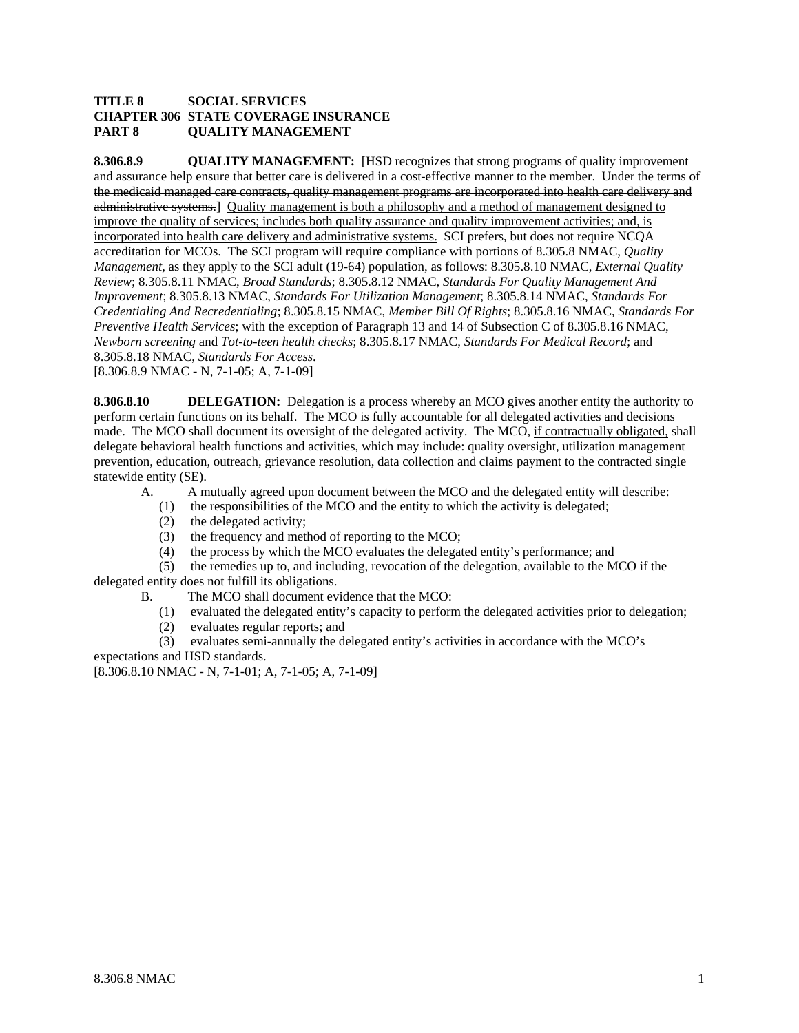**TITLE 8 SOCIAL SERVICES**
**CHAPTER 306 STATE COVERAGE INSURANCE**
**PART 8 QUALITY MANAGEMENT**

**8.306.8.9 QUALITY MANAGEMENT:** [~~HSD recognizes that strong programs of quality improvement and assurance help ensure that better care is delivered in a cost-effective manner to the member. Under the terms of the medicaid managed care contracts, quality management programs are incorporated into health care delivery and administrative systems.~~] <u>Quality management is both a philosophy and a method of management designed to improve the quality of services; includes both quality assurance and quality improvement activities; and, is incorporated into health care delivery and administrative systems.</u> SCI prefers, but does not require NCQA accreditation for MCOs. The SCI program will require compliance with portions of 8.305.8 NMAC, *Quality Management*, as they apply to the SCI adult (19-64) population, as follows: 8.305.8.10 NMAC, *External Quality Review*; 8.305.8.11 NMAC, *Broad Standards*; 8.305.8.12 NMAC, *Standards For Quality Management And Improvement*; 8.305.8.13 NMAC, *Standards For Utilization Management*; 8.305.8.14 NMAC, *Standards For Credentialing And Recredentialing*; 8.305.8.15 NMAC, *Member Bill Of Rights*; 8.305.8.16 NMAC, *Standards For Preventive Health Services*; with the exception of Paragraph 13 and 14 of Subsection C of 8.305.8.16 NMAC, *Newborn screening* and *Tot-to-teen health checks*; 8.305.8.17 NMAC, *Standards For Medical Record*; and 8.305.8.18 NMAC, *Standards For Access*.
[8.306.8.9 NMAC - N, 7-1-05; A, 7-1-09]

**8.306.8.10 DELEGATION:** Delegation is a process whereby an MCO gives another entity the authority to perform certain functions on its behalf. The MCO is fully accountable for all delegated activities and decisions made. The MCO shall document its oversight of the delegated activity. The MCO, <u>if contractually obligated,</u> shall delegate behavioral health functions and activities, which may include: quality oversight, utilization management prevention, education, outreach, grievance resolution, data collection and claims payment to the contracted single statewide entity (SE).

A. A mutually agreed upon document between the MCO and the delegated entity will describe:
(1) the responsibilities of the MCO and the entity to which the activity is delegated;
(2) the delegated activity;
(3) the frequency and method of reporting to the MCO;
(4) the process by which the MCO evaluates the delegated entity's performance; and
(5) the remedies up to, and including, revocation of the delegation, available to the MCO if the delegated entity does not fulfill its obligations.

B. The MCO shall document evidence that the MCO:
(1) evaluated the delegated entity's capacity to perform the delegated activities prior to delegation;
(2) evaluates regular reports; and
(3) evaluates semi-annually the delegated entity's activities in accordance with the MCO's expectations and HSD standards.
[8.306.8.10 NMAC - N, 7-1-01; A, 7-1-05; A, 7-1-09]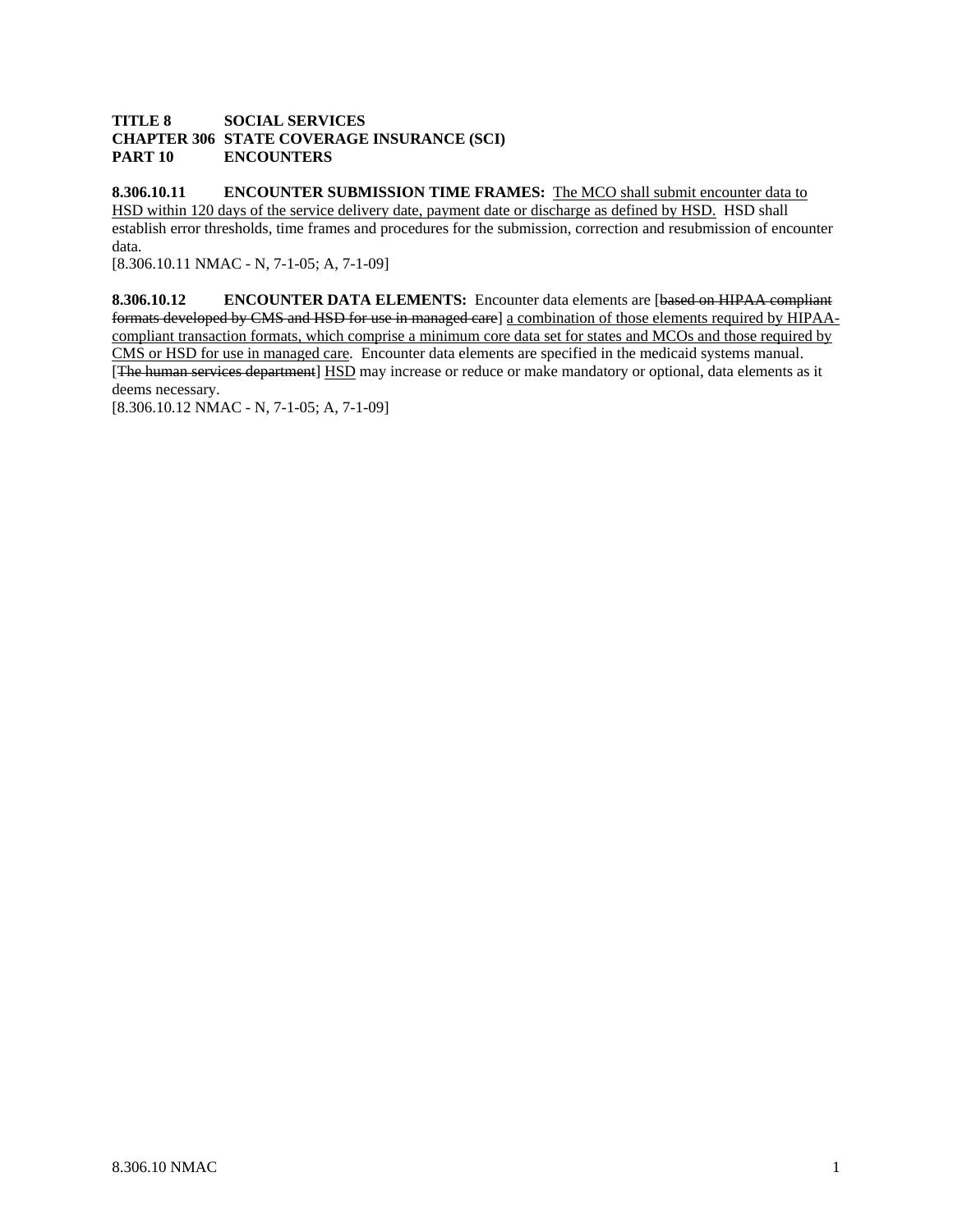**TITLE 8 SOCIAL SERVICES**
**CHAPTER 306 STATE COVERAGE INSURANCE (SCI)**
**PART 10 ENCOUNTERS**

**8.306.10.11 ENCOUNTER SUBMISSION TIME FRAMES:** The MCO shall submit encounter data to HSD within 120 days of the service delivery date, payment date or discharge as defined by HSD. HSD shall establish error thresholds, time frames and procedures for the submission, correction and resubmission of encounter data.
[8.306.10.11 NMAC - N, 7-1-05; A, 7-1-09]

**8.306.10.12 ENCOUNTER DATA ELEMENTS:** Encounter data elements are [~~based on HIPAA compliant formats developed by CMS and HSD for use in managed care~~] a combination of those elements required by HIPAA-compliant transaction formats, which comprise a minimum core data set for states and MCOs and those required by CMS or HSD for use in managed care. Encounter data elements are specified in the medicaid systems manual. [~~The human services department~~] HSD may increase or reduce or make mandatory or optional, data elements as it deems necessary.
[8.306.10.12 NMAC - N, 7-1-05; A, 7-1-09]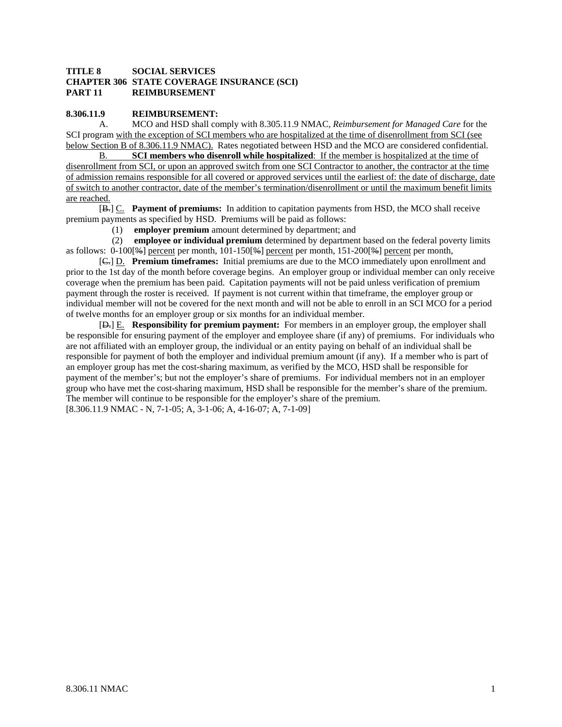**TITLE 8 SOCIAL SERVICES**
**CHAPTER 306 STATE COVERAGE INSURANCE (SCI)**
**PART 11 REIMBURSEMENT**

**8.306.11.9 REIMBURSEMENT:**

A. MCO and HSD shall comply with 8.305.11.9 NMAC, *Reimbursement for Managed Care* for the SCI program with the exception of SCI members who are hospitalized at the time of disenrollment from SCI (see below Section B of 8.306.11.9 NMAC). Rates negotiated between HSD and the MCO are considered confidential.

B. **SCI members who disenroll while hospitalized**: If the member is hospitalized at the time of disenrollment from SCI, or upon an approved switch from one SCI Contractor to another, the contractor at the time of admission remains responsible for all covered or approved services until the earliest of: the date of discharge, date of switch to another contractor, date of the member's termination/disenrollment or until the maximum benefit limits are reached.

[~~B.~~] C. **Payment of premiums:** In addition to capitation payments from HSD, the MCO shall receive premium payments as specified by HSD. Premiums will be paid as follows:

(1) **employer premium** amount determined by department; and

(2) **employee or individual premium** determined by department based on the federal poverty limits as follows: 0-100[~~%~~] percent per month, 101-150[~~%~~] percent per month, 151-200[~~%~~] percent per month,

[~~C.~~] D. **Premium timeframes:** Initial premiums are due to the MCO immediately upon enrollment and prior to the 1st day of the month before coverage begins. An employer group or individual member can only receive coverage when the premium has been paid. Capitation payments will not be paid unless verification of premium payment through the roster is received. If payment is not current within that timeframe, the employer group or individual member will not be covered for the next month and will not be able to enroll in an SCI MCO for a period of twelve months for an employer group or six months for an individual member.

[~~D.~~] E. **Responsibility for premium payment:** For members in an employer group, the employer shall be responsible for ensuring payment of the employer and employee share (if any) of premiums. For individuals who are not affiliated with an employer group, the individual or an entity paying on behalf of an individual shall be responsible for payment of both the employer and individual premium amount (if any). If a member who is part of an employer group has met the cost-sharing maximum, as verified by the MCO, HSD shall be responsible for payment of the member's; but not the employer's share of premiums. For individual members not in an employer group who have met the cost-sharing maximum, HSD shall be responsible for the member's share of the premium. The member will continue to be responsible for the employer's share of the premium.

[8.306.11.9 NMAC - N, 7-1-05; A, 3-1-06; A, 4-16-07; A, 7-1-09]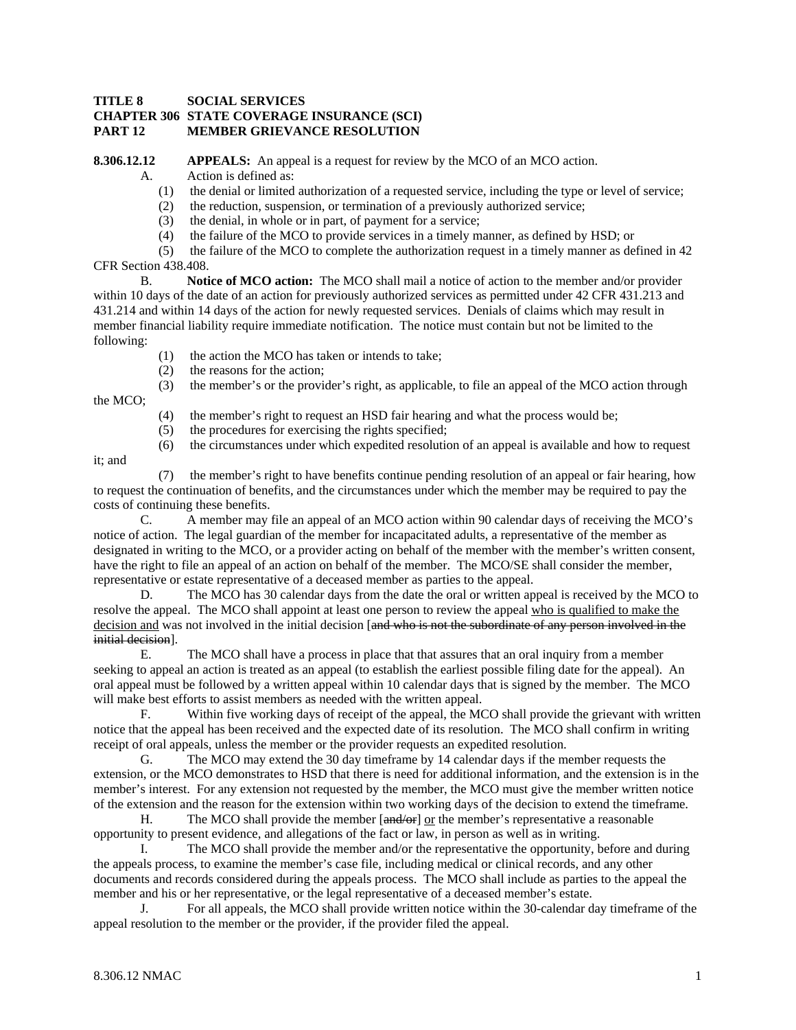**TITLE 8 SOCIAL SERVICES**
**CHAPTER 306 STATE COVERAGE INSURANCE (SCI)**
**PART 12 MEMBER GRIEVANCE RESOLUTION**

**8.306.12.12 APPEALS:** An appeal is a request for review by the MCO of an MCO action.

A. Action is defined as:

(1) the denial or limited authorization of a requested service, including the type or level of service;

(2) the reduction, suspension, or termination of a previously authorized service;

(3) the denial, in whole or in part, of payment for a service;

(4) the failure of the MCO to provide services in a timely manner, as defined by HSD; or

(5) the failure of the MCO to complete the authorization request in a timely manner as defined in 42 CFR Section 438.408.

B. **Notice of MCO action:** The MCO shall mail a notice of action to the member and/or provider within 10 days of the date of an action for previously authorized services as permitted under 42 CFR 431.213 and 431.214 and within 14 days of the action for newly requested services. Denials of claims which may result in member financial liability require immediate notification. The notice must contain but not be limited to the following:

(1) the action the MCO has taken or intends to take;

(2) the reasons for the action;

(3) the member's or the provider's right, as applicable, to file an appeal of the MCO action through the MCO;

(4) the member's right to request an HSD fair hearing and what the process would be;

(5) the procedures for exercising the rights specified;

(6) the circumstances under which expedited resolution of an appeal is available and how to request it; and

(7) the member's right to have benefits continue pending resolution of an appeal or fair hearing, how to request the continuation of benefits, and the circumstances under which the member may be required to pay the costs of continuing these benefits.

C. A member may file an appeal of an MCO action within 90 calendar days of receiving the MCO's notice of action. The legal guardian of the member for incapacitated adults, a representative of the member as designated in writing to the MCO, or a provider acting on behalf of the member with the member's written consent, have the right to file an appeal of an action on behalf of the member. The MCO/SE shall consider the member, representative or estate representative of a deceased member as parties to the appeal.

D. The MCO has 30 calendar days from the date the oral or written appeal is received by the MCO to resolve the appeal. The MCO shall appoint at least one person to review the appeal <u>who is qualified to make the decision and</u> was not involved in the initial decision [~~and who is not the subordinate of any person involved in the initial decision~~].

E. The MCO shall have a process in place that that assures that an oral inquiry from a member seeking to appeal an action is treated as an appeal (to establish the earliest possible filing date for the appeal). An oral appeal must be followed by a written appeal within 10 calendar days that is signed by the member. The MCO will make best efforts to assist members as needed with the written appeal.

F. Within five working days of receipt of the appeal, the MCO shall provide the grievant with written notice that the appeal has been received and the expected date of its resolution. The MCO shall confirm in writing receipt of oral appeals, unless the member or the provider requests an expedited resolution.

G. The MCO may extend the 30 day timeframe by 14 calendar days if the member requests the extension, or the MCO demonstrates to HSD that there is need for additional information, and the extension is in the member's interest. For any extension not requested by the member, the MCO must give the member written notice of the extension and the reason for the extension within two working days of the decision to extend the timeframe.

H. The MCO shall provide the member [~~and/or~~] <u>or</u> the member's representative a reasonable opportunity to present evidence, and allegations of the fact or law, in person as well as in writing.

I. The MCO shall provide the member and/or the representative the opportunity, before and during the appeals process, to examine the member's case file, including medical or clinical records, and any other documents and records considered during the appeals process. The MCO shall include as parties to the appeal the member and his or her representative, or the legal representative of a deceased member's estate.

J. For all appeals, the MCO shall provide written notice within the 30-calendar day timeframe of the appeal resolution to the member or the provider, if the provider filed the appeal.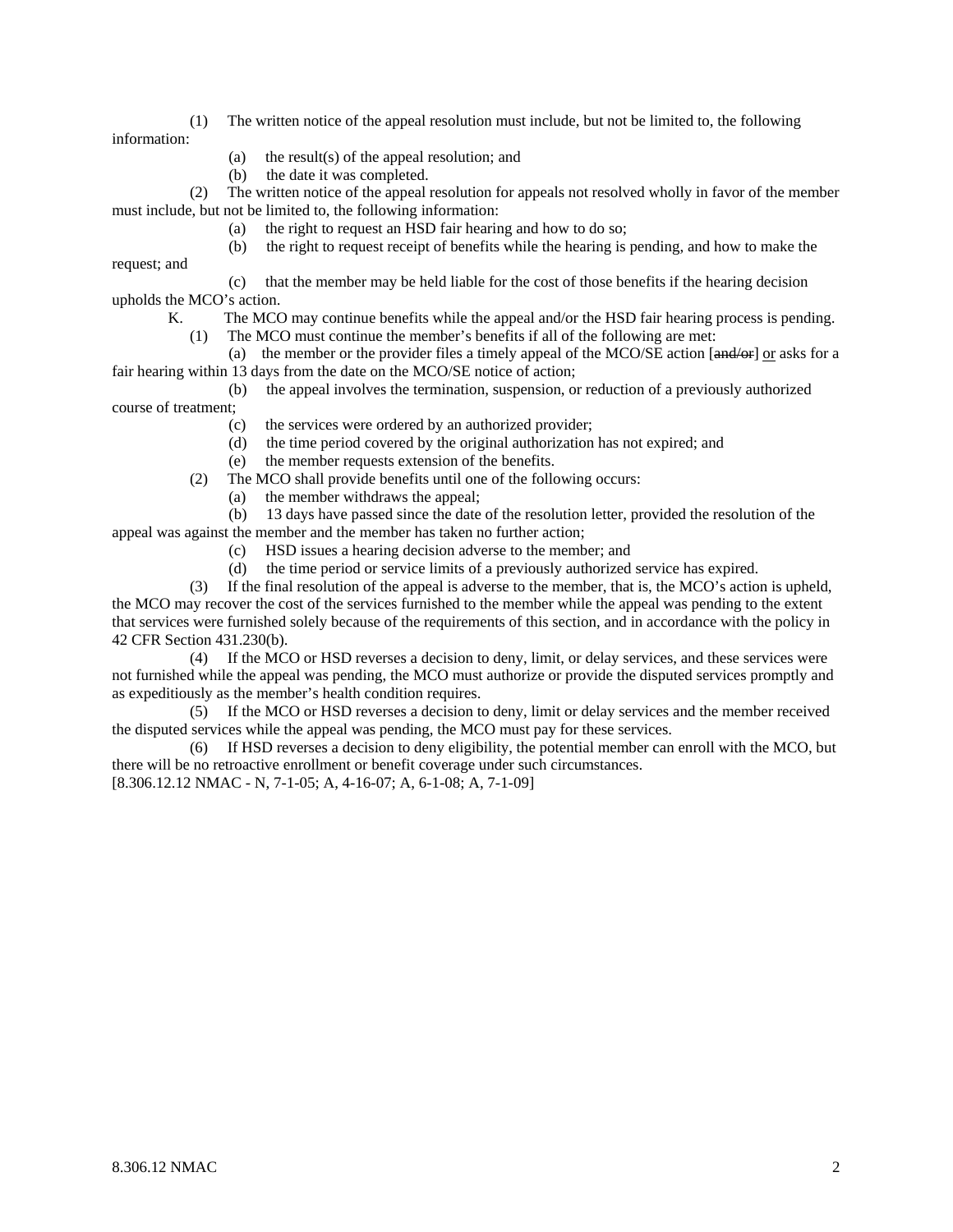(1) The written notice of the appeal resolution must include, but not be limited to, the following information:

(a) the result(s) of the appeal resolution; and

(b) the date it was completed.

(2) The written notice of the appeal resolution for appeals not resolved wholly in favor of the member must include, but not be limited to, the following information:

(a) the right to request an HSD fair hearing and how to do so;

(b) the right to request receipt of benefits while the hearing is pending, and how to make the request; and

(c) that the member may be held liable for the cost of those benefits if the hearing decision upholds the MCO's action.

K. The MCO may continue benefits while the appeal and/or the HSD fair hearing process is pending.

(1) The MCO must continue the member's benefits if all of the following are met:

(a) the member or the provider files a timely appeal of the MCO/SE action [~~and/or~~] or asks for a fair hearing within 13 days from the date on the MCO/SE notice of action;

(b) the appeal involves the termination, suspension, or reduction of a previously authorized course of treatment;

(c) the services were ordered by an authorized provider;

(d) the time period covered by the original authorization has not expired; and

(e) the member requests extension of the benefits.

(2) The MCO shall provide benefits until one of the following occurs:

(a) the member withdraws the appeal;

(b) 13 days have passed since the date of the resolution letter, provided the resolution of the appeal was against the member and the member has taken no further action;

(c) HSD issues a hearing decision adverse to the member; and

(d) the time period or service limits of a previously authorized service has expired.

(3) If the final resolution of the appeal is adverse to the member, that is, the MCO's action is upheld, the MCO may recover the cost of the services furnished to the member while the appeal was pending to the extent that services were furnished solely because of the requirements of this section, and in accordance with the policy in 42 CFR Section 431.230(b).

(4) If the MCO or HSD reverses a decision to deny, limit, or delay services, and these services were not furnished while the appeal was pending, the MCO must authorize or provide the disputed services promptly and as expeditiously as the member's health condition requires.

(5) If the MCO or HSD reverses a decision to deny, limit or delay services and the member received the disputed services while the appeal was pending, the MCO must pay for these services.

(6) If HSD reverses a decision to deny eligibility, the potential member can enroll with the MCO, but there will be no retroactive enrollment or benefit coverage under such circumstances.

[8.306.12.12 NMAC - N, 7-1-05; A, 4-16-07; A, 6-1-08; A, 7-1-09]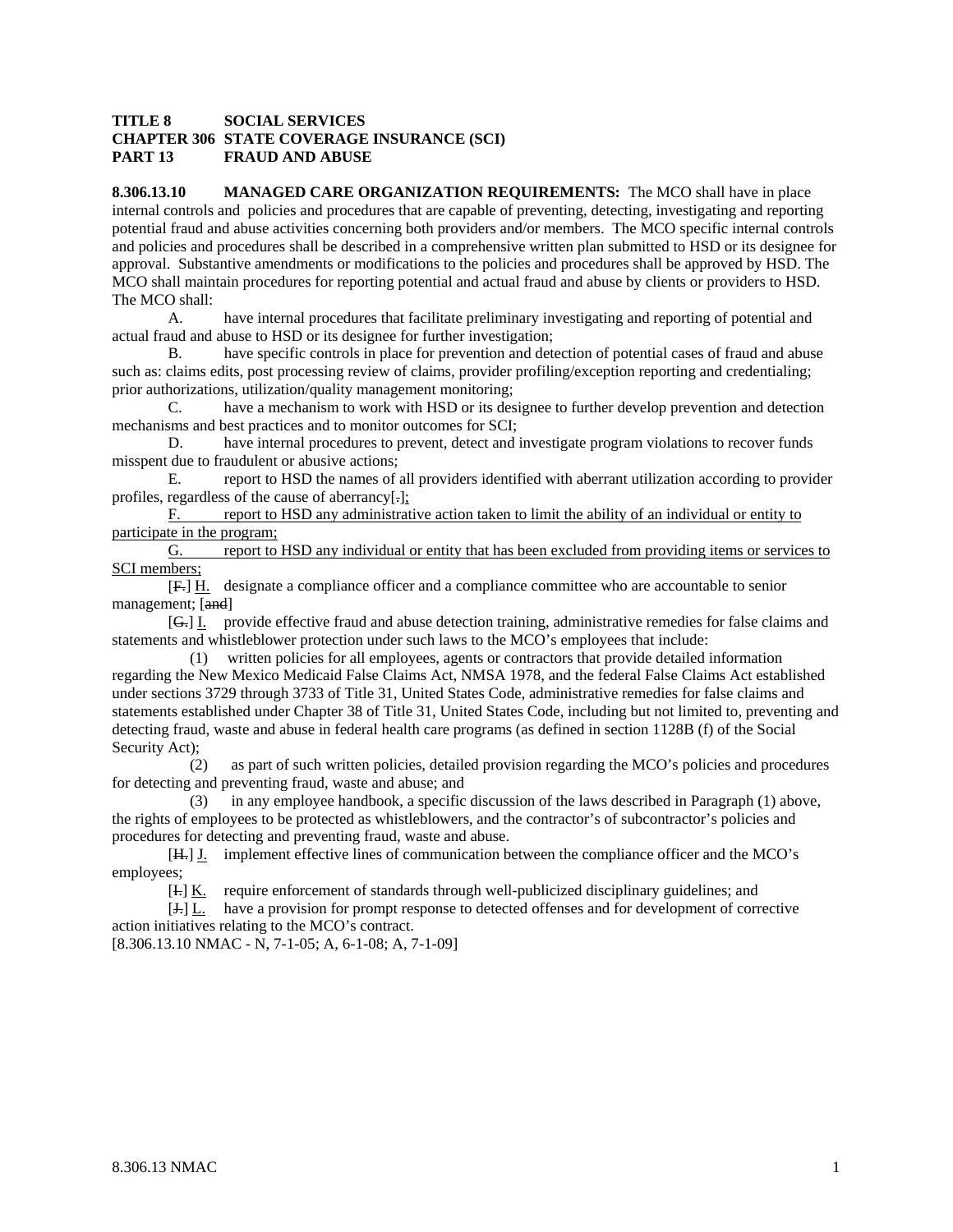**TITLE 8 SOCIAL SERVICES**
**CHAPTER 306 STATE COVERAGE INSURANCE (SCI)**
**PART 13 FRAUD AND ABUSE**

**8.306.13.10 MANAGED CARE ORGANIZATION REQUIREMENTS:** The MCO shall have in place internal controls and policies and procedures that are capable of preventing, detecting, investigating and reporting potential fraud and abuse activities concerning both providers and/or members. The MCO specific internal controls and policies and procedures shall be described in a comprehensive written plan submitted to HSD or its designee for approval. Substantive amendments or modifications to the policies and procedures shall be approved by HSD. The MCO shall maintain procedures for reporting potential and actual fraud and abuse by clients or providers to HSD. The MCO shall:

A. have internal procedures that facilitate preliminary investigating and reporting of potential and actual fraud and abuse to HSD or its designee for further investigation;

B. have specific controls in place for prevention and detection of potential cases of fraud and abuse such as: claims edits, post processing review of claims, provider profiling/exception reporting and credentialing; prior authorizations, utilization/quality management monitoring;

C. have a mechanism to work with HSD or its designee to further develop prevention and detection mechanisms and best practices and to monitor outcomes for SCI;

D. have internal procedures to prevent, detect and investigate program violations to recover funds misspent due to fraudulent or abusive actions;

E. report to HSD the names of all providers identified with aberrant utilization according to provider profiles, regardless of the cause of aberrancy[.]<u>;</u>

<u>F. report to HSD any administrative action taken to limit the ability of an individual or entity to participate in the program;</u>

<u>G. report to HSD any individual or entity that has been excluded from providing items or services to SCI members;</u>

[~~F.~~] <u>H.</u> designate a compliance officer and a compliance committee who are accountable to senior management; [~~and~~]

[~~G.~~] <u>I.</u> provide effective fraud and abuse detection training, administrative remedies for false claims and statements and whistleblower protection under such laws to the MCO's employees that include:

(1) written policies for all employees, agents or contractors that provide detailed information regarding the New Mexico Medicaid False Claims Act, NMSA 1978, and the federal False Claims Act established under sections 3729 through 3733 of Title 31, United States Code, administrative remedies for false claims and statements established under Chapter 38 of Title 31, United States Code, including but not limited to, preventing and detecting fraud, waste and abuse in federal health care programs (as defined in section 1128B (f) of the Social Security Act);

(2) as part of such written policies, detailed provision regarding the MCO's policies and procedures for detecting and preventing fraud, waste and abuse; and

(3) in any employee handbook, a specific discussion of the laws described in Paragraph (1) above, the rights of employees to be protected as whistleblowers, and the contractor's of subcontractor's policies and procedures for detecting and preventing fraud, waste and abuse.

[~~H.~~] <u>J.</u> implement effective lines of communication between the compliance officer and the MCO's employees;

[~~I.~~] <u>K.</u> require enforcement of standards through well-publicized disciplinary guidelines; and

[~~J.~~] <u>L.</u> have a provision for prompt response to detected offenses and for development of corrective action initiatives relating to the MCO's contract.

[8.306.13.10 NMAC - N, 7-1-05; A, 6-1-08; A, 7-1-09]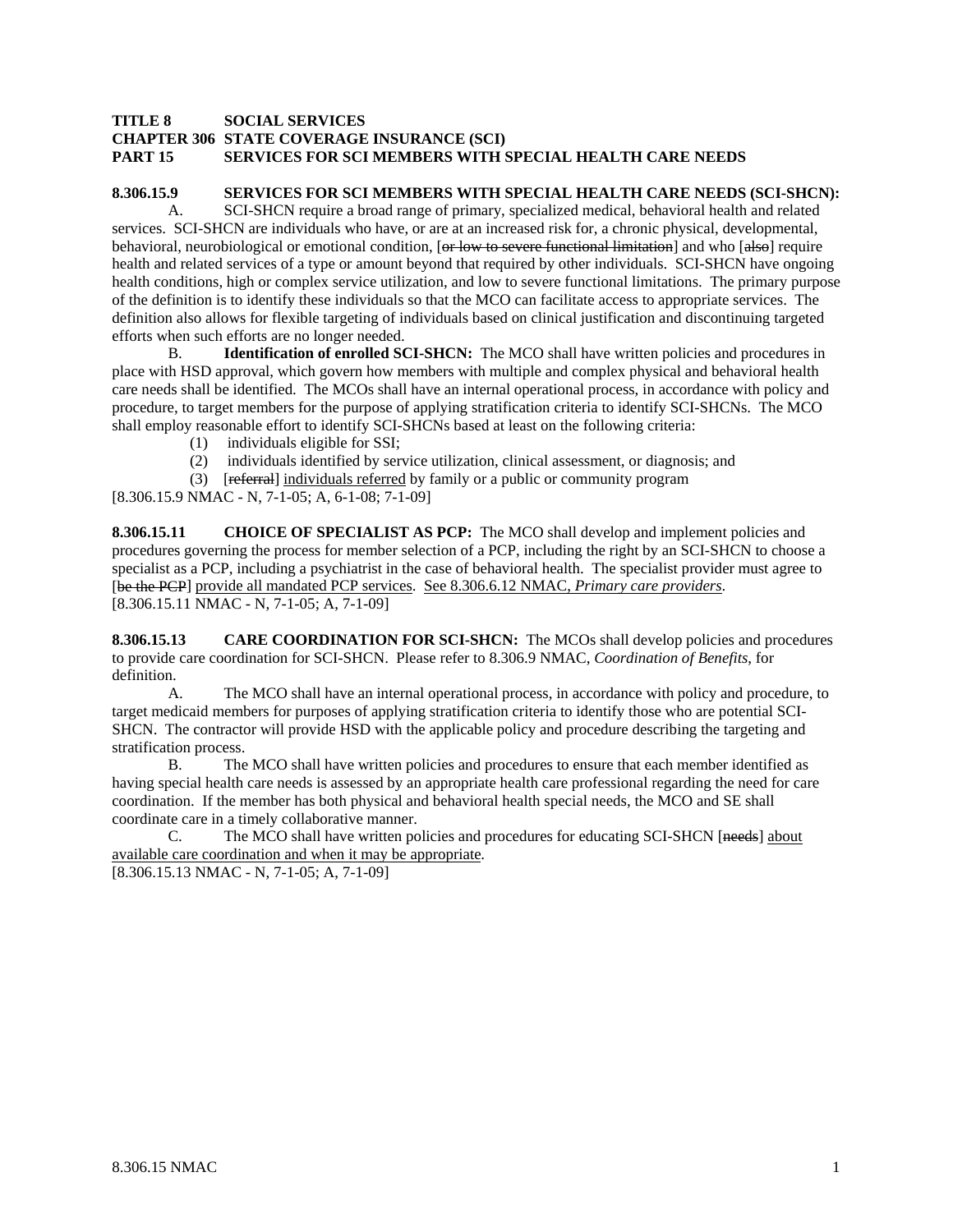**TITLE 8 SOCIAL SERVICES**
**CHAPTER 306 STATE COVERAGE INSURANCE (SCI)**
**PART 15 SERVICES FOR SCI MEMBERS WITH SPECIAL HEALTH CARE NEEDS**

**8.306.15.9 SERVICES FOR SCI MEMBERS WITH SPECIAL HEALTH CARE NEEDS (SCI-SHCN):**

A. SCI-SHCN require a broad range of primary, specialized medical, behavioral health and related services. SCI-SHCN are individuals who have, or are at an increased risk for, a chronic physical, developmental, behavioral, neurobiological or emotional condition, [~~or low to severe functional limitation~~] and who [~~also~~] require health and related services of a type or amount beyond that required by other individuals. SCI-SHCN have ongoing health conditions, high or complex service utilization, and low to severe functional limitations. The primary purpose of the definition is to identify these individuals so that the MCO can facilitate access to appropriate services. The definition also allows for flexible targeting of individuals based on clinical justification and discontinuing targeted efforts when such efforts are no longer needed.

B. **Identification of enrolled SCI-SHCN:** The MCO shall have written policies and procedures in place with HSD approval, which govern how members with multiple and complex physical and behavioral health care needs shall be identified. The MCOs shall have an internal operational process, in accordance with policy and procedure, to target members for the purpose of applying stratification criteria to identify SCI-SHCNs. The MCO shall employ reasonable effort to identify SCI-SHCNs based at least on the following criteria:

(1) individuals eligible for SSI;

(2) individuals identified by service utilization, clinical assessment, or diagnosis; and

(3) [~~referral~~] <u>individuals referred</u> by family or a public or community program

[8.306.15.9 NMAC - N, 7-1-05; A, 6-1-08; 7-1-09]

**8.306.15.11 CHOICE OF SPECIALIST AS PCP:** The MCO shall develop and implement policies and procedures governing the process for member selection of a PCP, including the right by an SCI-SHCN to choose a specialist as a PCP, including a psychiatrist in the case of behavioral health. The specialist provider must agree to [~~be the PCP~~] <u>provide all mandated PCP services</u>. <u>See 8.306.6.12 NMAC, *Primary care providers*</u>.

[8.306.15.11 NMAC - N, 7-1-05; A, 7-1-09]

**8.306.15.13 CARE COORDINATION FOR SCI-SHCN:** The MCOs shall develop policies and procedures to provide care coordination for SCI-SHCN. Please refer to 8.306.9 NMAC, *Coordination of Benefits*, for definition.

A. The MCO shall have an internal operational process, in accordance with policy and procedure, to target medicaid members for purposes of applying stratification criteria to identify those who are potential SCI-SHCN. The contractor will provide HSD with the applicable policy and procedure describing the targeting and stratification process.

B. The MCO shall have written policies and procedures to ensure that each member identified as having special health care needs is assessed by an appropriate health care professional regarding the need for care coordination. If the member has both physical and behavioral health special needs, the MCO and SE shall coordinate care in a timely collaborative manner.

C. The MCO shall have written policies and procedures for educating SCI-SHCN [~~needs~~] <u>about available care coordination and when it may be appropriate</u>.

[8.306.15.13 NMAC - N, 7-1-05; A, 7-1-09]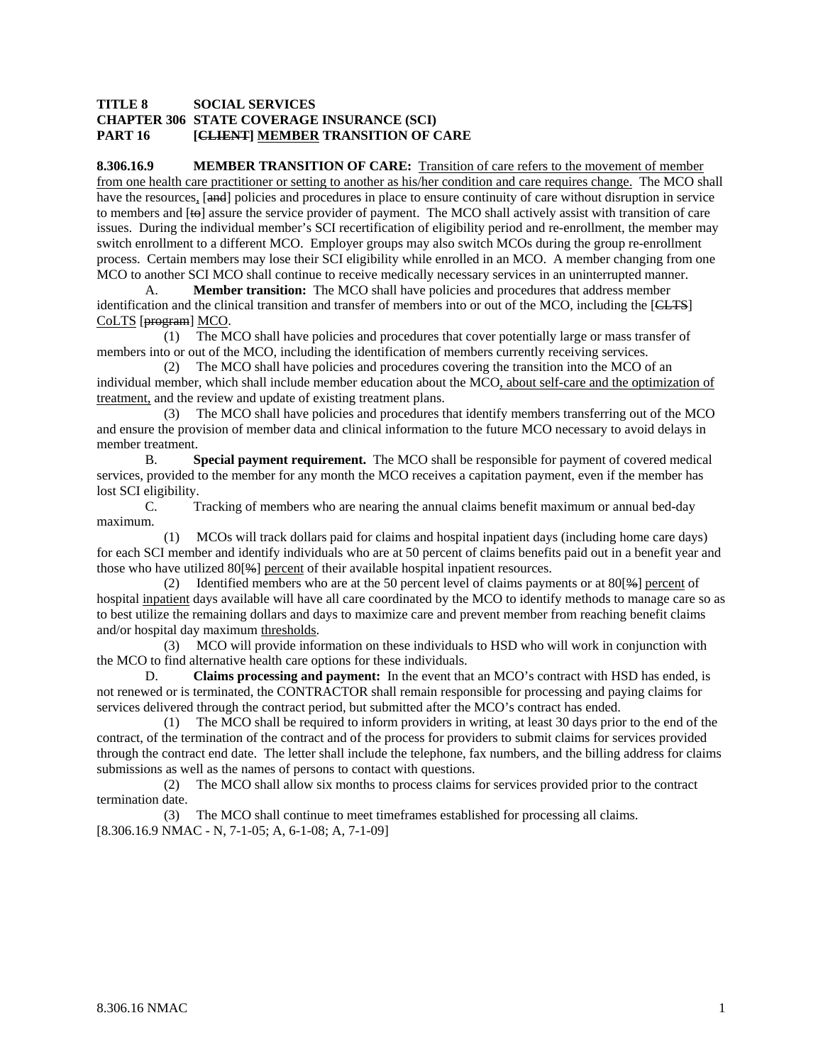**TITLE 8 SOCIAL SERVICES**
**CHAPTER 306 STATE COVERAGE INSURANCE (SCI)**
**PART 16 [~~CLIENT~~] MEMBER TRANSITION OF CARE**

**8.306.16.9 MEMBER TRANSITION OF CARE:** Transition of care refers to the movement of member from one health care practitioner or setting to another as his/her condition and care requires change. The MCO shall have the resources, [~~and~~] policies and procedures in place to ensure continuity of care without disruption in service to members and [~~to~~] assure the service provider of payment. The MCO shall actively assist with transition of care issues. During the individual member's SCI recertification of eligibility period and re-enrollment, the member may switch enrollment to a different MCO. Employer groups may also switch MCOs during the group re-enrollment process. Certain members may lose their SCI eligibility while enrolled in an MCO. A member changing from one MCO to another SCI MCO shall continue to receive medically necessary services in an uninterrupted manner.

A. **Member transition:** The MCO shall have policies and procedures that address member identification and the clinical transition and transfer of members into or out of the MCO, including the [~~CLTS~~] CoLTS [~~program~~] MCO.

(1) The MCO shall have policies and procedures that cover potentially large or mass transfer of members into or out of the MCO, including the identification of members currently receiving services.

(2) The MCO shall have policies and procedures covering the transition into the MCO of an individual member, which shall include member education about the MCO, about self-care and the optimization of treatment, and the review and update of existing treatment plans.

(3) The MCO shall have policies and procedures that identify members transferring out of the MCO and ensure the provision of member data and clinical information to the future MCO necessary to avoid delays in member treatment.

B. **Special payment requirement.** The MCO shall be responsible for payment of covered medical services, provided to the member for any month the MCO receives a capitation payment, even if the member has lost SCI eligibility.

C. Tracking of members who are nearing the annual claims benefit maximum or annual bed-day maximum.

(1) MCOs will track dollars paid for claims and hospital inpatient days (including home care days) for each SCI member and identify individuals who are at 50 percent of claims benefits paid out in a benefit year and those who have utilized 80[~~%~~] percent of their available hospital inpatient resources.

(2) Identified members who are at the 50 percent level of claims payments or at 80[~~%~~] percent of hospital inpatient days available will have all care coordinated by the MCO to identify methods to manage care so as to best utilize the remaining dollars and days to maximize care and prevent member from reaching benefit claims and/or hospital day maximum thresholds.

(3) MCO will provide information on these individuals to HSD who will work in conjunction with the MCO to find alternative health care options for these individuals.

D. **Claims processing and payment:** In the event that an MCO's contract with HSD has ended, is not renewed or is terminated, the CONTRACTOR shall remain responsible for processing and paying claims for services delivered through the contract period, but submitted after the MCO's contract has ended.

(1) The MCO shall be required to inform providers in writing, at least 30 days prior to the end of the contract, of the termination of the contract and of the process for providers to submit claims for services provided through the contract end date. The letter shall include the telephone, fax numbers, and the billing address for claims submissions as well as the names of persons to contact with questions.

(2) The MCO shall allow six months to process claims for services provided prior to the contract termination date.

(3) The MCO shall continue to meet timeframes established for processing all claims.

[8.306.16.9 NMAC - N, 7-1-05; A, 6-1-08; A, 7-1-09]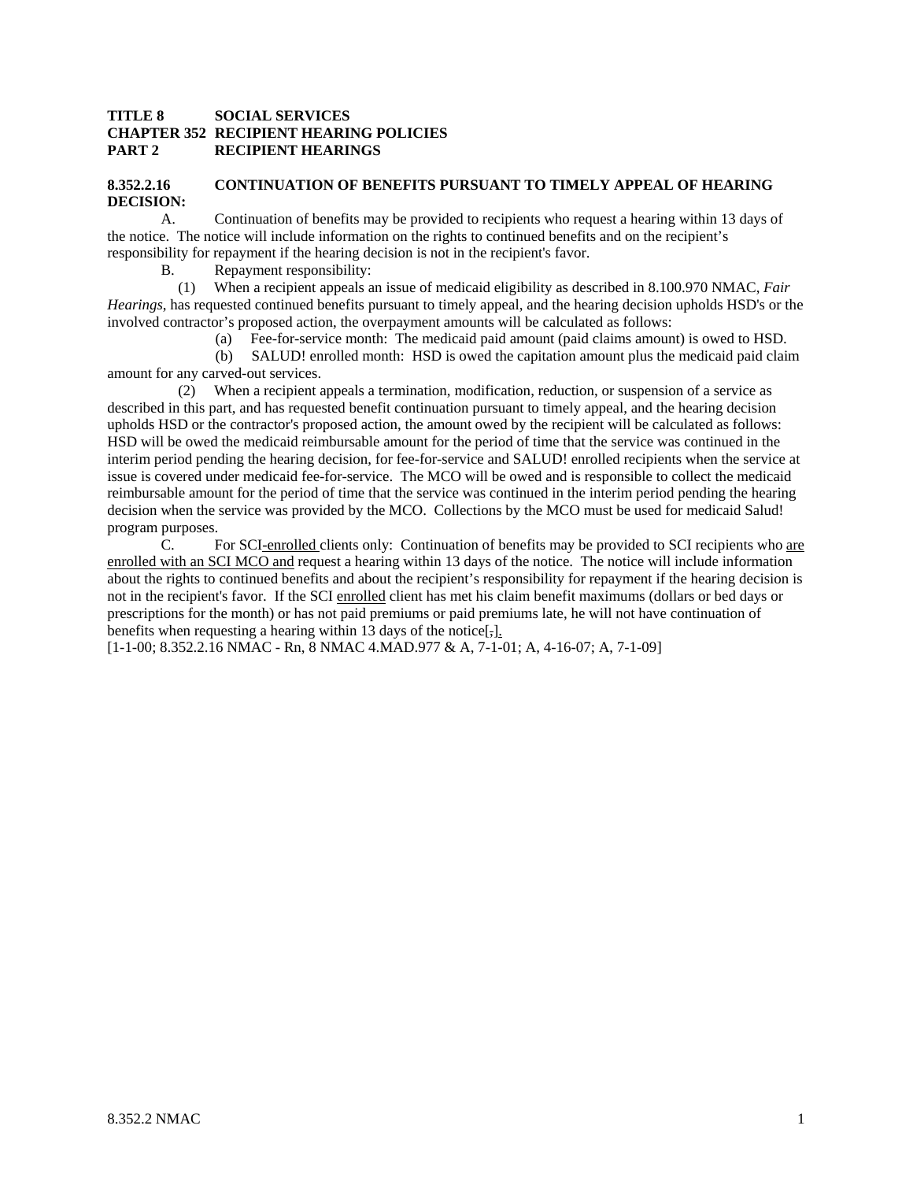**TITLE 8 SOCIAL SERVICES**
**CHAPTER 352 RECIPIENT HEARING POLICIES**
**PART 2 RECIPIENT HEARINGS**

**8.352.2.16 CONTINUATION OF BENEFITS PURSUANT TO TIMELY APPEAL OF HEARING DECISION:**

A. Continuation of benefits may be provided to recipients who request a hearing within 13 days of the notice. The notice will include information on the rights to continued benefits and on the recipient's responsibility for repayment if the hearing decision is not in the recipient's favor.

B. Repayment responsibility:

(1) When a recipient appeals an issue of medicaid eligibility as described in 8.100.970 NMAC, *Fair Hearings*, has requested continued benefits pursuant to timely appeal, and the hearing decision upholds HSD's or the involved contractor's proposed action, the overpayment amounts will be calculated as follows:

(a) Fee-for-service month: The medicaid paid amount (paid claims amount) is owed to HSD.

(b) SALUD! enrolled month: HSD is owed the capitation amount plus the medicaid paid claim amount for any carved-out services.

(2) When a recipient appeals a termination, modification, reduction, or suspension of a service as described in this part, and has requested benefit continuation pursuant to timely appeal, and the hearing decision upholds HSD or the contractor's proposed action, the amount owed by the recipient will be calculated as follows: HSD will be owed the medicaid reimbursable amount for the period of time that the service was continued in the interim period pending the hearing decision, for fee-for-service and SALUD! enrolled recipients when the service at issue is covered under medicaid fee-for-service. The MCO will be owed and is responsible to collect the medicaid reimbursable amount for the period of time that the service was continued in the interim period pending the hearing decision when the service was provided by the MCO. Collections by the MCO must be used for medicaid Salud! program purposes.

C. For SCI-enrolled clients only: Continuation of benefits may be provided to SCI recipients who are enrolled with an SCI MCO and request a hearing within 13 days of the notice. The notice will include information about the rights to continued benefits and about the recipient's responsibility for repayment if the hearing decision is not in the recipient's favor. If the SCI enrolled client has met his claim benefit maximums (dollars or bed days or prescriptions for the month) or has not paid premiums or paid premiums late, he will not have continuation of benefits when requesting a hearing within 13 days of the notice[,].

[1-1-00; 8.352.2.16 NMAC - Rn, 8 NMAC 4.MAD.977 & A, 7-1-01; A, 4-16-07; A, 7-1-09]